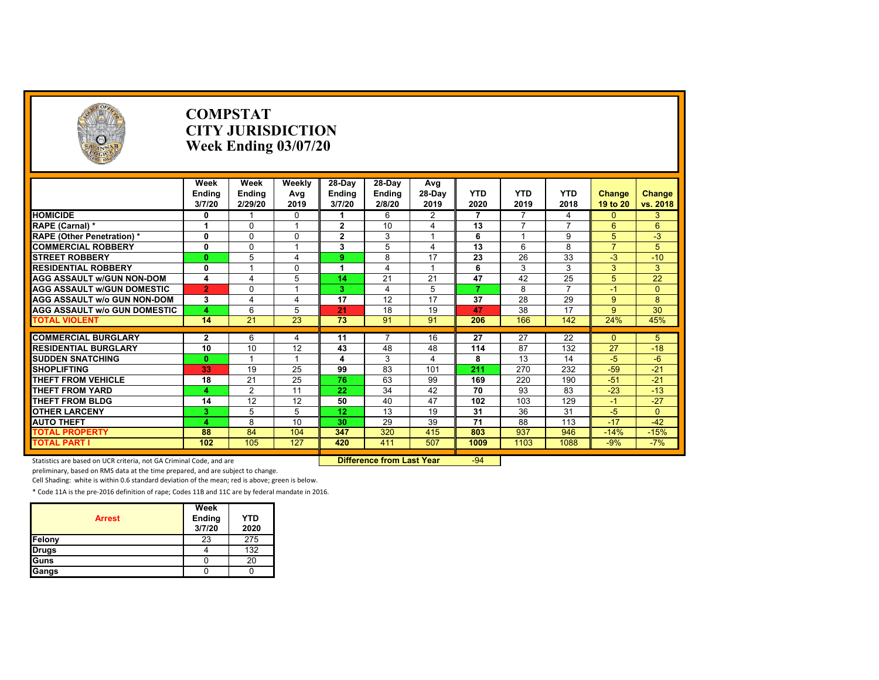# COMPSTAT
# CITY JURISDICTION
# Week Ending 03/07/20

| | Week Ending 3/7/20 | Week Ending 2/29/20 | Weekly Avg 2019 | 28-Day Ending 3/7/20 | 28-Day Ending 2/8/20 | Avg 28-Day 2019 | YTD 2020 | YTD 2019 | YTD 2018 | Change 19 to 20 | Change vs. 2018 |
|---|---|---|---|---|---|---|---|---|---|---|---|
| **HOMICIDE** | 0 | 1 | 0 | 1 | 6 | 2 | 7 | 7 | 4 | 0 | 3 |
| **RAPE (Carnal) *** | 1 | 0 | 1 | 2 | 10 | 4 | 13 | 7 | 7 | 6 | 6 |
| **RAPE (Other Penetration) *** | 0 | 0 | 0 | 2 | 3 | 1 | 6 | 1 | 9 | 5 | -3 |
| **COMMERCIAL ROBBERY** | 0 | 0 | 1 | 3 | 5 | 4 | 13 | 6 | 8 | 7 | 5 |
| **STREET ROBBERY** | 0 | 5 | 4 | 9 | 8 | 17 | 23 | 26 | 33 | -3 | -10 |
| **RESIDENTIAL ROBBERY** | 0 | 1 | 0 | 1 | 4 | 1 | 6 | 3 | 3 | 3 | 3 |
| **AGG ASSAULT w/GUN NON-DOM** | 4 | 4 | 5 | 14 | 21 | 21 | 47 | 42 | 25 | 5 | 22 |
| **AGG ASSAULT w/GUN DOMESTIC** | 2 | 0 | 1 | 3 | 4 | 5 | 7 | 8 | 7 | -1 | 0 |
| **AGG ASSAULT w/o GUN NON-DOM** | 3 | 4 | 4 | 17 | 12 | 17 | 37 | 28 | 29 | 9 | 8 |
| **AGG ASSAULT w/o GUN DOMESTIC** | 4 | 6 | 5 | 21 | 18 | 19 | 47 | 38 | 17 | 9 | 30 |
| **TOTAL VIOLENT** | 14 | 21 | 23 | 73 | 91 | 91 | 206 | 166 | 142 | 24% | 45% |
| **COMMERCIAL BURGLARY** | 2 | 6 | 4 | 11 | 7 | 16 | 27 | 27 | 22 | 0 | 5 |
| **RESIDENTIAL BURGLARY** | 10 | 10 | 12 | 43 | 48 | 48 | 114 | 87 | 132 | 27 | -18 |
| **SUDDEN SNATCHING** | 0 | 1 | 1 | 4 | 3 | 4 | 8 | 13 | 14 | -5 | -6 |
| **SHOPLIFTING** | 33 | 19 | 25 | 99 | 83 | 101 | 211 | 270 | 232 | -59 | -21 |
| **THEFT FROM VEHICLE** | 18 | 21 | 25 | 76 | 63 | 99 | 169 | 220 | 190 | -51 | -21 |
| **THEFT FROM YARD** | 4 | 2 | 11 | 22 | 34 | 42 | 70 | 93 | 83 | -23 | -13 |
| **THEFT FROM BLDG** | 14 | 12 | 12 | 50 | 40 | 47 | 102 | 103 | 129 | -1 | -27 |
| **OTHER LARCENY** | 3 | 5 | 5 | 12 | 13 | 19 | 31 | 36 | 31 | -5 | 0 |
| **AUTO THEFT** | 4 | 8 | 10 | 30 | 29 | 39 | 71 | 88 | 113 | -17 | -42 |
| **TOTAL PROPERTY** | 88 | 84 | 104 | 347 | 320 | 415 | 803 | 937 | 946 | -14% | -15% |
| **TOTAL PART I** | 102 | 105 | 127 | 420 | 411 | 507 | 1009 | 1103 | 1088 | -9% | -7% |

**Difference from Last Year** -94

Statistics are based on UCR criteria, not GA Criminal Code, and are preliminary, based on RMS data at the time prepared, and are subject to change.

Cell Shading: white is within 0.6 standard deviation of the mean; red is above; green is below.

* Code 11A is the pre-2016 definition of rape; Codes 11B and 11C are by federal mandate in 2016.

| Arrest | Week Ending 3/7/20 | YTD 2020 |
|---|---|---|
| Felony | 23 | 275 |
| Drugs | 4 | 132 |
| Guns | 0 | 20 |
| Gangs | 0 | 0 |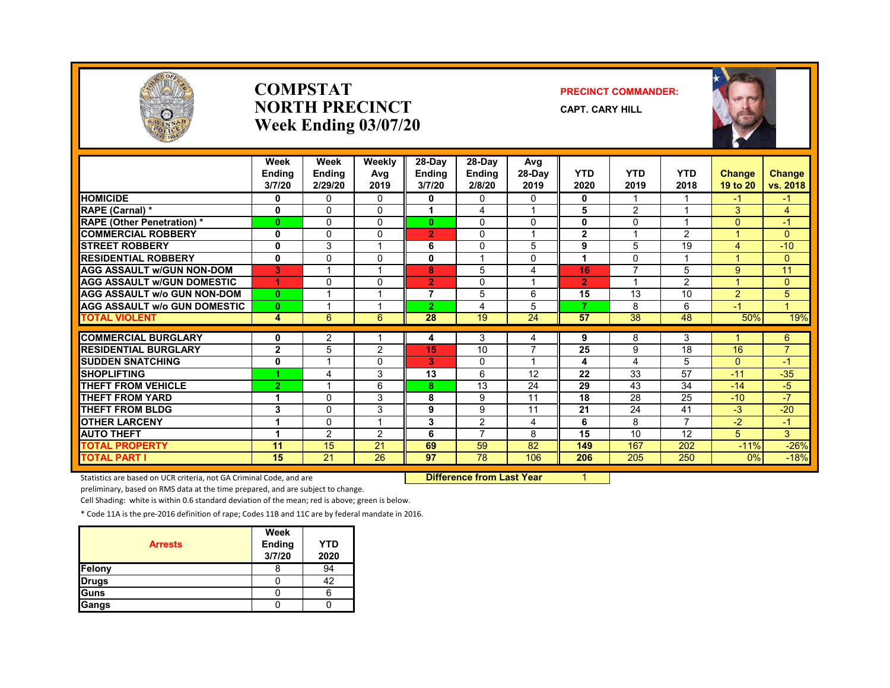# COMPSTAT NORTH PRECINCT
## Week Ending 03/07/20

**PRECINCT COMMANDER:** CAPT. CARY HILL

| | Week Ending 3/7/20 | Week Ending 2/29/20 | Weekly Avg 2019 | 28-Day Ending 3/7/20 | 28-Day Ending 2/8/20 | Avg 28-Day 2019 | YTD 2020 | YTD 2019 | YTD 2018 | Change 19 to 20 | Change vs. 2018 |
|---|---|---|---|---|---|---|---|---|---|---|---|
| **HOMICIDE** | 0 | 0 | 0 | 0 | 0 | 0 | 0 | 1 | 1 | -1 | -1 |
| **RAPE (Carnal) *** | 0 | 0 | 0 | 1 | 4 | 1 | 5 | 2 | 1 | 3 | 4 |
| **RAPE (Other Penetration) *** | 0 | 0 | 0 | 0 | 0 | 0 | 0 | 0 | 1 | 0 | -1 |
| **COMMERCIAL ROBBERY** | 0 | 0 | 0 | 2 | 0 | 1 | 2 | 1 | 2 | 1 | 0 |
| **STREET ROBBERY** | 0 | 3 | 1 | 6 | 0 | 5 | 9 | 5 | 19 | 4 | -10 |
| **RESIDENTIAL ROBBERY** | 0 | 0 | 0 | 0 | 1 | 0 | 1 | 0 | 1 | 1 | 0 |
| **AGG ASSAULT w/GUN NON-DOM** | 3 | 1 | 1 | 8 | 5 | 4 | 16 | 7 | 5 | 9 | 11 |
| **AGG ASSAULT w/GUN DOMESTIC** | 1 | 0 | 0 | 2 | 0 | 1 | 2 | 1 | 2 | 1 | 0 |
| **AGG ASSAULT w/o GUN NON-DOM** | 0 | 1 | 1 | 7 | 5 | 6 | 15 | 13 | 10 | 2 | 5 |
| **AGG ASSAULT w/o GUN DOMESTIC** | 0 | 1 | 1 | 2 | 4 | 5 | 7 | 8 | 6 | -1 | 1 |
| **TOTAL VIOLENT** | 4 | 6 | 6 | 28 | 19 | 24 | 57 | 38 | 48 | 50% | 19% |
| **COMMERCIAL BURGLARY** | 0 | 2 | 1 | 4 | 3 | 4 | 9 | 8 | 3 | 1 | 6 |
| **RESIDENTIAL BURGLARY** | 2 | 5 | 2 | 15 | 10 | 7 | 25 | 9 | 18 | 16 | 7 |
| **SUDDEN SNATCHING** | 0 | 1 | 0 | 3 | 0 | 1 | 4 | 4 | 5 | 0 | -1 |
| **SHOPLIFTING** | 1 | 4 | 3 | 13 | 6 | 12 | 22 | 33 | 57 | -11 | -35 |
| **THEFT FROM VEHICLE** | 2 | 1 | 6 | 8 | 13 | 24 | 29 | 43 | 34 | -14 | -5 |
| **THEFT FROM YARD** | 1 | 0 | 3 | 8 | 9 | 11 | 18 | 28 | 25 | -10 | -7 |
| **THEFT FROM BLDG** | 3 | 0 | 3 | 9 | 9 | 11 | 21 | 24 | 41 | -3 | -20 |
| **OTHER LARCENY** | 1 | 0 | 1 | 3 | 2 | 4 | 6 | 8 | 7 | -2 | -1 |
| **AUTO THEFT** | 1 | 2 | 2 | 6 | 7 | 8 | 15 | 10 | 12 | 5 | 3 |
| **TOTAL PROPERTY** | 11 | 15 | 21 | 69 | 59 | 82 | 149 | 167 | 202 | -11% | -26% |
| **TOTAL PART I** | 15 | 21 | 26 | 97 | 78 | 106 | 206 | 205 | 250 | 0% | -18% |

**Difference from Last Year:** 1

Statistics are based on UCR criteria, not GA Criminal Code, and are preliminary, based on RMS data at the time prepared, and are subject to change.

Cell Shading: white is within 0.6 standard deviation of the mean; red is above; green is below.

* Code 11A is the pre-2016 definition of rape; Codes 11B and 11C are by federal mandate in 2016.

| Arrests | Week Ending 3/7/20 | YTD 2020 |
|---|---|---|
| Felony | 8 | 94 |
| Drugs | 0 | 42 |
| Guns | 0 | 6 |
| Gangs | 0 | 0 |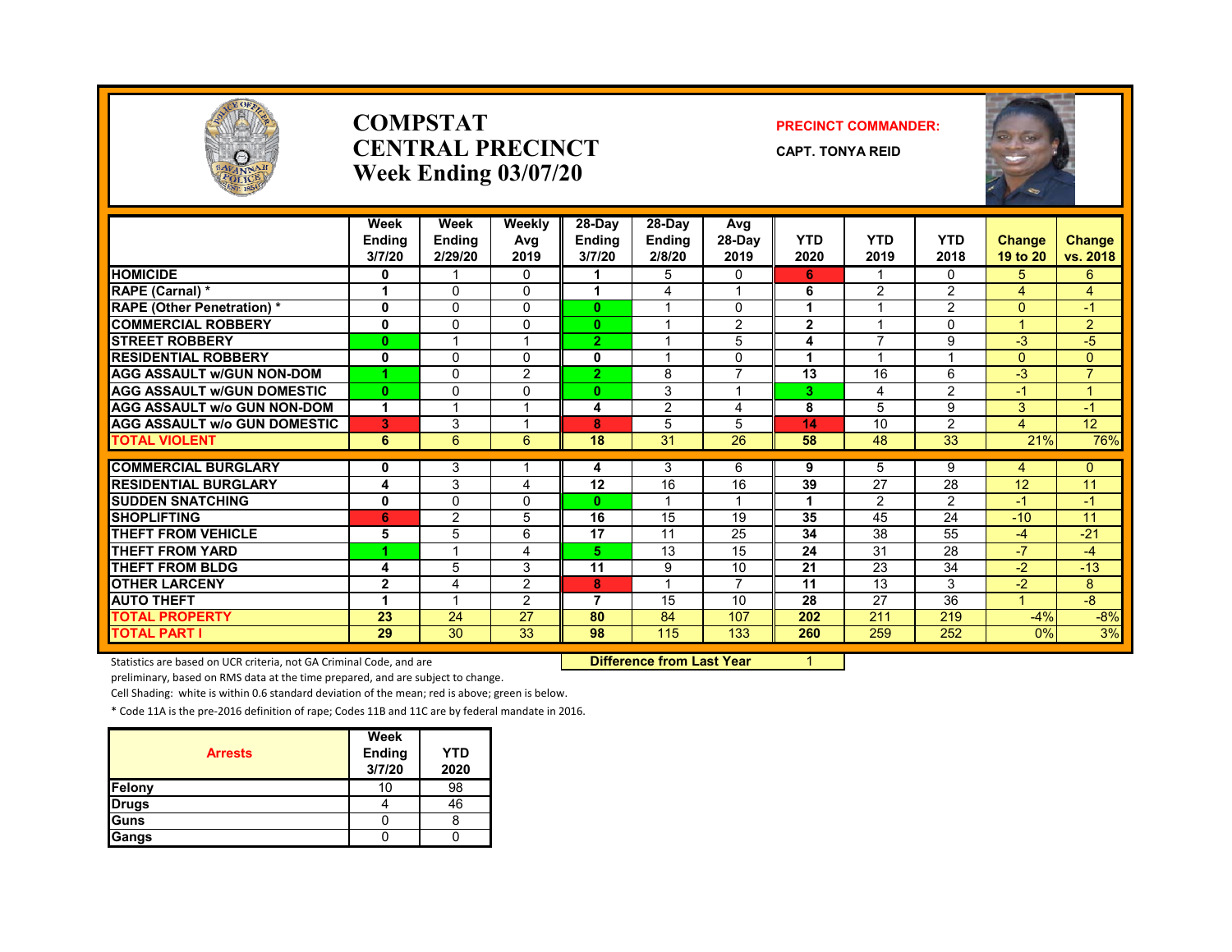# COMPSTAT
# CENTRAL PRECINCT
## Week Ending 03/07/20

**PRECINCT COMMANDER:**

**CAPT. TONYA REID**

| | Week Ending 3/7/20 | Week Ending 2/29/20 | Weekly Avg 2019 | 28-Day Ending 3/7/20 | 28-Day Ending 2/8/20 | Avg 28-Day 2019 | YTD 2020 | YTD 2019 | YTD 2018 | Change 19 to 20 | Change vs. 2018 |
|---|---|---|---|---|---|---|---|---|---|---|---|
| HOMICIDE | 0 | 1 | 0 | 1 | 5 | 0 | 6 | 1 | 0 | 5 | 6 |
| RAPE (Carnal) * | 1 | 0 | 0 | 1 | 4 | 1 | 6 | 2 | 2 | 4 | 4 |
| RAPE (Other Penetration) * | 0 | 0 | 0 | 0 | 1 | 0 | 1 | 1 | 2 | 0 | -1 |
| COMMERCIAL ROBBERY | 0 | 0 | 0 | 0 | 1 | 2 | 2 | 1 | 0 | 1 | 2 |
| STREET ROBBERY | 0 | 1 | 1 | 2 | 1 | 5 | 4 | 7 | 9 | -3 | -5 |
| RESIDENTIAL ROBBERY | 0 | 0 | 0 | 0 | 1 | 0 | 1 | 1 | 1 | 0 | 0 |
| AGG ASSAULT w/GUN NON-DOM | 1 | 0 | 2 | 2 | 8 | 7 | 13 | 16 | 6 | -3 | 7 |
| AGG ASSAULT w/GUN DOMESTIC | 0 | 0 | 0 | 0 | 3 | 1 | 3 | 4 | 2 | -1 | 1 |
| AGG ASSAULT w/o GUN NON-DOM | 1 | 1 | 1 | 4 | 2 | 4 | 8 | 5 | 9 | 3 | -1 |
| AGG ASSAULT w/o GUN DOMESTIC | 3 | 3 | 1 | 8 | 5 | 5 | 14 | 10 | 2 | 4 | 12 |
| TOTAL VIOLENT | 6 | 6 | 6 | 18 | 31 | 26 | 58 | 48 | 33 | 21% | 76% |
| COMMERCIAL BURGLARY | 0 | 3 | 1 | 4 | 3 | 6 | 9 | 5 | 9 | 4 | 0 |
| RESIDENTIAL BURGLARY | 4 | 3 | 4 | 12 | 16 | 16 | 39 | 27 | 28 | 12 | 11 |
| SUDDEN SNATCHING | 0 | 0 | 0 | 0 | 1 | 1 | 1 | 2 | 2 | -1 | -1 |
| SHOPLIFTING | 6 | 2 | 5 | 16 | 15 | 19 | 35 | 45 | 24 | -10 | 11 |
| THEFT FROM VEHICLE | 5 | 5 | 6 | 17 | 11 | 25 | 34 | 38 | 55 | -4 | -21 |
| THEFT FROM YARD | 1 | 1 | 4 | 5 | 13 | 15 | 24 | 31 | 28 | -7 | -4 |
| THEFT FROM BLDG | 4 | 5 | 3 | 11 | 9 | 10 | 21 | 23 | 34 | -2 | -13 |
| OTHER LARCENY | 2 | 4 | 2 | 8 | 1 | 7 | 11 | 13 | 3 | -2 | 8 |
| AUTO THEFT | 1 | 1 | 2 | 7 | 15 | 10 | 28 | 27 | 36 | 1 | -8 |
| TOTAL PROPERTY | 23 | 24 | 27 | 80 | 84 | 107 | 202 | 211 | 219 | -4% | -8% |
| TOTAL PART I | 29 | 30 | 33 | 98 | 115 | 133 | 260 | 259 | 252 | 0% | 3% |

**Difference from Last Year** 1

Statistics are based on UCR criteria, not GA Criminal Code, and are preliminary, based on RMS data at the time prepared, and are subject to change.

Cell Shading: white is within 0.6 standard deviation of the mean; red is above; green is below.

* Code 11A is the pre-2016 definition of rape; Codes 11B and 11C are by federal mandate in 2016.

| Arrests | Week Ending 3/7/20 | YTD 2020 |
|---|---|---|
| Felony | 10 | 98 |
| Drugs | 4 | 46 |
| Guns | 0 | 8 |
| Gangs | 0 | 0 |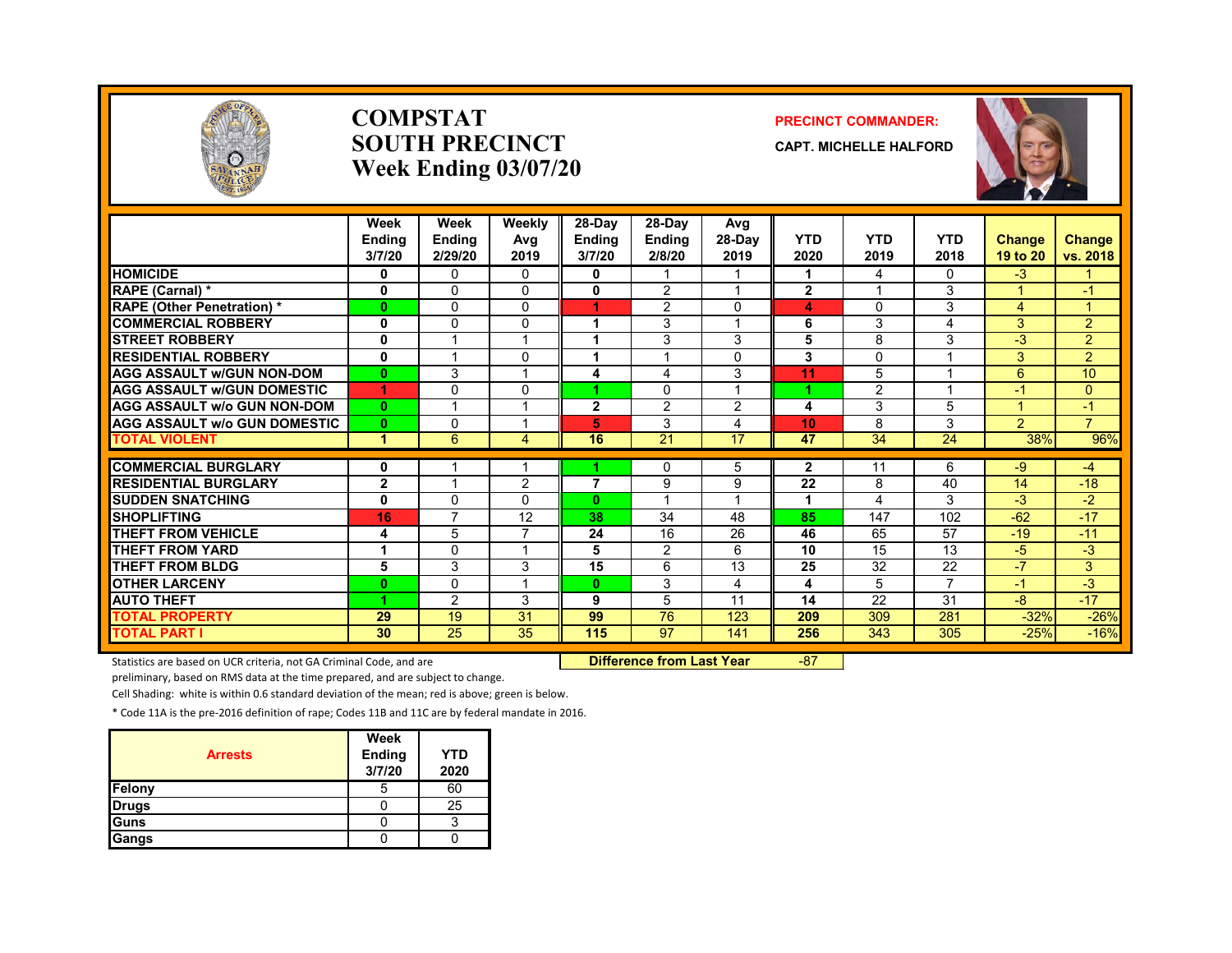# COMPSTAT SOUTH PRECINCT
## Week Ending 03/07/20

**PRECINCT COMMANDER:**
**CAPT. MICHELLE HALFORD**

| | Week Ending 3/7/20 | Week Ending 2/29/20 | Weekly Avg 2019 | 28-Day Ending 3/7/20 | 28-Day Ending 2/8/20 | Avg 28-Day 2019 | YTD 2020 | YTD 2019 | YTD 2018 | Change 19 to 20 | Change vs. 2018 |
|---|---|---|---|---|---|---|---|---|---|---|---|
| HOMICIDE | 0 | 0 | 0 | 0 | 1 | 1 | 1 | 4 | 0 | -3 | 1 |
| RAPE (Carnal) * | 0 | 0 | 0 | 0 | 2 | 1 | 2 | 1 | 3 | 1 | -1 |
| RAPE (Other Penetration) * | 0 | 0 | 0 | 1 | 2 | 0 | 4 | 0 | 3 | 4 | 1 |
| COMMERCIAL ROBBERY | 0 | 0 | 0 | 1 | 3 | 1 | 6 | 3 | 4 | 3 | 2 |
| STREET ROBBERY | 0 | 1 | 1 | 1 | 3 | 3 | 5 | 8 | 3 | -3 | 2 |
| RESIDENTIAL ROBBERY | 0 | 1 | 0 | 1 | 1 | 0 | 3 | 0 | 1 | 3 | 2 |
| AGG ASSAULT w/GUN NON-DOM | 0 | 3 | 1 | 4 | 4 | 3 | 11 | 5 | 1 | 6 | 10 |
| AGG ASSAULT w/GUN DOMESTIC | 1 | 0 | 0 | 1 | 0 | 1 | 1 | 2 | 1 | -1 | 0 |
| AGG ASSAULT w/o GUN NON-DOM | 0 | 1 | 1 | 2 | 2 | 2 | 4 | 3 | 5 | 1 | -1 |
| AGG ASSAULT w/o GUN DOMESTIC | 0 | 0 | 1 | 5 | 3 | 4 | 10 | 8 | 3 | 2 | 7 |
| TOTAL VIOLENT | 1 | 6 | 4 | 16 | 21 | 17 | 47 | 34 | 24 | 38% | 96% |
| COMMERCIAL BURGLARY | 0 | 1 | 1 | 1 | 0 | 5 | 2 | 11 | 6 | -9 | -4 |
| RESIDENTIAL BURGLARY | 2 | 1 | 2 | 7 | 9 | 9 | 22 | 8 | 40 | 14 | -18 |
| SUDDEN SNATCHING | 0 | 0 | 0 | 0 | 1 | 1 | 1 | 4 | 3 | -3 | -2 |
| SHOPLIFTING | 16 | 7 | 12 | 38 | 34 | 48 | 85 | 147 | 102 | -62 | -17 |
| THEFT FROM VEHICLE | 4 | 5 | 7 | 24 | 16 | 26 | 46 | 65 | 57 | -19 | -11 |
| THEFT FROM YARD | 1 | 0 | 1 | 5 | 2 | 6 | 10 | 15 | 13 | -5 | -3 |
| THEFT FROM BLDG | 5 | 3 | 3 | 15 | 6 | 13 | 25 | 32 | 22 | -7 | 3 |
| OTHER LARCENY | 0 | 0 | 1 | 0 | 3 | 4 | 4 | 5 | 7 | -1 | -3 |
| AUTO THEFT | 1 | 2 | 3 | 9 | 5 | 11 | 14 | 22 | 31 | -8 | -17 |
| TOTAL PROPERTY | 29 | 19 | 31 | 99 | 76 | 123 | 209 | 309 | 281 | -32% | -26% |
| TOTAL PART I | 30 | 25 | 35 | 115 | 97 | 141 | 256 | 343 | 305 | -25% | -16% |

**Difference from Last Year** -87

Statistics are based on UCR criteria, not GA Criminal Code, and are preliminary, based on RMS data at the time prepared, and are subject to change.

Cell Shading: white is within 0.6 standard deviation of the mean; red is above; green is below.

* Code 11A is the pre-2016 definition of rape; Codes 11B and 11C are by federal mandate in 2016.

| Arrests | Week Ending 3/7/20 | YTD 2020 |
|---|---|---|
| Felony | 5 | 60 |
| Drugs | 0 | 25 |
| Guns | 0 | 3 |
| Gangs | 0 | 0 |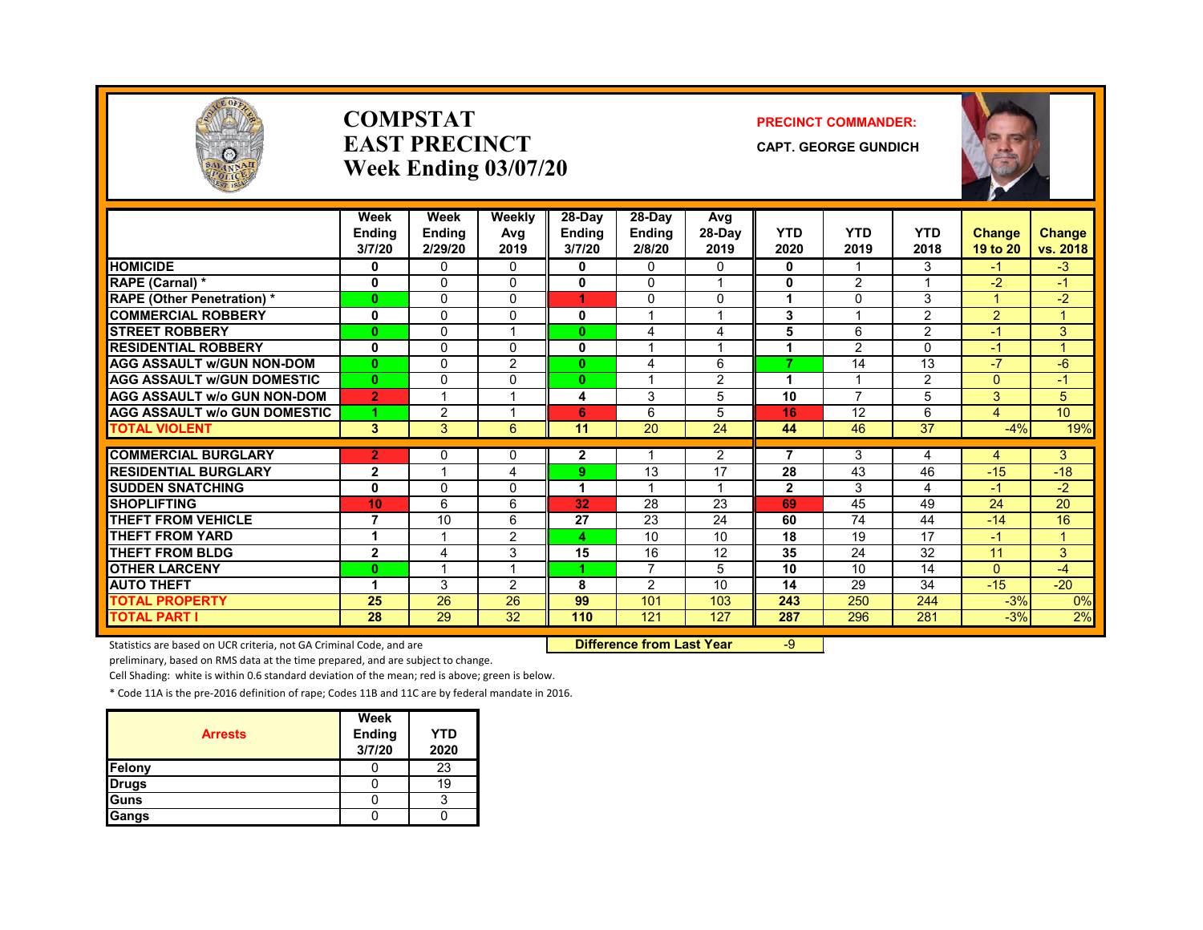# COMPSTAT
# EAST PRECINCT
# Week Ending 03/07/20

**PRECINCT COMMANDER:**

**CAPT. GEORGE GUNDICH**

| | Week Ending 3/7/20 | Week Ending 2/29/20 | Weekly Avg 2019 | 28-Day Ending 3/7/20 | 28-Day Ending 2/8/20 | Avg 28-Day 2019 | YTD 2020 | YTD 2019 | YTD 2018 | Change 19 to 20 | Change vs. 2018 |
|---|---|---|---|---|---|---|---|---|---|---|---|
| HOMICIDE | 0 | 0 | 0 | 0 | 0 | 0 | 0 | 1 | 3 | -1 | -3 |
| RAPE (Carnal) * | 0 | 0 | 0 | 0 | 0 | 1 | 0 | 2 | 1 | -2 | -1 |
| RAPE (Other Penetration) * | 0 | 0 | 0 | 1 | 0 | 0 | 1 | 0 | 3 | 1 | -2 |
| COMMERCIAL ROBBERY | 0 | 0 | 0 | 0 | 1 | 1 | 3 | 1 | 2 | 2 | 1 |
| STREET ROBBERY | 0 | 0 | 1 | 0 | 4 | 4 | 5 | 6 | 2 | -1 | 3 |
| RESIDENTIAL ROBBERY | 0 | 0 | 0 | 0 | 1 | 1 | 1 | 2 | 0 | -1 | 1 |
| AGG ASSAULT w/GUN NON-DOM | 0 | 0 | 2 | 0 | 4 | 6 | 7 | 14 | 13 | -7 | -6 |
| AGG ASSAULT w/GUN DOMESTIC | 0 | 0 | 0 | 0 | 1 | 2 | 1 | 1 | 2 | 0 | -1 |
| AGG ASSAULT w/o GUN NON-DOM | 2 | 1 | 1 | 4 | 3 | 5 | 10 | 7 | 5 | 3 | 5 |
| AGG ASSAULT w/o GUN DOMESTIC | 1 | 2 | 1 | 6 | 6 | 5 | 16 | 12 | 6 | 4 | 10 |
| TOTAL VIOLENT | 3 | 3 | 6 | 11 | 20 | 24 | 44 | 46 | 37 | -4% | 19% |
| COMMERCIAL BURGLARY | 2 | 0 | 0 | 2 | 1 | 2 | 7 | 3 | 4 | 4 | 3 |
| RESIDENTIAL BURGLARY | 2 | 1 | 4 | 9 | 13 | 17 | 28 | 43 | 46 | -15 | -18 |
| SUDDEN SNATCHING | 0 | 0 | 0 | 1 | 1 | 1 | 2 | 3 | 4 | -1 | -2 |
| SHOPLIFTING | 10 | 6 | 6 | 32 | 28 | 23 | 69 | 45 | 49 | 24 | 20 |
| THEFT FROM VEHICLE | 7 | 10 | 6 | 27 | 23 | 24 | 60 | 74 | 44 | -14 | 16 |
| THEFT FROM YARD | 1 | 1 | 2 | 4 | 10 | 10 | 18 | 19 | 17 | -1 | 1 |
| THEFT FROM BLDG | 2 | 4 | 3 | 15 | 16 | 12 | 35 | 24 | 32 | 11 | 3 |
| OTHER LARCENY | 0 | 1 | 1 | 1 | 7 | 5 | 10 | 10 | 14 | 0 | -4 |
| AUTO THEFT | 1 | 3 | 2 | 8 | 2 | 10 | 14 | 29 | 34 | -15 | -20 |
| TOTAL PROPERTY | 25 | 26 | 26 | 99 | 101 | 103 | 243 | 250 | 244 | -3% | 0% |
| TOTAL PART I | 28 | 29 | 32 | 110 | 121 | 127 | 287 | 296 | 281 | -3% | 2% |

**Difference from Last Year** -9

Statistics are based on UCR criteria, not GA Criminal Code, and are preliminary, based on RMS data at the time prepared, and are subject to change.

Cell Shading: white is within 0.6 standard deviation of the mean; red is above; green is below.

* Code 11A is the pre-2016 definition of rape; Codes 11B and 11C are by federal mandate in 2016.

| Arrests | Week Ending 3/7/20 | YTD 2020 |
|---|---|---|
| Felony | 0 | 23 |
| Drugs | 0 | 19 |
| Guns | 0 | 3 |
| Gangs | 0 | 0 |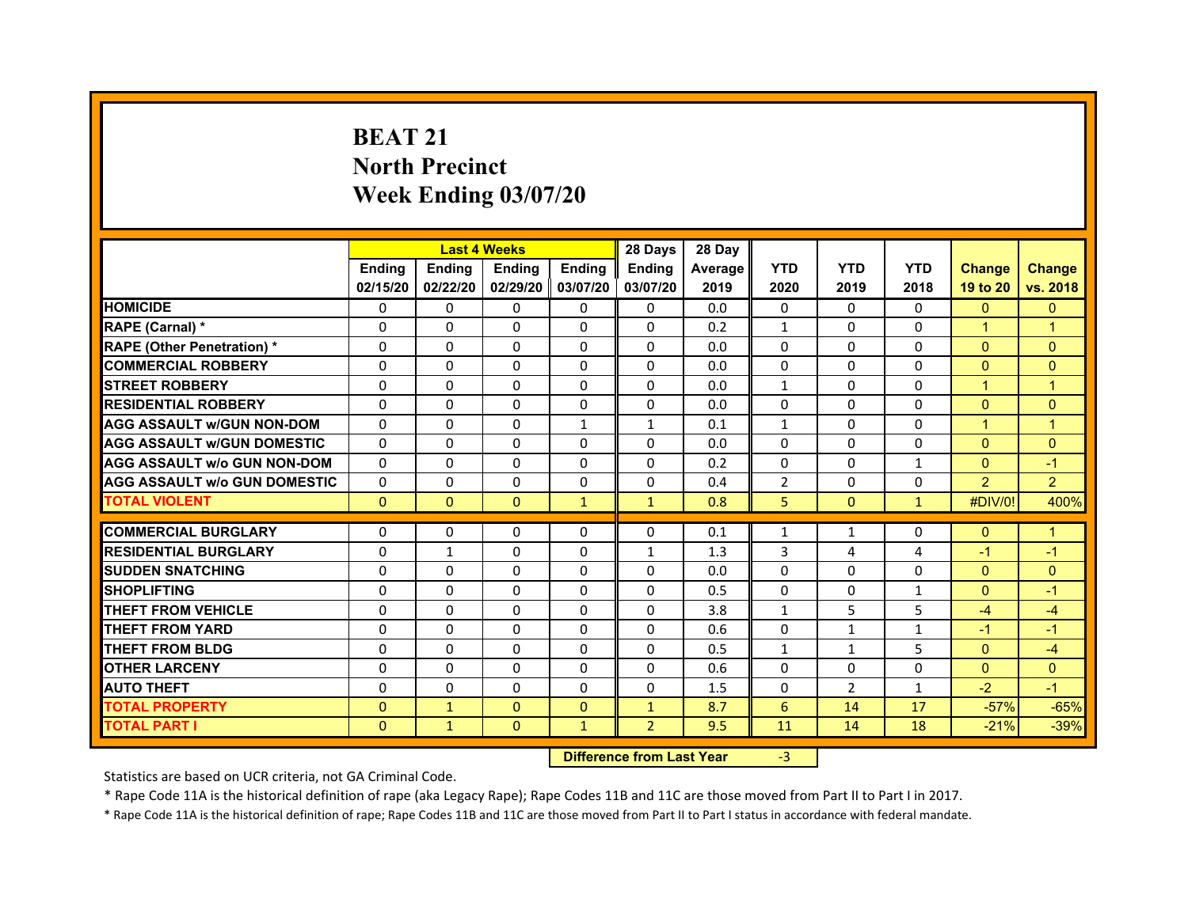# BEAT 21
## North Precinct
## Week Ending 03/07/20

| | Last 4 Weeks | | | | 28 Days | 28 Day | | | | | |
|---|---|---|---|---|---|---|---|---|---|---|---|
| | Ending 02/15/20 | Ending 02/22/20 | Ending 02/29/20 | Ending 03/07/20 | Ending 03/07/20 | Average 2019 | YTD 2020 | YTD 2019 | YTD 2018 | Change 19 to 20 | Change vs. 2018 |
| HOMICIDE | 0 | 0 | 0 | 0 | 0 | 0.0 | 0 | 0 | 0 | 0 | 0 |
| RAPE (Carnal) * | 0 | 0 | 0 | 0 | 0 | 0.2 | 1 | 0 | 0 | 1 | 1 |
| RAPE (Other Penetration) * | 0 | 0 | 0 | 0 | 0 | 0.0 | 0 | 0 | 0 | 0 | 0 |
| COMMERCIAL ROBBERY | 0 | 0 | 0 | 0 | 0 | 0.0 | 0 | 0 | 0 | 0 | 0 |
| STREET ROBBERY | 0 | 0 | 0 | 0 | 0 | 0.0 | 1 | 0 | 0 | 1 | 1 |
| RESIDENTIAL ROBBERY | 0 | 0 | 0 | 0 | 0 | 0.0 | 0 | 0 | 0 | 0 | 0 |
| AGG ASSAULT w/GUN NON-DOM | 0 | 0 | 0 | 1 | 1 | 0.1 | 1 | 0 | 0 | 1 | 1 |
| AGG ASSAULT w/GUN DOMESTIC | 0 | 0 | 0 | 0 | 0 | 0.0 | 0 | 0 | 0 | 0 | 0 |
| AGG ASSAULT w/o GUN NON-DOM | 0 | 0 | 0 | 0 | 0 | 0.2 | 0 | 0 | 1 | 0 | -1 |
| AGG ASSAULT w/o GUN DOMESTIC | 0 | 0 | 0 | 0 | 0 | 0.4 | 2 | 0 | 0 | 2 | 2 |
| TOTAL VIOLENT | 0 | 0 | 0 | 1 | 1 | 0.8 | 5 | 0 | 1 | #DIV/0! | 400% |
| COMMERCIAL BURGLARY | 0 | 0 | 0 | 0 | 0 | 0.1 | 1 | 1 | 0 | 0 | 1 |
| RESIDENTIAL BURGLARY | 0 | 1 | 0 | 0 | 1 | 1.3 | 3 | 4 | 4 | -1 | -1 |
| SUDDEN SNATCHING | 0 | 0 | 0 | 0 | 0 | 0.0 | 0 | 0 | 0 | 0 | 0 |
| SHOPLIFTING | 0 | 0 | 0 | 0 | 0 | 0.5 | 0 | 0 | 1 | 0 | -1 |
| THEFT FROM VEHICLE | 0 | 0 | 0 | 0 | 0 | 3.8 | 1 | 5 | 5 | -4 | -4 |
| THEFT FROM YARD | 0 | 0 | 0 | 0 | 0 | 0.6 | 0 | 1 | 1 | -1 | -1 |
| THEFT FROM BLDG | 0 | 0 | 0 | 0 | 0 | 0.5 | 1 | 1 | 5 | 0 | -4 |
| OTHER LARCENY | 0 | 0 | 0 | 0 | 0 | 0.6 | 0 | 0 | 0 | 0 | 0 |
| AUTO THEFT | 0 | 0 | 0 | 0 | 0 | 1.5 | 0 | 2 | 1 | -2 | -1 |
| TOTAL PROPERTY | 0 | 1 | 0 | 0 | 1 | 8.7 | 6 | 14 | 17 | -57% | -65% |
| TOTAL PART I | 0 | 1 | 0 | 1 | 2 | 9.5 | 11 | 14 | 18 | -21% | -39% |

| Difference from Last Year | -3 |
|---|---|

Statistics are based on UCR criteria, not GA Criminal Code.

* Rape Code 11A is the historical definition of rape (aka Legacy Rape); Rape Codes 11B and 11C are those moved from Part II to Part I in 2017.

* Rape Code 11A is the historical definition of rape; Rape Codes 11B and 11C are those moved from Part II to Part I status in accordance with federal mandate.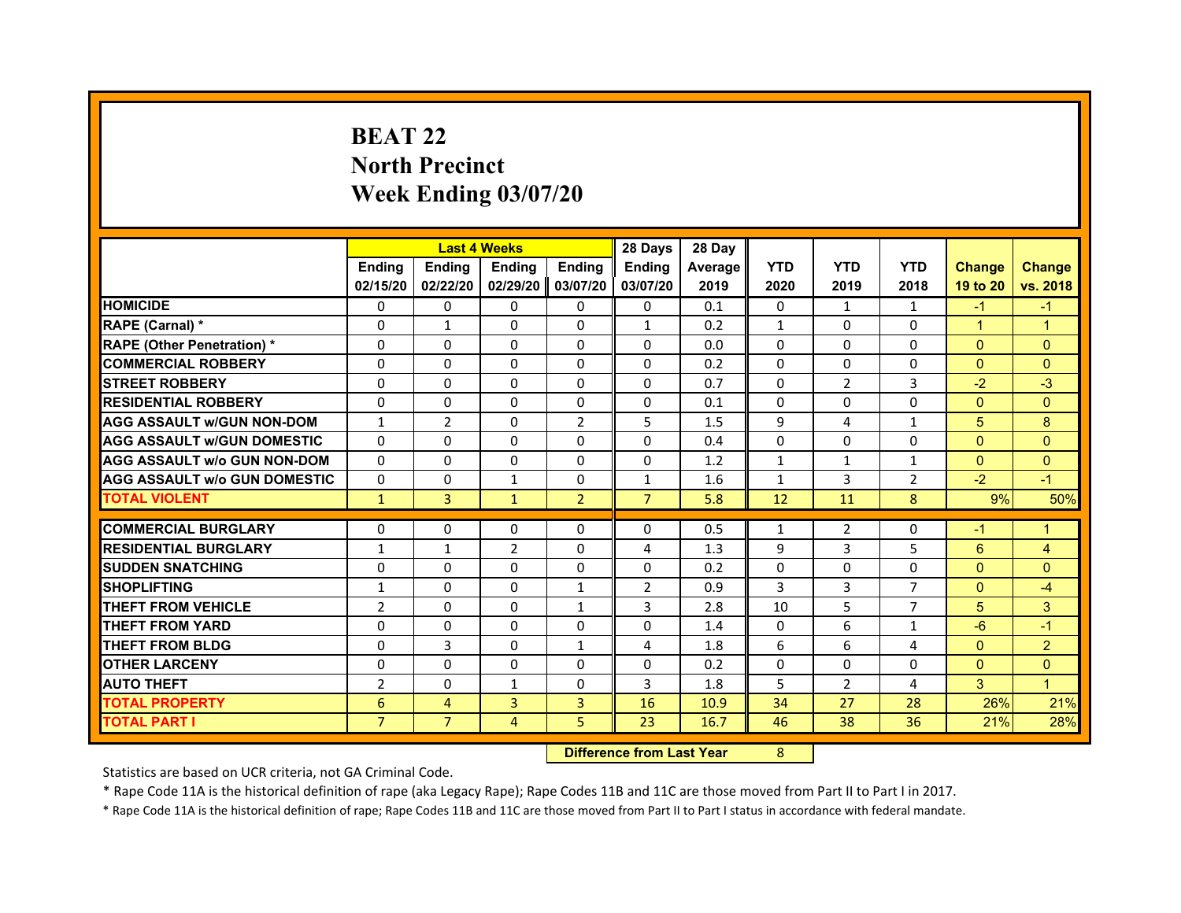# BEAT 22
# North Precinct
# Week Ending 03/07/20

| | Last 4 Weeks | | | | 28 Days | 28 Day | | | | | |
|---|---|---|---|---|---|---|---|---|---|---|---|
| | Ending 02/15/20 | Ending 02/22/20 | Ending 02/29/20 | Ending 03/07/20 | Ending 03/07/20 | Average 2019 | YTD 2020 | YTD 2019 | YTD 2018 | Change 19 to 20 | Change vs. 2018 |
| HOMICIDE | 0 | 0 | 0 | 0 | 0 | 0.1 | 0 | 1 | 1 | -1 | -1 |
| RAPE (Carnal) * | 0 | 1 | 0 | 0 | 1 | 0.2 | 1 | 0 | 0 | 1 | 1 |
| RAPE (Other Penetration) * | 0 | 0 | 0 | 0 | 0 | 0.0 | 0 | 0 | 0 | 0 | 0 |
| COMMERCIAL ROBBERY | 0 | 0 | 0 | 0 | 0 | 0.2 | 0 | 0 | 0 | 0 | 0 |
| STREET ROBBERY | 0 | 0 | 0 | 0 | 0 | 0.7 | 0 | 2 | 3 | -2 | -3 |
| RESIDENTIAL ROBBERY | 0 | 0 | 0 | 0 | 0 | 0.1 | 0 | 0 | 0 | 0 | 0 |
| AGG ASSAULT w/GUN NON-DOM | 1 | 2 | 0 | 2 | 5 | 1.5 | 9 | 4 | 1 | 5 | 8 |
| AGG ASSAULT w/GUN DOMESTIC | 0 | 0 | 0 | 0 | 0 | 0.4 | 0 | 0 | 0 | 0 | 0 |
| AGG ASSAULT w/o GUN NON-DOM | 0 | 0 | 0 | 0 | 0 | 1.2 | 1 | 1 | 1 | 0 | 0 |
| AGG ASSAULT w/o GUN DOMESTIC | 0 | 0 | 1 | 0 | 1 | 1.6 | 1 | 3 | 2 | -2 | -1 |
| TOTAL VIOLENT | 1 | 3 | 1 | 2 | 7 | 5.8 | 12 | 11 | 8 | 9% | 50% |
| COMMERCIAL BURGLARY | 0 | 0 | 0 | 0 | 0 | 0.5 | 1 | 2 | 0 | -1 | 1 |
| RESIDENTIAL BURGLARY | 1 | 1 | 2 | 0 | 4 | 1.3 | 9 | 3 | 5 | 6 | 4 |
| SUDDEN SNATCHING | 0 | 0 | 0 | 0 | 0 | 0.2 | 0 | 0 | 0 | 0 | 0 |
| SHOPLIFTING | 1 | 0 | 0 | 1 | 2 | 0.9 | 3 | 3 | 7 | 0 | -4 |
| THEFT FROM VEHICLE | 2 | 0 | 0 | 1 | 3 | 2.8 | 10 | 5 | 7 | 5 | 3 |
| THEFT FROM YARD | 0 | 0 | 0 | 0 | 0 | 1.4 | 0 | 6 | 1 | -6 | -1 |
| THEFT FROM BLDG | 0 | 3 | 0 | 1 | 4 | 1.8 | 6 | 6 | 4 | 0 | 2 |
| OTHER LARCENY | 0 | 0 | 0 | 0 | 0 | 0.2 | 0 | 0 | 0 | 0 | 0 |
| AUTO THEFT | 2 | 0 | 1 | 0 | 3 | 1.8 | 5 | 2 | 4 | 3 | 1 |
| TOTAL PROPERTY | 6 | 4 | 3 | 3 | 16 | 10.9 | 34 | 27 | 28 | 26% | 21% |
| TOTAL PART I | 7 | 7 | 4 | 5 | 23 | 16.7 | 46 | 38 | 36 | 21% | 28% |

| Difference from Last Year | 8 |
|---|---|

Statistics are based on UCR criteria, not GA Criminal Code.

* Rape Code 11A is the historical definition of rape (aka Legacy Rape); Rape Codes 11B and 11C are those moved from Part II to Part I in 2017.

* Rape Code 11A is the historical definition of rape; Rape Codes 11B and 11C are those moved from Part II to Part I status in accordance with federal mandate.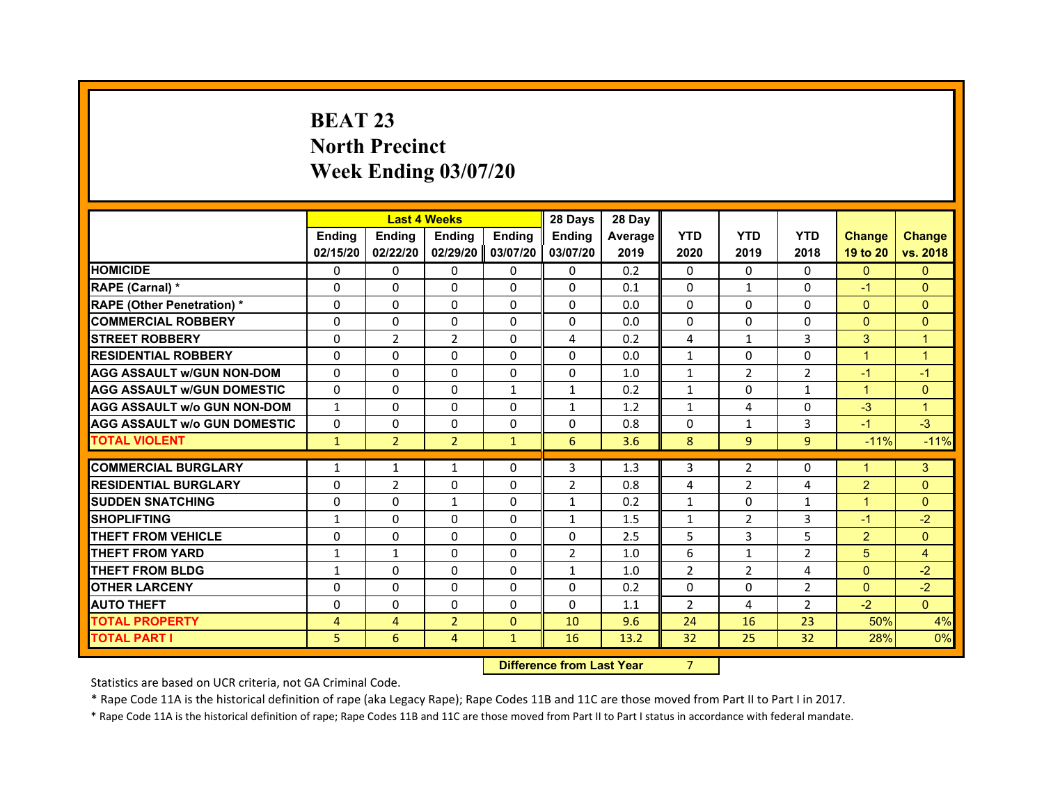# BEAT 23
## North Precinct
## Week Ending 03/07/20

| | Last 4 Weeks | | | | 28 Days | 28 Day | | | | | |
|---|---|---|---|---|---|---|---|---|---|---|---|
| | Ending 02/15/20 | Ending 02/22/20 | Ending 02/29/20 | Ending 03/07/20 | Ending 03/07/20 | Average 2019 | YTD 2020 | YTD 2019 | YTD 2018 | Change 19 to 20 | Change vs. 2018 |
| HOMICIDE | 0 | 0 | 0 | 0 | 0 | 0.2 | 0 | 0 | 0 | 0 | 0 |
| RAPE (Carnal) * | 0 | 0 | 0 | 0 | 0 | 0.1 | 0 | 1 | 0 | -1 | 0 |
| RAPE (Other Penetration) * | 0 | 0 | 0 | 0 | 0 | 0.0 | 0 | 0 | 0 | 0 | 0 |
| COMMERCIAL ROBBERY | 0 | 0 | 0 | 0 | 0 | 0.0 | 0 | 0 | 0 | 0 | 0 |
| STREET ROBBERY | 0 | 2 | 2 | 0 | 4 | 0.2 | 4 | 1 | 3 | 3 | 1 |
| RESIDENTIAL ROBBERY | 0 | 0 | 0 | 0 | 0 | 0.0 | 1 | 0 | 0 | 1 | 1 |
| AGG ASSAULT w/GUN NON-DOM | 0 | 0 | 0 | 0 | 0 | 1.0 | 1 | 2 | 2 | -1 | -1 |
| AGG ASSAULT w/GUN DOMESTIC | 0 | 0 | 0 | 1 | 1 | 0.2 | 1 | 0 | 1 | 1 | 0 |
| AGG ASSAULT w/o GUN NON-DOM | 1 | 0 | 0 | 0 | 1 | 1.2 | 1 | 4 | 0 | -3 | 1 |
| AGG ASSAULT w/o GUN DOMESTIC | 0 | 0 | 0 | 0 | 0 | 0.8 | 0 | 1 | 3 | -1 | -3 |
| TOTAL VIOLENT | 1 | 2 | 2 | 1 | 6 | 3.6 | 8 | 9 | 9 | -11% | -11% |
| COMMERCIAL BURGLARY | 1 | 1 | 1 | 0 | 3 | 1.3 | 3 | 2 | 0 | 1 | 3 |
| RESIDENTIAL BURGLARY | 0 | 2 | 0 | 0 | 2 | 0.8 | 4 | 2 | 4 | 2 | 0 |
| SUDDEN SNATCHING | 0 | 0 | 1 | 0 | 1 | 0.2 | 1 | 0 | 1 | 1 | 0 |
| SHOPLIFTING | 1 | 0 | 0 | 0 | 1 | 1.5 | 1 | 2 | 3 | -1 | -2 |
| THEFT FROM VEHICLE | 0 | 0 | 0 | 0 | 0 | 2.5 | 5 | 3 | 5 | 2 | 0 |
| THEFT FROM YARD | 1 | 1 | 0 | 0 | 2 | 1.0 | 6 | 1 | 2 | 5 | 4 |
| THEFT FROM BLDG | 1 | 0 | 0 | 0 | 1 | 1.0 | 2 | 2 | 4 | 0 | -2 |
| OTHER LARCENY | 0 | 0 | 0 | 0 | 0 | 0.2 | 0 | 0 | 2 | 0 | -2 |
| AUTO THEFT | 0 | 0 | 0 | 0 | 0 | 1.1 | 2 | 4 | 2 | -2 | 0 |
| TOTAL PROPERTY | 4 | 4 | 2 | 0 | 10 | 9.6 | 24 | 16 | 23 | 50% | 4% |
| TOTAL PART I | 5 | 6 | 4 | 1 | 16 | 13.2 | 32 | 25 | 32 | 28% | 0% |

| Difference from Last Year | 7 |
|---|---|

Statistics are based on UCR criteria, not GA Criminal Code.

* Rape Code 11A is the historical definition of rape (aka Legacy Rape); Rape Codes 11B and 11C are those moved from Part II to Part I in 2017.

* Rape Code 11A is the historical definition of rape; Rape Codes 11B and 11C are those moved from Part II to Part I status in accordance with federal mandate.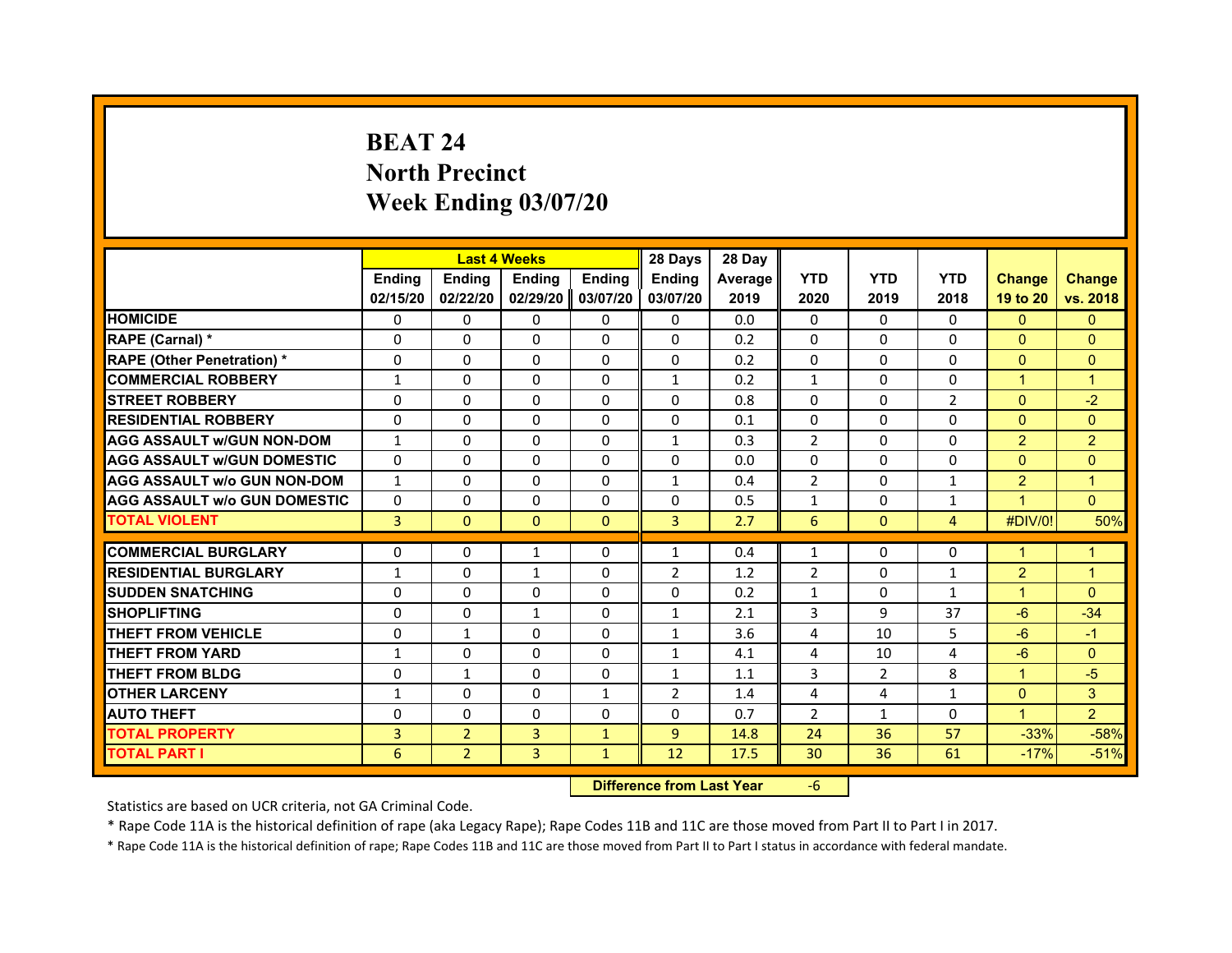# BEAT 24
# North Precinct
# Week Ending 03/07/20

| | Last 4 Weeks | | | | 28 Days | 28 Day | | | | | |
|---|---|---|---|---|---|---|---|---|---|---|---|
| | Ending 02/15/20 | Ending 02/22/20 | Ending 02/29/20 | Ending 03/07/20 | Ending 03/07/20 | Average 2019 | YTD 2020 | YTD 2019 | YTD 2018 | Change 19 to 20 | Change vs. 2018 |
| HOMICIDE | 0 | 0 | 0 | 0 | 0 | 0.0 | 0 | 0 | 0 | 0 | 0 |
| RAPE (Carnal) * | 0 | 0 | 0 | 0 | 0 | 0.2 | 0 | 0 | 0 | 0 | 0 |
| RAPE (Other Penetration) * | 0 | 0 | 0 | 0 | 0 | 0.2 | 0 | 0 | 0 | 0 | 0 |
| COMMERCIAL ROBBERY | 1 | 0 | 0 | 0 | 1 | 0.2 | 1 | 0 | 0 | 1 | 1 |
| STREET ROBBERY | 0 | 0 | 0 | 0 | 0 | 0.8 | 0 | 0 | 2 | 0 | -2 |
| RESIDENTIAL ROBBERY | 0 | 0 | 0 | 0 | 0 | 0.1 | 0 | 0 | 0 | 0 | 0 |
| AGG ASSAULT w/GUN NON-DOM | 1 | 0 | 0 | 0 | 1 | 0.3 | 2 | 0 | 0 | 2 | 2 |
| AGG ASSAULT w/GUN DOMESTIC | 0 | 0 | 0 | 0 | 0 | 0.0 | 0 | 0 | 0 | 0 | 0 |
| AGG ASSAULT w/o GUN NON-DOM | 1 | 0 | 0 | 0 | 1 | 0.4 | 2 | 0 | 1 | 2 | 1 |
| AGG ASSAULT w/o GUN DOMESTIC | 0 | 0 | 0 | 0 | 0 | 0.5 | 1 | 0 | 1 | 1 | 0 |
| TOTAL VIOLENT | 3 | 0 | 0 | 0 | 3 | 2.7 | 6 | 0 | 4 | #DIV/0! | 50% |
| COMMERCIAL BURGLARY | 0 | 0 | 1 | 0 | 1 | 0.4 | 1 | 0 | 0 | 1 | 1 |
| RESIDENTIAL BURGLARY | 1 | 0 | 1 | 0 | 2 | 1.2 | 2 | 0 | 1 | 2 | 1 |
| SUDDEN SNATCHING | 0 | 0 | 0 | 0 | 0 | 0.2 | 1 | 0 | 1 | 1 | 0 |
| SHOPLIFTING | 0 | 0 | 1 | 0 | 1 | 2.1 | 3 | 9 | 37 | -6 | -34 |
| THEFT FROM VEHICLE | 0 | 1 | 0 | 0 | 1 | 3.6 | 4 | 10 | 5 | -6 | -1 |
| THEFT FROM YARD | 1 | 0 | 0 | 0 | 1 | 4.1 | 4 | 10 | 4 | -6 | 0 |
| THEFT FROM BLDG | 0 | 1 | 0 | 0 | 1 | 1.1 | 3 | 2 | 8 | 1 | -5 |
| OTHER LARCENY | 1 | 0 | 0 | 1 | 2 | 1.4 | 4 | 4 | 1 | 0 | 3 |
| AUTO THEFT | 0 | 0 | 0 | 0 | 0 | 0.7 | 2 | 1 | 0 | 1 | 2 |
| TOTAL PROPERTY | 3 | 2 | 3 | 1 | 9 | 14.8 | 24 | 36 | 57 | -33% | -58% |
| TOTAL PART I | 6 | 2 | 3 | 1 | 12 | 17.5 | 30 | 36 | 61 | -17% | -51% |

**Difference from Last Year** -6

Statistics are based on UCR criteria, not GA Criminal Code.

* Rape Code 11A is the historical definition of rape (aka Legacy Rape); Rape Codes 11B and 11C are those moved from Part II to Part I in 2017.

* Rape Code 11A is the historical definition of rape; Rape Codes 11B and 11C are those moved from Part II to Part I status in accordance with federal mandate.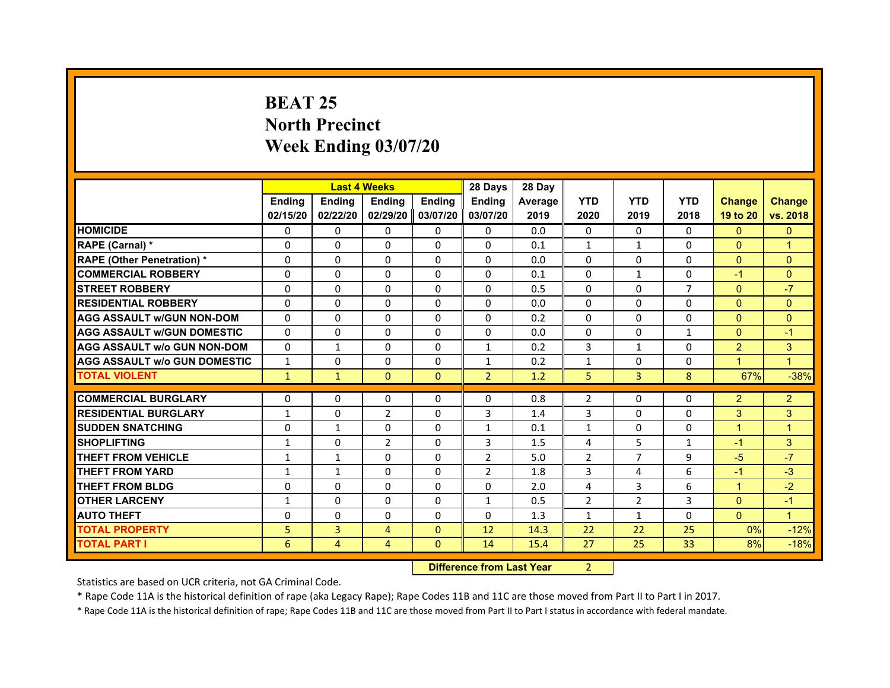# BEAT 25
# North Precinct
# Week Ending 03/07/20

| | Last 4 Weeks | | | | 28 Days | 28 Day | | | | | |
|---|---|---|---|---|---|---|---|---|---|---|---|
| | Ending 02/15/20 | Ending 02/22/20 | Ending 02/29/20 | Ending 03/07/20 | Ending 03/07/20 | Average 2019 | YTD 2020 | YTD 2019 | YTD 2018 | Change 19 to 20 | Change vs. 2018 |
| HOMICIDE | 0 | 0 | 0 | 0 | 0 | 0.0 | 0 | 0 | 0 | 0 | 0 |
| RAPE (Carnal) * | 0 | 0 | 0 | 0 | 0 | 0.1 | 1 | 1 | 0 | 0 | 1 |
| RAPE (Other Penetration) * | 0 | 0 | 0 | 0 | 0 | 0.0 | 0 | 0 | 0 | 0 | 0 |
| COMMERCIAL ROBBERY | 0 | 0 | 0 | 0 | 0 | 0.1 | 0 | 1 | 0 | -1 | 0 |
| STREET ROBBERY | 0 | 0 | 0 | 0 | 0 | 0.5 | 0 | 0 | 7 | 0 | -7 |
| RESIDENTIAL ROBBERY | 0 | 0 | 0 | 0 | 0 | 0.0 | 0 | 0 | 0 | 0 | 0 |
| AGG ASSAULT w/GUN NON-DOM | 0 | 0 | 0 | 0 | 0 | 0.2 | 0 | 0 | 0 | 0 | 0 |
| AGG ASSAULT w/GUN DOMESTIC | 0 | 0 | 0 | 0 | 0 | 0.0 | 0 | 0 | 1 | 0 | -1 |
| AGG ASSAULT w/o GUN NON-DOM | 0 | 1 | 0 | 0 | 1 | 0.2 | 3 | 1 | 0 | 2 | 3 |
| AGG ASSAULT w/o GUN DOMESTIC | 1 | 0 | 0 | 0 | 1 | 0.2 | 1 | 0 | 0 | 1 | 1 |
| TOTAL VIOLENT | 1 | 1 | 0 | 0 | 2 | 1.2 | 5 | 3 | 8 | 67% | -38% |
| COMMERCIAL BURGLARY | 0 | 0 | 0 | 0 | 0 | 0.8 | 2 | 0 | 0 | 2 | 2 |
| RESIDENTIAL BURGLARY | 1 | 0 | 2 | 0 | 3 | 1.4 | 3 | 0 | 0 | 3 | 3 |
| SUDDEN SNATCHING | 0 | 1 | 0 | 0 | 1 | 0.1 | 1 | 0 | 0 | 1 | 1 |
| SHOPLIFTING | 1 | 0 | 2 | 0 | 3 | 1.5 | 4 | 5 | 1 | -1 | 3 |
| THEFT FROM VEHICLE | 1 | 1 | 0 | 0 | 2 | 5.0 | 2 | 7 | 9 | -5 | -7 |
| THEFT FROM YARD | 1 | 1 | 0 | 0 | 2 | 1.8 | 3 | 4 | 6 | -1 | -3 |
| THEFT FROM BLDG | 0 | 0 | 0 | 0 | 0 | 2.0 | 4 | 3 | 6 | 1 | -2 |
| OTHER LARCENY | 1 | 0 | 0 | 0 | 1 | 0.5 | 2 | 2 | 3 | 0 | -1 |
| AUTO THEFT | 0 | 0 | 0 | 0 | 0 | 1.3 | 1 | 1 | 0 | 0 | 1 |
| TOTAL PROPERTY | 5 | 3 | 4 | 0 | 12 | 14.3 | 22 | 22 | 25 | 0% | -12% |
| TOTAL PART I | 6 | 4 | 4 | 0 | 14 | 15.4 | 27 | 25 | 33 | 8% | -18% |

**Difference from Last Year** 2

Statistics are based on UCR criteria, not GA Criminal Code.

* Rape Code 11A is the historical definition of rape (aka Legacy Rape); Rape Codes 11B and 11C are those moved from Part II to Part I in 2017.

* Rape Code 11A is the historical definition of rape; Rape Codes 11B and 11C are those moved from Part II to Part I status in accordance with federal mandate.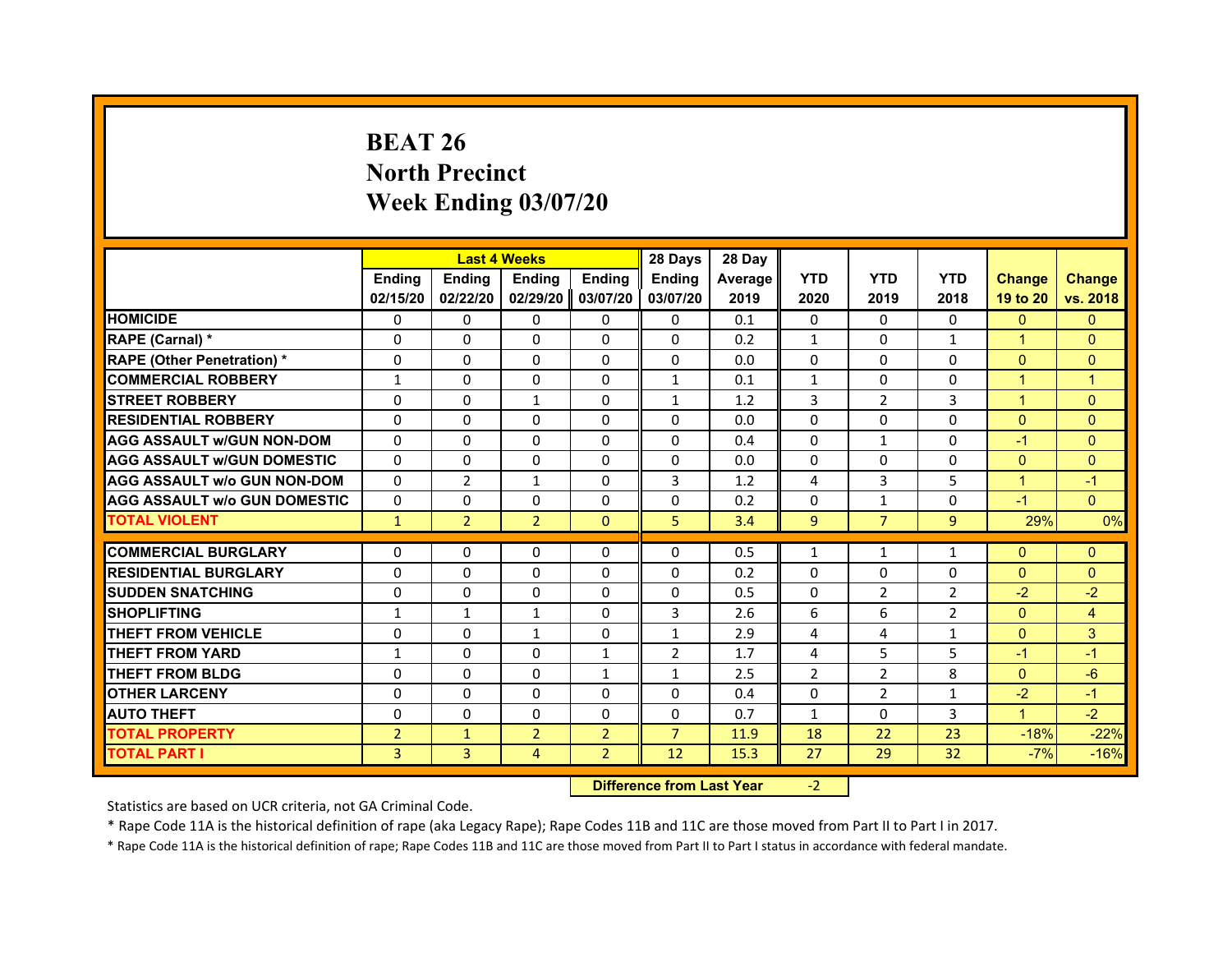# BEAT 26
## North Precinct
## Week Ending 03/07/20

| | Last 4 Weeks | | | | 28 Days | 28 Day | | | | | |
|---|---|---|---|---|---|---|---|---|---|---|---|
| | Ending 02/15/20 | Ending 02/22/20 | Ending 02/29/20 | Ending 03/07/20 | Ending 03/07/20 | Average 2019 | YTD 2020 | YTD 2019 | YTD 2018 | Change 19 to 20 | Change vs. 2018 |
| HOMICIDE | 0 | 0 | 0 | 0 | 0 | 0.1 | 0 | 0 | 0 | 0 | 0 |
| RAPE (Carnal) * | 0 | 0 | 0 | 0 | 0 | 0.2 | 1 | 0 | 1 | 1 | 0 |
| RAPE (Other Penetration) * | 0 | 0 | 0 | 0 | 0 | 0.0 | 0 | 0 | 0 | 0 | 0 |
| COMMERCIAL ROBBERY | 1 | 0 | 0 | 0 | 1 | 0.1 | 1 | 0 | 0 | 1 | 1 |
| STREET ROBBERY | 0 | 0 | 1 | 0 | 1 | 1.2 | 3 | 2 | 3 | 1 | 0 |
| RESIDENTIAL ROBBERY | 0 | 0 | 0 | 0 | 0 | 0.0 | 0 | 0 | 0 | 0 | 0 |
| AGG ASSAULT w/GUN NON-DOM | 0 | 0 | 0 | 0 | 0 | 0.4 | 0 | 1 | 0 | -1 | 0 |
| AGG ASSAULT w/GUN DOMESTIC | 0 | 0 | 0 | 0 | 0 | 0.0 | 0 | 0 | 0 | 0 | 0 |
| AGG ASSAULT w/o GUN NON-DOM | 0 | 2 | 1 | 0 | 3 | 1.2 | 4 | 3 | 5 | 1 | -1 |
| AGG ASSAULT w/o GUN DOMESTIC | 0 | 0 | 0 | 0 | 0 | 0.2 | 0 | 1 | 0 | -1 | 0 |
| TOTAL VIOLENT | 1 | 2 | 2 | 0 | 5 | 3.4 | 9 | 7 | 9 | 29% | 0% |
| COMMERCIAL BURGLARY | 0 | 0 | 0 | 0 | 0 | 0.5 | 1 | 1 | 1 | 0 | 0 |
| RESIDENTIAL BURGLARY | 0 | 0 | 0 | 0 | 0 | 0.2 | 0 | 0 | 0 | 0 | 0 |
| SUDDEN SNATCHING | 0 | 0 | 0 | 0 | 0 | 0.5 | 0 | 2 | 2 | -2 | -2 |
| SHOPLIFTING | 1 | 1 | 1 | 0 | 3 | 2.6 | 6 | 6 | 2 | 0 | 4 |
| THEFT FROM VEHICLE | 0 | 0 | 1 | 0 | 1 | 2.9 | 4 | 4 | 1 | 0 | 3 |
| THEFT FROM YARD | 1 | 0 | 0 | 1 | 2 | 1.7 | 4 | 5 | 5 | -1 | -1 |
| THEFT FROM BLDG | 0 | 0 | 0 | 1 | 1 | 2.5 | 2 | 2 | 8 | 0 | -6 |
| OTHER LARCENY | 0 | 0 | 0 | 0 | 0 | 0.4 | 0 | 2 | 1 | -2 | -1 |
| AUTO THEFT | 0 | 0 | 0 | 0 | 0 | 0.7 | 1 | 0 | 3 | 1 | -2 |
| TOTAL PROPERTY | 2 | 1 | 2 | 2 | 7 | 11.9 | 18 | 22 | 23 | -18% | -22% |
| TOTAL PART I | 3 | 3 | 4 | 2 | 12 | 15.3 | 27 | 29 | 32 | -7% | -16% |

**Difference from Last Year** -2

Statistics are based on UCR criteria, not GA Criminal Code.

* Rape Code 11A is the historical definition of rape (aka Legacy Rape); Rape Codes 11B and 11C are those moved from Part II to Part I in 2017.

* Rape Code 11A is the historical definition of rape; Rape Codes 11B and 11C are those moved from Part II to Part I status in accordance with federal mandate.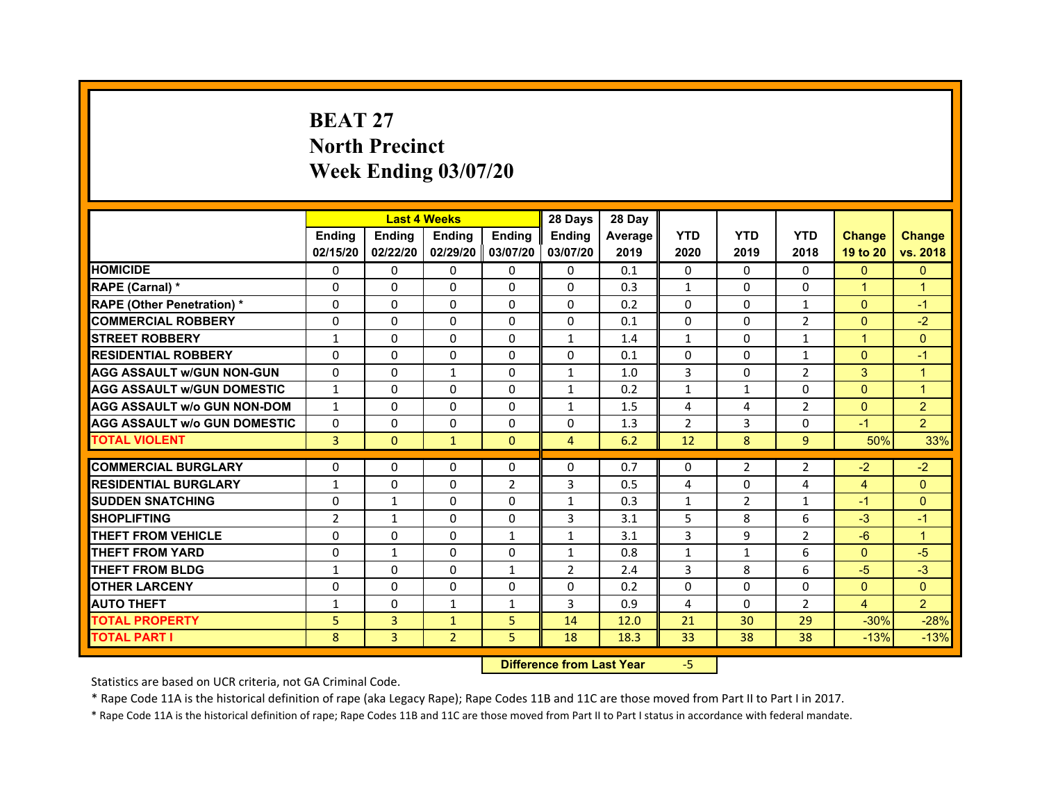# BEAT 27
## North Precinct
## Week Ending 03/07/20

| | Last 4 Weeks | | | | 28 Days | 28 Day | | | | | |
|---|---|---|---|---|---|---|---|---|---|---|---|
| | Ending 02/15/20 | Ending 02/22/20 | Ending 02/29/20 | Ending 03/07/20 | Ending 03/07/20 | Average 2019 | YTD 2020 | YTD 2019 | YTD 2018 | Change 19 to 20 | Change vs. 2018 |
| HOMICIDE | 0 | 0 | 0 | 0 | 0 | 0.1 | 0 | 0 | 0 | 0 | 0 |
| RAPE (Carnal) * | 0 | 0 | 0 | 0 | 0 | 0.3 | 1 | 0 | 0 | 1 | 1 |
| RAPE (Other Penetration) * | 0 | 0 | 0 | 0 | 0 | 0.2 | 0 | 0 | 1 | 0 | -1 |
| COMMERCIAL ROBBERY | 0 | 0 | 0 | 0 | 0 | 0.1 | 0 | 0 | 2 | 0 | -2 |
| STREET ROBBERY | 1 | 0 | 0 | 0 | 1 | 1.4 | 1 | 0 | 1 | 1 | 0 |
| RESIDENTIAL ROBBERY | 0 | 0 | 0 | 0 | 0 | 0.1 | 0 | 0 | 1 | 0 | -1 |
| AGG ASSAULT w/GUN NON-GUN | 0 | 0 | 1 | 0 | 1 | 1.0 | 3 | 0 | 2 | 3 | 1 |
| AGG ASSAULT w/GUN DOMESTIC | 1 | 0 | 0 | 0 | 1 | 0.2 | 1 | 1 | 0 | 0 | 1 |
| AGG ASSAULT w/o GUN NON-DOM | 1 | 0 | 0 | 0 | 1 | 1.5 | 4 | 4 | 2 | 0 | 2 |
| AGG ASSAULT w/o GUN DOMESTIC | 0 | 0 | 0 | 0 | 0 | 1.3 | 2 | 3 | 0 | -1 | 2 |
| TOTAL VIOLENT | 3 | 0 | 1 | 0 | 4 | 6.2 | 12 | 8 | 9 | 50% | 33% |
| COMMERCIAL BURGLARY | 0 | 0 | 0 | 0 | 0 | 0.7 | 0 | 2 | 2 | -2 | -2 |
| RESIDENTIAL BURGLARY | 1 | 0 | 0 | 2 | 3 | 0.5 | 4 | 0 | 4 | 4 | 0 |
| SUDDEN SNATCHING | 0 | 1 | 0 | 0 | 1 | 0.3 | 1 | 2 | 1 | -1 | 0 |
| SHOPLIFTING | 2 | 1 | 0 | 0 | 3 | 3.1 | 5 | 8 | 6 | -3 | -1 |
| THEFT FROM VEHICLE | 0 | 0 | 0 | 1 | 1 | 3.1 | 3 | 9 | 2 | -6 | 1 |
| THEFT FROM YARD | 0 | 1 | 0 | 0 | 1 | 0.8 | 1 | 1 | 6 | 0 | -5 |
| THEFT FROM BLDG | 1 | 0 | 0 | 1 | 2 | 2.4 | 3 | 8 | 6 | -5 | -3 |
| OTHER LARCENY | 0 | 0 | 0 | 0 | 0 | 0.2 | 0 | 0 | 0 | 0 | 0 |
| AUTO THEFT | 1 | 0 | 1 | 1 | 3 | 0.9 | 4 | 0 | 2 | 4 | 2 |
| TOTAL PROPERTY | 5 | 3 | 1 | 5 | 14 | 12.0 | 21 | 30 | 29 | -30% | -28% |
| TOTAL PART I | 8 | 3 | 2 | 5 | 18 | 18.3 | 33 | 38 | 38 | -13% | -13% |

**Difference from Last Year** -5

Statistics are based on UCR criteria, not GA Criminal Code.

* Rape Code 11A is the historical definition of rape (aka Legacy Rape); Rape Codes 11B and 11C are those moved from Part II to Part I in 2017.

* Rape Code 11A is the historical definition of rape; Rape Codes 11B and 11C are those moved from Part II to Part I status in accordance with federal mandate.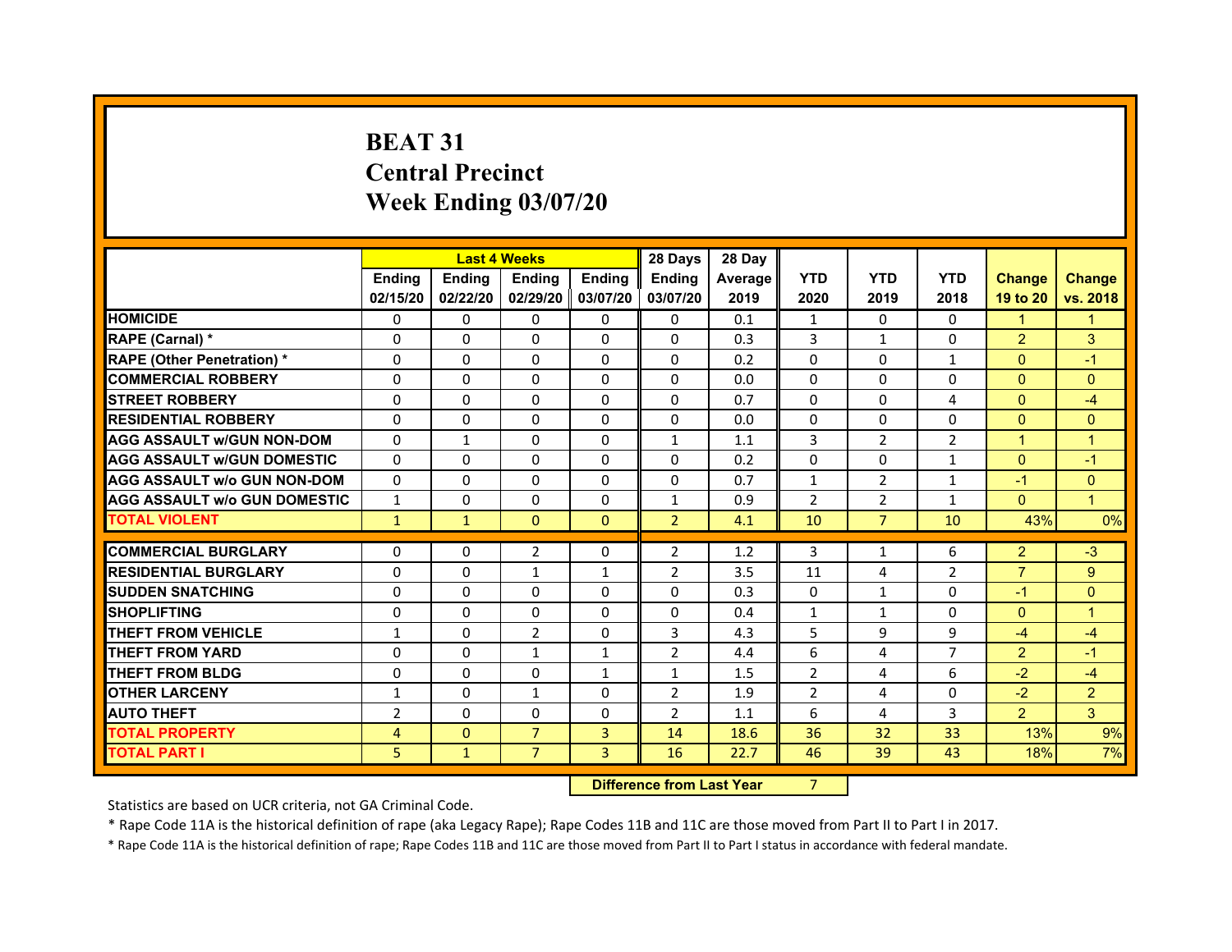# BEAT 31
# Central Precinct
# Week Ending 03/07/20

| | Last 4 Weeks | | | | 28 Days | 28 Day | | | | | |
|---|---|---|---|---|---|---|---|---|---|---|---|
| | Ending 02/15/20 | Ending 02/22/20 | Ending 02/29/20 | Ending 03/07/20 | Ending 03/07/20 | Average 2019 | YTD 2020 | YTD 2019 | YTD 2018 | Change 19 to 20 | Change vs. 2018 |
| HOMICIDE | 0 | 0 | 0 | 0 | 0 | 0.1 | 1 | 0 | 0 | 1 | 1 |
| RAPE (Carnal) * | 0 | 0 | 0 | 0 | 0 | 0.3 | 3 | 1 | 0 | 2 | 3 |
| RAPE (Other Penetration) * | 0 | 0 | 0 | 0 | 0 | 0.2 | 0 | 0 | 1 | 0 | -1 |
| COMMERCIAL ROBBERY | 0 | 0 | 0 | 0 | 0 | 0.0 | 0 | 0 | 0 | 0 | 0 |
| STREET ROBBERY | 0 | 0 | 0 | 0 | 0 | 0.7 | 0 | 0 | 4 | 0 | -4 |
| RESIDENTIAL ROBBERY | 0 | 0 | 0 | 0 | 0 | 0.0 | 0 | 0 | 0 | 0 | 0 |
| AGG ASSAULT w/GUN NON-DOM | 0 | 1 | 0 | 0 | 1 | 1.1 | 3 | 2 | 2 | 1 | 1 |
| AGG ASSAULT w/GUN DOMESTIC | 0 | 0 | 0 | 0 | 0 | 0.2 | 0 | 0 | 1 | 0 | -1 |
| AGG ASSAULT w/o GUN NON-DOM | 0 | 0 | 0 | 0 | 0 | 0.7 | 1 | 2 | 1 | -1 | 0 |
| AGG ASSAULT w/o GUN DOMESTIC | 1 | 0 | 0 | 0 | 1 | 0.9 | 2 | 2 | 1 | 0 | 1 |
| TOTAL VIOLENT | 1 | 1 | 0 | 0 | 2 | 4.1 | 10 | 7 | 10 | 43% | 0% |
| COMMERCIAL BURGLARY | 0 | 0 | 2 | 0 | 2 | 1.2 | 3 | 1 | 6 | 2 | -3 |
| RESIDENTIAL BURGLARY | 0 | 0 | 1 | 1 | 2 | 3.5 | 11 | 4 | 2 | 7 | 9 |
| SUDDEN SNATCHING | 0 | 0 | 0 | 0 | 0 | 0.3 | 0 | 1 | 0 | -1 | 0 |
| SHOPLIFTING | 0 | 0 | 0 | 0 | 0 | 0.4 | 1 | 1 | 0 | 0 | 1 |
| THEFT FROM VEHICLE | 1 | 0 | 2 | 0 | 3 | 4.3 | 5 | 9 | 9 | -4 | -4 |
| THEFT FROM YARD | 0 | 0 | 1 | 1 | 2 | 4.4 | 6 | 4 | 7 | 2 | -1 |
| THEFT FROM BLDG | 0 | 0 | 0 | 1 | 1 | 1.5 | 2 | 4 | 6 | -2 | -4 |
| OTHER LARCENY | 1 | 0 | 1 | 0 | 2 | 1.9 | 2 | 4 | 0 | -2 | 2 |
| AUTO THEFT | 2 | 0 | 0 | 0 | 2 | 1.1 | 6 | 4 | 3 | 2 | 3 |
| TOTAL PROPERTY | 4 | 0 | 7 | 3 | 14 | 18.6 | 36 | 32 | 33 | 13% | 9% |
| TOTAL PART I | 5 | 1 | 7 | 3 | 16 | 22.7 | 46 | 39 | 43 | 18% | 7% |

| Difference from Last Year | 7 |
|---|---|

Statistics are based on UCR criteria, not GA Criminal Code.

\* Rape Code 11A is the historical definition of rape (aka Legacy Rape); Rape Codes 11B and 11C are those moved from Part II to Part I in 2017.

\* Rape Code 11A is the historical definition of rape; Rape Codes 11B and 11C are those moved from Part II to Part I status in accordance with federal mandate.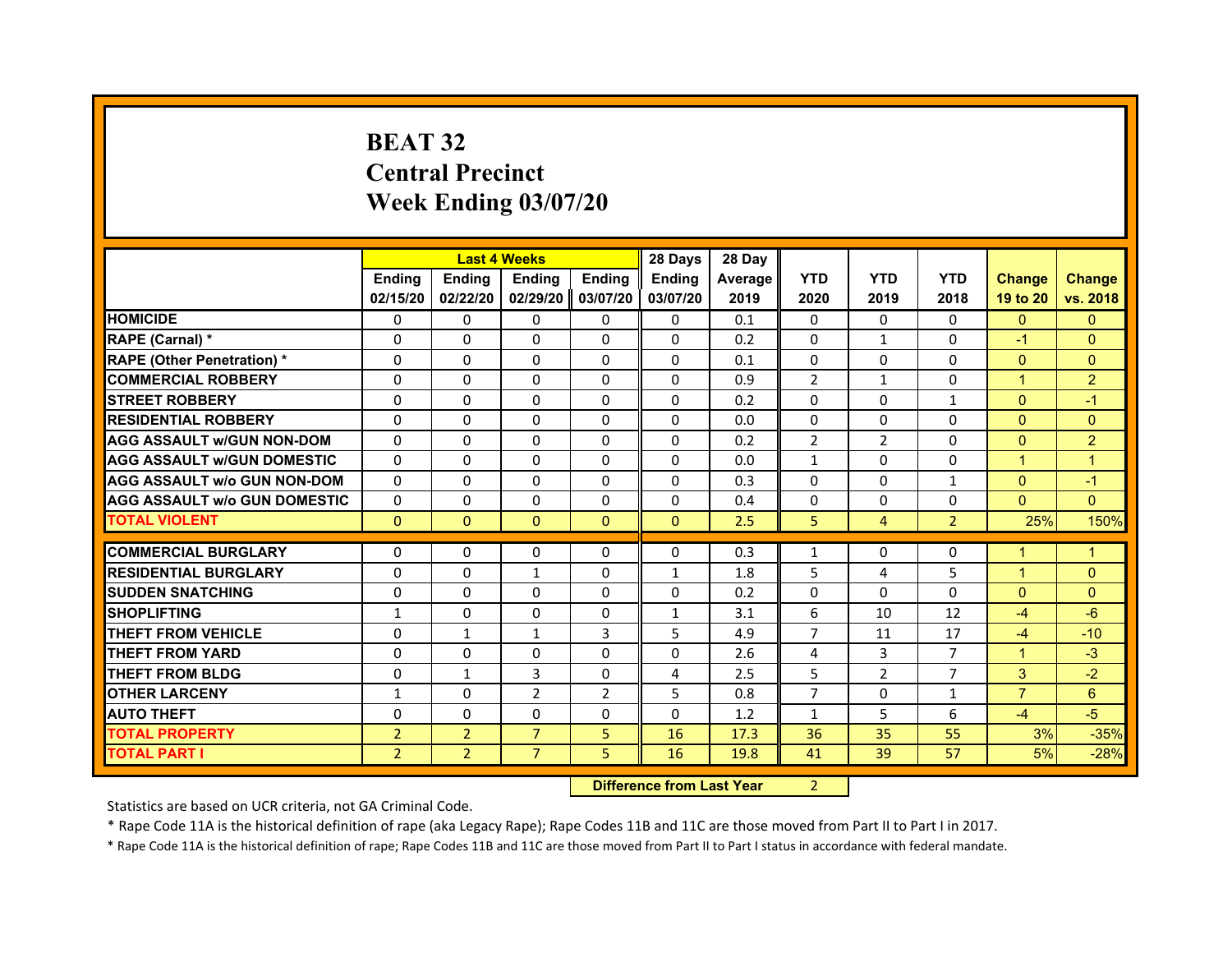# BEAT 32
## Central Precinct
## Week Ending 03/07/20

| | Last 4 Weeks | | | | 28 Days | 28 Day | | | | | |
|---|---|---|---|---|---|---|---|---|---|---|---|
| | Ending 02/15/20 | Ending 02/22/20 | Ending 02/29/20 | Ending 03/07/20 | Ending 03/07/20 | Average 2019 | YTD 2020 | YTD 2019 | YTD 2018 | Change 19 to 20 | Change vs. 2018 |
| HOMICIDE | 0 | 0 | 0 | 0 | 0 | 0.1 | 0 | 0 | 0 | 0 | 0 |
| RAPE (Carnal) * | 0 | 0 | 0 | 0 | 0 | 0.2 | 0 | 1 | 0 | -1 | 0 |
| RAPE (Other Penetration) * | 0 | 0 | 0 | 0 | 0 | 0.1 | 0 | 0 | 0 | 0 | 0 |
| COMMERCIAL ROBBERY | 0 | 0 | 0 | 0 | 0 | 0.9 | 2 | 1 | 0 | 1 | 2 |
| STREET ROBBERY | 0 | 0 | 0 | 0 | 0 | 0.2 | 0 | 0 | 1 | 0 | -1 |
| RESIDENTIAL ROBBERY | 0 | 0 | 0 | 0 | 0 | 0.0 | 0 | 0 | 0 | 0 | 0 |
| AGG ASSAULT w/GUN NON-DOM | 0 | 0 | 0 | 0 | 0 | 0.2 | 2 | 2 | 0 | 0 | 2 |
| AGG ASSAULT w/GUN DOMESTIC | 0 | 0 | 0 | 0 | 0 | 0.0 | 1 | 0 | 0 | 1 | 1 |
| AGG ASSAULT w/o GUN NON-DOM | 0 | 0 | 0 | 0 | 0 | 0.3 | 0 | 0 | 1 | 0 | -1 |
| AGG ASSAULT w/o GUN DOMESTIC | 0 | 0 | 0 | 0 | 0 | 0.4 | 0 | 0 | 0 | 0 | 0 |
| TOTAL VIOLENT | 0 | 0 | 0 | 0 | 0 | 2.5 | 5 | 4 | 2 | 25% | 150% |
| COMMERCIAL BURGLARY | 0 | 0 | 0 | 0 | 0 | 0.3 | 1 | 0 | 0 | 1 | 1 |
| RESIDENTIAL BURGLARY | 0 | 0 | 1 | 0 | 1 | 1.8 | 5 | 4 | 5 | 1 | 0 |
| SUDDEN SNATCHING | 0 | 0 | 0 | 0 | 0 | 0.2 | 0 | 0 | 0 | 0 | 0 |
| SHOPLIFTING | 1 | 0 | 0 | 0 | 1 | 3.1 | 6 | 10 | 12 | -4 | -6 |
| THEFT FROM VEHICLE | 0 | 1 | 1 | 3 | 5 | 4.9 | 7 | 11 | 17 | -4 | -10 |
| THEFT FROM YARD | 0 | 0 | 0 | 0 | 0 | 2.6 | 4 | 3 | 7 | 1 | -3 |
| THEFT FROM BLDG | 0 | 1 | 3 | 0 | 4 | 2.5 | 5 | 2 | 7 | 3 | -2 |
| OTHER LARCENY | 1 | 0 | 2 | 2 | 5 | 0.8 | 7 | 0 | 1 | 7 | 6 |
| AUTO THEFT | 0 | 0 | 0 | 0 | 0 | 1.2 | 1 | 5 | 6 | -4 | -5 |
| TOTAL PROPERTY | 2 | 2 | 7 | 5 | 16 | 17.3 | 36 | 35 | 55 | 3% | -35% |
| TOTAL PART I | 2 | 2 | 7 | 5 | 16 | 19.8 | 41 | 39 | 57 | 5% | -28% |

Difference from Last Year: 2

Statistics are based on UCR criteria, not GA Criminal Code.

* Rape Code 11A is the historical definition of rape (aka Legacy Rape); Rape Codes 11B and 11C are those moved from Part II to Part I in 2017.

* Rape Code 11A is the historical definition of rape; Rape Codes 11B and 11C are those moved from Part II to Part I status in accordance with federal mandate.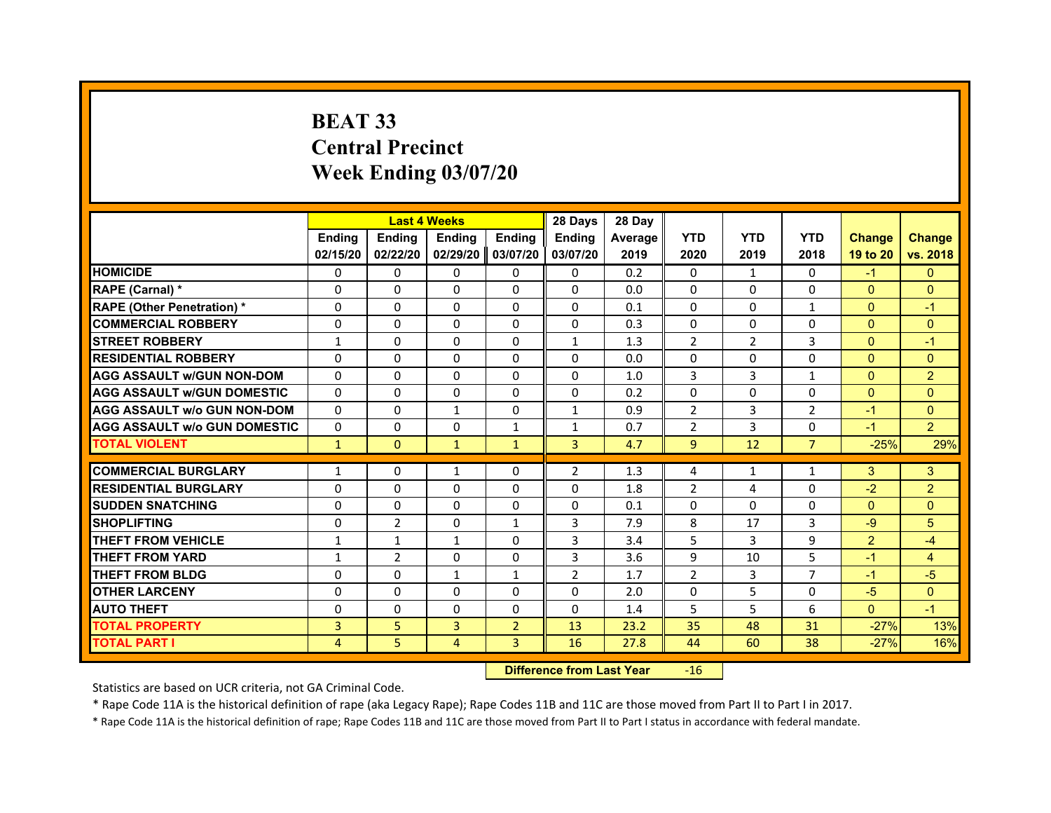# BEAT 33
# Central Precinct
# Week Ending 03/07/20

| | Last 4 Weeks | | | | 28 Days | 28 Day | | | | | |
|---|---|---|---|---|---|---|---|---|---|---|---|
| | Ending 02/15/20 | Ending 02/22/20 | Ending 02/29/20 | Ending 03/07/20 | Ending 03/07/20 | Average 2019 | YTD 2020 | YTD 2019 | YTD 2018 | Change 19 to 20 | Change vs. 2018 |
| HOMICIDE | 0 | 0 | 0 | 0 | 0 | 0.2 | 0 | 1 | 0 | -1 | 0 |
| RAPE (Carnal) * | 0 | 0 | 0 | 0 | 0 | 0.0 | 0 | 0 | 0 | 0 | 0 |
| RAPE (Other Penetration) * | 0 | 0 | 0 | 0 | 0 | 0.1 | 0 | 0 | 1 | 0 | -1 |
| COMMERCIAL ROBBERY | 0 | 0 | 0 | 0 | 0 | 0.3 | 0 | 0 | 0 | 0 | 0 |
| STREET ROBBERY | 1 | 0 | 0 | 0 | 1 | 1.3 | 2 | 2 | 3 | 0 | -1 |
| RESIDENTIAL ROBBERY | 0 | 0 | 0 | 0 | 0 | 0.0 | 0 | 0 | 0 | 0 | 0 |
| AGG ASSAULT w/GUN NON-DOM | 0 | 0 | 0 | 0 | 0 | 1.0 | 3 | 3 | 1 | 0 | 2 |
| AGG ASSAULT w/GUN DOMESTIC | 0 | 0 | 0 | 0 | 0 | 0.2 | 0 | 0 | 0 | 0 | 0 |
| AGG ASSAULT w/o GUN NON-DOM | 0 | 0 | 1 | 0 | 1 | 0.9 | 2 | 3 | 2 | -1 | 0 |
| AGG ASSAULT w/o GUN DOMESTIC | 0 | 0 | 0 | 1 | 1 | 0.7 | 2 | 3 | 0 | -1 | 2 |
| TOTAL VIOLENT | 1 | 0 | 1 | 1 | 3 | 4.7 | 9 | 12 | 7 | -25% | 29% |
| COMMERCIAL BURGLARY | 1 | 0 | 1 | 0 | 2 | 1.3 | 4 | 1 | 1 | 3 | 3 |
| RESIDENTIAL BURGLARY | 0 | 0 | 0 | 0 | 0 | 1.8 | 2 | 4 | 0 | -2 | 2 |
| SUDDEN SNATCHING | 0 | 0 | 0 | 0 | 0 | 0.1 | 0 | 0 | 0 | 0 | 0 |
| SHOPLIFTING | 0 | 2 | 0 | 1 | 3 | 7.9 | 8 | 17 | 3 | -9 | 5 |
| THEFT FROM VEHICLE | 1 | 1 | 1 | 0 | 3 | 3.4 | 5 | 3 | 9 | 2 | -4 |
| THEFT FROM YARD | 1 | 2 | 0 | 0 | 3 | 3.6 | 9 | 10 | 5 | -1 | 4 |
| THEFT FROM BLDG | 0 | 0 | 1 | 1 | 2 | 1.7 | 2 | 3 | 7 | -1 | -5 |
| OTHER LARCENY | 0 | 0 | 0 | 0 | 0 | 2.0 | 0 | 5 | 0 | -5 | 0 |
| AUTO THEFT | 0 | 0 | 0 | 0 | 0 | 1.4 | 5 | 5 | 6 | 0 | -1 |
| TOTAL PROPERTY | 3 | 5 | 3 | 2 | 13 | 23.2 | 35 | 48 | 31 | -27% | 13% |
| TOTAL PART I | 4 | 5 | 4 | 3 | 16 | 27.8 | 44 | 60 | 38 | -27% | 16% |

**Difference from Last Year** -16

Statistics are based on UCR criteria, not GA Criminal Code.

* Rape Code 11A is the historical definition of rape (aka Legacy Rape); Rape Codes 11B and 11C are those moved from Part II to Part I in 2017.

* Rape Code 11A is the historical definition of rape; Rape Codes 11B and 11C are those moved from Part II to Part I status in accordance with federal mandate.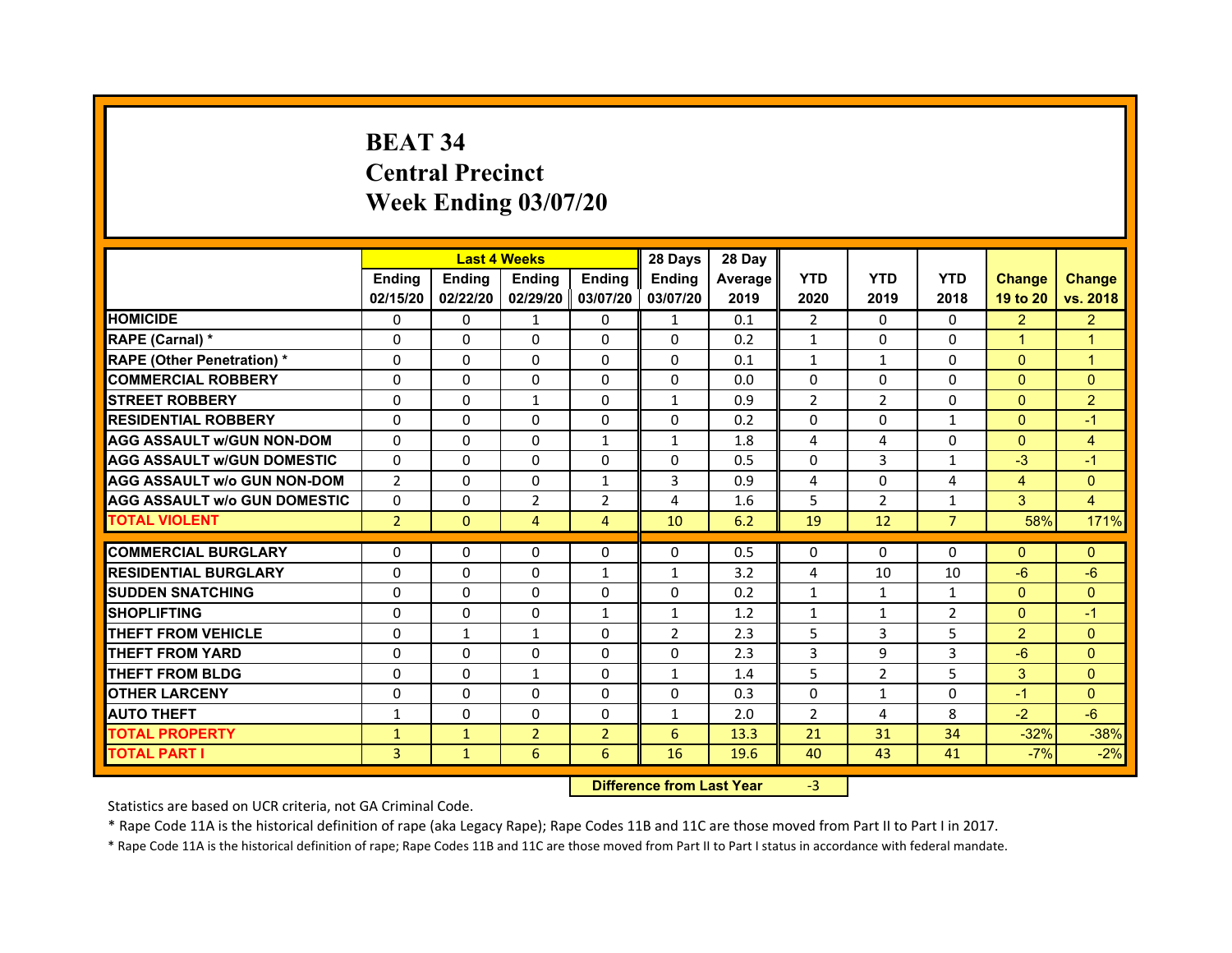# BEAT 34
## Central Precinct
## Week Ending 03/07/20

| | Last 4 Weeks | | | | 28 Days | 28 Day | | | | | |
|---|---|---|---|---|---|---|---|---|---|---|---|
| | Ending 02/15/20 | Ending 02/22/20 | Ending 02/29/20 | Ending 03/07/20 | Ending 03/07/20 | Average 2019 | YTD 2020 | YTD 2019 | YTD 2018 | Change 19 to 20 | Change vs. 2018 |
| HOMICIDE | 0 | 0 | 1 | 0 | 1 | 0.1 | 2 | 0 | 0 | 2 | 2 |
| RAPE (Carnal) * | 0 | 0 | 0 | 0 | 0 | 0.2 | 1 | 0 | 0 | 1 | 1 |
| RAPE (Other Penetration) * | 0 | 0 | 0 | 0 | 0 | 0.1 | 1 | 1 | 0 | 0 | 1 |
| COMMERCIAL ROBBERY | 0 | 0 | 0 | 0 | 0 | 0.0 | 0 | 0 | 0 | 0 | 0 |
| STREET ROBBERY | 0 | 0 | 1 | 0 | 1 | 0.9 | 2 | 2 | 0 | 0 | 2 |
| RESIDENTIAL ROBBERY | 0 | 0 | 0 | 0 | 0 | 0.2 | 0 | 0 | 1 | 0 | -1 |
| AGG ASSAULT w/GUN NON-DOM | 0 | 0 | 0 | 1 | 1 | 1.8 | 4 | 4 | 0 | 0 | 4 |
| AGG ASSAULT w/GUN DOMESTIC | 0 | 0 | 0 | 0 | 0 | 0.5 | 0 | 3 | 1 | -3 | -1 |
| AGG ASSAULT w/o GUN NON-DOM | 2 | 0 | 0 | 1 | 3 | 0.9 | 4 | 0 | 4 | 4 | 0 |
| AGG ASSAULT w/o GUN DOMESTIC | 0 | 0 | 2 | 2 | 4 | 1.6 | 5 | 2 | 1 | 3 | 4 |
| TOTAL VIOLENT | 2 | 0 | 4 | 4 | 10 | 6.2 | 19 | 12 | 7 | 58% | 171% |
| COMMERCIAL BURGLARY | 0 | 0 | 0 | 0 | 0 | 0.5 | 0 | 0 | 0 | 0 | 0 |
| RESIDENTIAL BURGLARY | 0 | 0 | 0 | 1 | 1 | 3.2 | 4 | 10 | 10 | -6 | -6 |
| SUDDEN SNATCHING | 0 | 0 | 0 | 0 | 0 | 0.2 | 1 | 1 | 1 | 0 | 0 |
| SHOPLIFTING | 0 | 0 | 0 | 1 | 1 | 1.2 | 1 | 1 | 2 | 0 | -1 |
| THEFT FROM VEHICLE | 0 | 1 | 1 | 0 | 2 | 2.3 | 5 | 3 | 5 | 2 | 0 |
| THEFT FROM YARD | 0 | 0 | 0 | 0 | 0 | 2.3 | 3 | 9 | 3 | -6 | 0 |
| THEFT FROM BLDG | 0 | 0 | 1 | 0 | 1 | 1.4 | 5 | 2 | 5 | 3 | 0 |
| OTHER LARCENY | 0 | 0 | 0 | 0 | 0 | 0.3 | 0 | 1 | 0 | -1 | 0 |
| AUTO THEFT | 1 | 0 | 0 | 0 | 1 | 2.0 | 2 | 4 | 8 | -2 | -6 |
| TOTAL PROPERTY | 1 | 1 | 2 | 2 | 6 | 13.3 | 21 | 31 | 34 | -32% | -38% |
| TOTAL PART I | 3 | 1 | 6 | 6 | 16 | 19.6 | 40 | 43 | 41 | -7% | -2% |

| Difference from Last Year | -3 |
|---|---|

Statistics are based on UCR criteria, not GA Criminal Code.

* Rape Code 11A is the historical definition of rape (aka Legacy Rape); Rape Codes 11B and 11C are those moved from Part II to Part I in 2017.

* Rape Code 11A is the historical definition of rape; Rape Codes 11B and 11C are those moved from Part II to Part I status in accordance with federal mandate.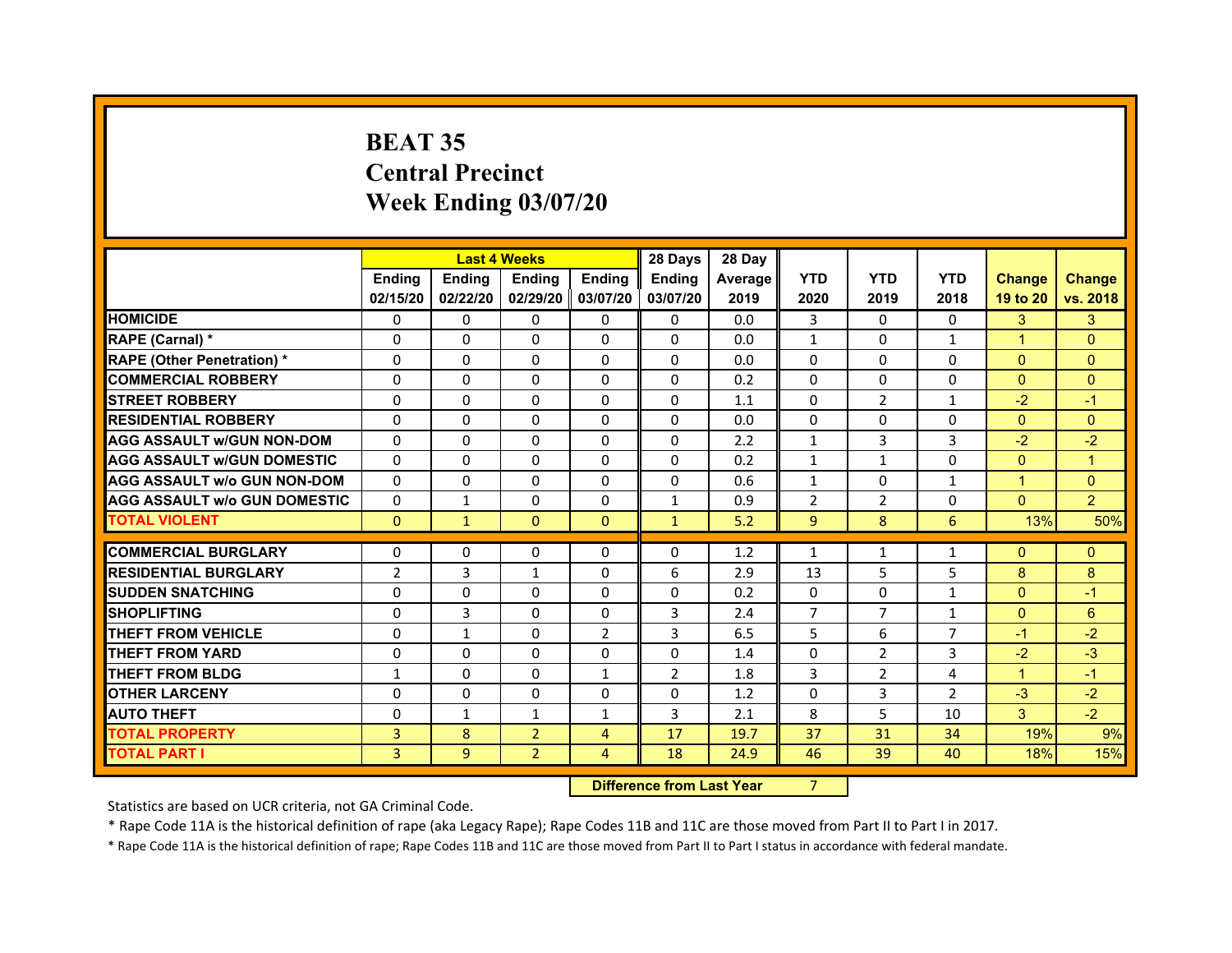# BEAT 35
## Central Precinct
## Week Ending 03/07/20

| | Last 4 Weeks | | | | 28 Days | 28 Day | | | | | |
|---|---|---|---|---|---|---|---|---|---|---|---|
| | Ending 02/15/20 | Ending 02/22/20 | Ending 02/29/20 | Ending 03/07/20 | Ending 03/07/20 | Average 2019 | YTD 2020 | YTD 2019 | YTD 2018 | Change 19 to 20 | Change vs. 2018 |
| HOMICIDE | 0 | 0 | 0 | 0 | 0 | 0.0 | 3 | 0 | 0 | 3 | 3 |
| RAPE (Carnal) * | 0 | 0 | 0 | 0 | 0 | 0.0 | 1 | 0 | 1 | 1 | 0 |
| RAPE (Other Penetration) * | 0 | 0 | 0 | 0 | 0 | 0.0 | 0 | 0 | 0 | 0 | 0 |
| COMMERCIAL ROBBERY | 0 | 0 | 0 | 0 | 0 | 0.2 | 0 | 0 | 0 | 0 | 0 |
| STREET ROBBERY | 0 | 0 | 0 | 0 | 0 | 1.1 | 0 | 2 | 1 | -2 | -1 |
| RESIDENTIAL ROBBERY | 0 | 0 | 0 | 0 | 0 | 0.0 | 0 | 0 | 0 | 0 | 0 |
| AGG ASSAULT w/GUN NON-DOM | 0 | 0 | 0 | 0 | 0 | 2.2 | 1 | 3 | 3 | -2 | -2 |
| AGG ASSAULT w/GUN DOMESTIC | 0 | 0 | 0 | 0 | 0 | 0.2 | 1 | 1 | 0 | 0 | 1 |
| AGG ASSAULT w/o GUN NON-DOM | 0 | 0 | 0 | 0 | 0 | 0.6 | 1 | 0 | 1 | 1 | 0 |
| AGG ASSAULT w/o GUN DOMESTIC | 0 | 1 | 0 | 0 | 1 | 0.9 | 2 | 2 | 0 | 0 | 2 |
| TOTAL VIOLENT | 0 | 1 | 0 | 0 | 1 | 5.2 | 9 | 8 | 6 | 13% | 50% |
| COMMERCIAL BURGLARY | 0 | 0 | 0 | 0 | 0 | 1.2 | 1 | 1 | 1 | 0 | 0 |
| RESIDENTIAL BURGLARY | 2 | 3 | 1 | 0 | 6 | 2.9 | 13 | 5 | 5 | 8 | 8 |
| SUDDEN SNATCHING | 0 | 0 | 0 | 0 | 0 | 0.2 | 0 | 0 | 1 | 0 | -1 |
| SHOPLIFTING | 0 | 3 | 0 | 0 | 3 | 2.4 | 7 | 7 | 1 | 0 | 6 |
| THEFT FROM VEHICLE | 0 | 1 | 0 | 2 | 3 | 6.5 | 5 | 6 | 7 | -1 | -2 |
| THEFT FROM YARD | 0 | 0 | 0 | 0 | 0 | 1.4 | 0 | 2 | 3 | -2 | -3 |
| THEFT FROM BLDG | 1 | 0 | 0 | 1 | 2 | 1.8 | 3 | 2 | 4 | 1 | -1 |
| OTHER LARCENY | 0 | 0 | 0 | 0 | 0 | 1.2 | 0 | 3 | 2 | -3 | -2 |
| AUTO THEFT | 0 | 1 | 1 | 1 | 3 | 2.1 | 8 | 5 | 10 | 3 | -2 |
| TOTAL PROPERTY | 3 | 8 | 2 | 4 | 17 | 19.7 | 37 | 31 | 34 | 19% | 9% |
| TOTAL PART I | 3 | 9 | 2 | 4 | 18 | 24.9 | 46 | 39 | 40 | 18% | 15% |

| Difference from Last Year | 7 |
|---|---|

Statistics are based on UCR criteria, not GA Criminal Code.

* Rape Code 11A is the historical definition of rape (aka Legacy Rape); Rape Codes 11B and 11C are those moved from Part II to Part I in 2017.

* Rape Code 11A is the historical definition of rape; Rape Codes 11B and 11C are those moved from Part II to Part I status in accordance with federal mandate.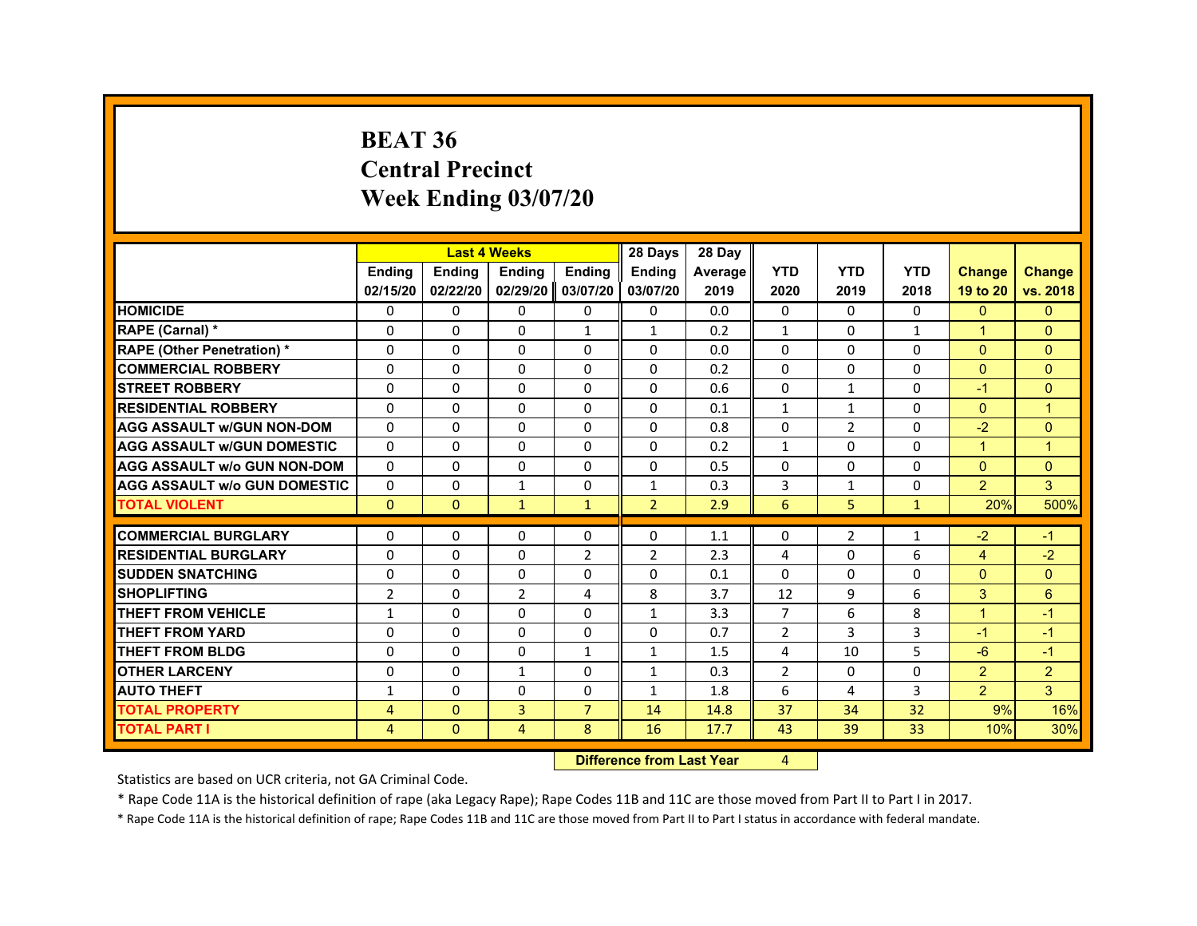# BEAT 36
# Central Precinct
# Week Ending 03/07/20

| | Last 4 Weeks | | | | 28 Days | 28 Day | | | | | |
|---|---|---|---|---|---|---|---|---|---|---|---|
| | Ending 02/15/20 | Ending 02/22/20 | Ending 02/29/20 | Ending 03/07/20 | Ending 03/07/20 | Average 2019 | YTD 2020 | YTD 2019 | YTD 2018 | Change 19 to 20 | Change vs. 2018 |
| HOMICIDE | 0 | 0 | 0 | 0 | 0 | 0.0 | 0 | 0 | 0 | 0 | 0 |
| RAPE (Carnal) * | 0 | 0 | 0 | 1 | 1 | 0.2 | 1 | 0 | 1 | 1 | 0 |
| RAPE (Other Penetration) * | 0 | 0 | 0 | 0 | 0 | 0.0 | 0 | 0 | 0 | 0 | 0 |
| COMMERCIAL ROBBERY | 0 | 0 | 0 | 0 | 0 | 0.2 | 0 | 0 | 0 | 0 | 0 |
| STREET ROBBERY | 0 | 0 | 0 | 0 | 0 | 0.6 | 0 | 1 | 0 | -1 | 0 |
| RESIDENTIAL ROBBERY | 0 | 0 | 0 | 0 | 0 | 0.1 | 1 | 1 | 0 | 0 | 1 |
| AGG ASSAULT w/GUN NON-DOM | 0 | 0 | 0 | 0 | 0 | 0.8 | 0 | 2 | 0 | -2 | 0 |
| AGG ASSAULT w/GUN DOMESTIC | 0 | 0 | 0 | 0 | 0 | 0.2 | 1 | 0 | 0 | 1 | 1 |
| AGG ASSAULT w/o GUN NON-DOM | 0 | 0 | 0 | 0 | 0 | 0.5 | 0 | 0 | 0 | 0 | 0 |
| AGG ASSAULT w/o GUN DOMESTIC | 0 | 0 | 1 | 0 | 1 | 0.3 | 3 | 1 | 0 | 2 | 3 |
| TOTAL VIOLENT | 0 | 0 | 1 | 1 | 2 | 2.9 | 6 | 5 | 1 | 20% | 500% |
| COMMERCIAL BURGLARY | 0 | 0 | 0 | 0 | 0 | 1.1 | 0 | 2 | 1 | -2 | -1 |
| RESIDENTIAL BURGLARY | 0 | 0 | 0 | 2 | 2 | 2.3 | 4 | 0 | 6 | 4 | -2 |
| SUDDEN SNATCHING | 0 | 0 | 0 | 0 | 0 | 0.1 | 0 | 0 | 0 | 0 | 0 |
| SHOPLIFTING | 2 | 0 | 2 | 4 | 8 | 3.7 | 12 | 9 | 6 | 3 | 6 |
| THEFT FROM VEHICLE | 1 | 0 | 0 | 0 | 1 | 3.3 | 7 | 6 | 8 | 1 | -1 |
| THEFT FROM YARD | 0 | 0 | 0 | 0 | 0 | 0.7 | 2 | 3 | 3 | -1 | -1 |
| THEFT FROM BLDG | 0 | 0 | 0 | 1 | 1 | 1.5 | 4 | 10 | 5 | -6 | -1 |
| OTHER LARCENY | 0 | 0 | 1 | 0 | 1 | 0.3 | 2 | 0 | 0 | 2 | 2 |
| AUTO THEFT | 1 | 0 | 0 | 0 | 1 | 1.8 | 6 | 4 | 3 | 2 | 3 |
| TOTAL PROPERTY | 4 | 0 | 3 | 7 | 14 | 14.8 | 37 | 34 | 32 | 9% | 16% |
| TOTAL PART I | 4 | 0 | 4 | 8 | 16 | 17.7 | 43 | 39 | 33 | 10% | 30% |

**Difference from Last Year** 4

Statistics are based on UCR criteria, not GA Criminal Code.

* Rape Code 11A is the historical definition of rape (aka Legacy Rape); Rape Codes 11B and 11C are those moved from Part II to Part I in 2017.

* Rape Code 11A is the historical definition of rape; Rape Codes 11B and 11C are those moved from Part II to Part I status in accordance with federal mandate.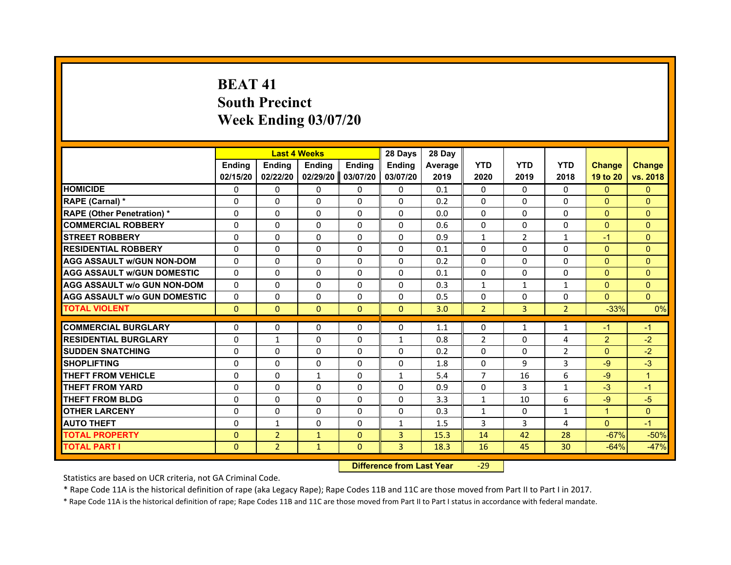# BEAT 41
## South Precinct
## Week Ending 03/07/20

| | Last 4 Weeks | | | | 28 Days | 28 Day | | | | | |
|---|---|---|---|---|---|---|---|---|---|---|---|
| | Ending 02/15/20 | Ending 02/22/20 | Ending 02/29/20 | Ending 03/07/20 | Ending 03/07/20 | Average 2019 | YTD 2020 | YTD 2019 | YTD 2018 | Change 19 to 20 | Change vs. 2018 |
| HOMICIDE | 0 | 0 | 0 | 0 | 0 | 0.1 | 0 | 0 | 0 | 0 | 0 |
| RAPE (Carnal) * | 0 | 0 | 0 | 0 | 0 | 0.2 | 0 | 0 | 0 | 0 | 0 |
| RAPE (Other Penetration) * | 0 | 0 | 0 | 0 | 0 | 0.0 | 0 | 0 | 0 | 0 | 0 |
| COMMERCIAL ROBBERY | 0 | 0 | 0 | 0 | 0 | 0.6 | 0 | 0 | 0 | 0 | 0 |
| STREET ROBBERY | 0 | 0 | 0 | 0 | 0 | 0.9 | 1 | 2 | 1 | -1 | 0 |
| RESIDENTIAL ROBBERY | 0 | 0 | 0 | 0 | 0 | 0.1 | 0 | 0 | 0 | 0 | 0 |
| AGG ASSAULT w/GUN NON-DOM | 0 | 0 | 0 | 0 | 0 | 0.2 | 0 | 0 | 0 | 0 | 0 |
| AGG ASSAULT w/GUN DOMESTIC | 0 | 0 | 0 | 0 | 0 | 0.1 | 0 | 0 | 0 | 0 | 0 |
| AGG ASSAULT w/o GUN NON-DOM | 0 | 0 | 0 | 0 | 0 | 0.3 | 1 | 1 | 1 | 0 | 0 |
| AGG ASSAULT w/o GUN DOMESTIC | 0 | 0 | 0 | 0 | 0 | 0.5 | 0 | 0 | 0 | 0 | 0 |
| TOTAL VIOLENT | 0 | 0 | 0 | 0 | 0 | 3.0 | 2 | 3 | 2 | -33% | 0% |
| COMMERCIAL BURGLARY | 0 | 0 | 0 | 0 | 0 | 1.1 | 0 | 1 | 1 | -1 | -1 |
| RESIDENTIAL BURGLARY | 0 | 1 | 0 | 0 | 1 | 0.8 | 2 | 0 | 4 | 2 | -2 |
| SUDDEN SNATCHING | 0 | 0 | 0 | 0 | 0 | 0.2 | 0 | 0 | 2 | 0 | -2 |
| SHOPLIFTING | 0 | 0 | 0 | 0 | 0 | 1.8 | 0 | 9 | 3 | -9 | -3 |
| THEFT FROM VEHICLE | 0 | 0 | 1 | 0 | 1 | 5.4 | 7 | 16 | 6 | -9 | 1 |
| THEFT FROM YARD | 0 | 0 | 0 | 0 | 0 | 0.9 | 0 | 3 | 1 | -3 | -1 |
| THEFT FROM BLDG | 0 | 0 | 0 | 0 | 0 | 3.3 | 1 | 10 | 6 | -9 | -5 |
| OTHER LARCENY | 0 | 0 | 0 | 0 | 0 | 0.3 | 1 | 0 | 1 | 1 | 0 |
| AUTO THEFT | 0 | 1 | 0 | 0 | 1 | 1.5 | 3 | 3 | 4 | 0 | -1 |
| TOTAL PROPERTY | 0 | 2 | 1 | 0 | 3 | 15.3 | 14 | 42 | 28 | -67% | -50% |
| TOTAL PART I | 0 | 2 | 1 | 0 | 3 | 18.3 | 16 | 45 | 30 | -64% | -47% |

**Difference from Last Year** -29

Statistics are based on UCR criteria, not GA Criminal Code.

* Rape Code 11A is the historical definition of rape (aka Legacy Rape); Rape Codes 11B and 11C are those moved from Part II to Part I in 2017.

* Rape Code 11A is the historical definition of rape; Rape Codes 11B and 11C are those moved from Part II to Part I status in accordance with federal mandate.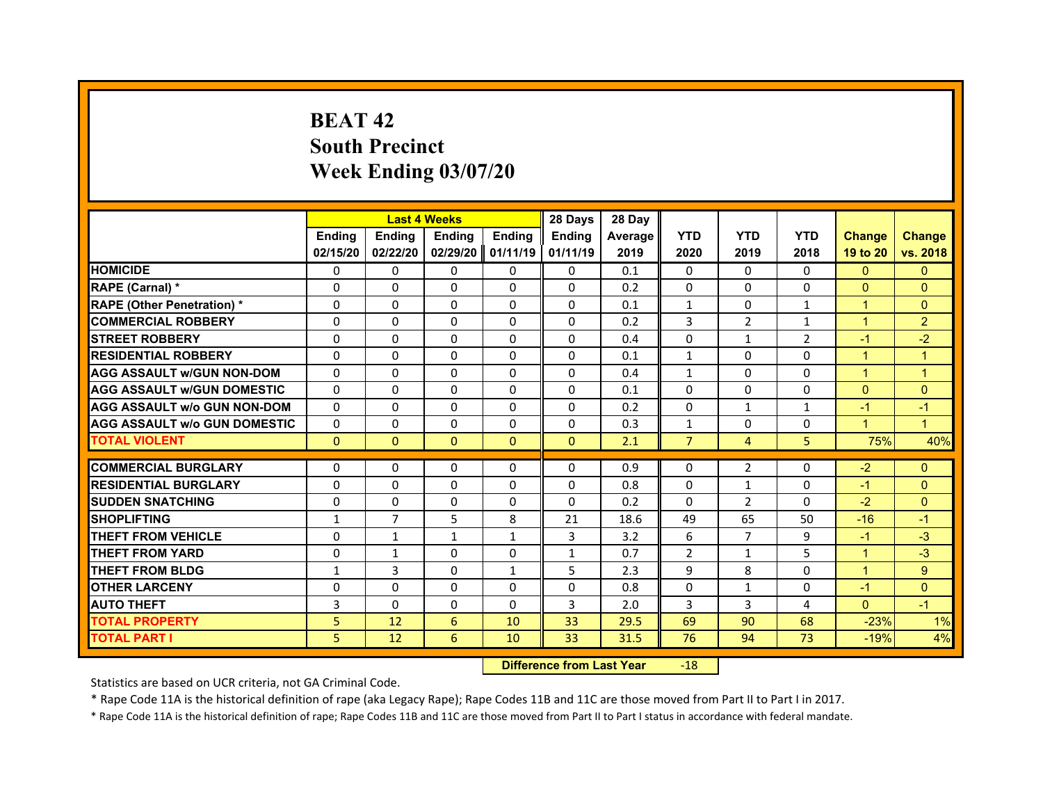# BEAT 42
## South Precinct
## Week Ending 03/07/20

| | Last 4 Weeks | | | | 28 Days | 28 Day | | | | | |
|---|---|---|---|---|---|---|---|---|---|---|---|
| | Ending 02/15/20 | Ending 02/22/20 | Ending 02/29/20 | Ending 01/11/19 | Ending 01/11/19 | Average 2019 | YTD 2020 | YTD 2019 | YTD 2018 | Change 19 to 20 | Change vs. 2018 |
| HOMICIDE | 0 | 0 | 0 | 0 | 0 | 0.1 | 0 | 0 | 0 | 0 | 0 |
| RAPE (Carnal) * | 0 | 0 | 0 | 0 | 0 | 0.2 | 0 | 0 | 0 | 0 | 0 |
| RAPE (Other Penetration) * | 0 | 0 | 0 | 0 | 0 | 0.1 | 1 | 0 | 1 | 1 | 0 |
| COMMERCIAL ROBBERY | 0 | 0 | 0 | 0 | 0 | 0.2 | 3 | 2 | 1 | 1 | 2 |
| STREET ROBBERY | 0 | 0 | 0 | 0 | 0 | 0.4 | 0 | 1 | 2 | -1 | -2 |
| RESIDENTIAL ROBBERY | 0 | 0 | 0 | 0 | 0 | 0.1 | 1 | 0 | 0 | 1 | 1 |
| AGG ASSAULT w/GUN NON-DOM | 0 | 0 | 0 | 0 | 0 | 0.4 | 1 | 0 | 0 | 1 | 1 |
| AGG ASSAULT w/GUN DOMESTIC | 0 | 0 | 0 | 0 | 0 | 0.1 | 0 | 0 | 0 | 0 | 0 |
| AGG ASSAULT w/o GUN NON-DOM | 0 | 0 | 0 | 0 | 0 | 0.2 | 0 | 1 | 1 | -1 | -1 |
| AGG ASSAULT w/o GUN DOMESTIC | 0 | 0 | 0 | 0 | 0 | 0.3 | 1 | 0 | 0 | 1 | 1 |
| TOTAL VIOLENT | 0 | 0 | 0 | 0 | 0 | 2.1 | 7 | 4 | 5 | 75% | 40% |
| COMMERCIAL BURGLARY | 0 | 0 | 0 | 0 | 0 | 0.9 | 0 | 2 | 0 | -2 | 0 |
| RESIDENTIAL BURGLARY | 0 | 0 | 0 | 0 | 0 | 0.8 | 0 | 1 | 0 | -1 | 0 |
| SUDDEN SNATCHING | 0 | 0 | 0 | 0 | 0 | 0.2 | 0 | 2 | 0 | -2 | 0 |
| SHOPLIFTING | 1 | 7 | 5 | 8 | 21 | 18.6 | 49 | 65 | 50 | -16 | -1 |
| THEFT FROM VEHICLE | 0 | 1 | 1 | 1 | 3 | 3.2 | 6 | 7 | 9 | -1 | -3 |
| THEFT FROM YARD | 0 | 1 | 0 | 0 | 1 | 0.7 | 2 | 1 | 5 | 1 | -3 |
| THEFT FROM BLDG | 1 | 3 | 0 | 1 | 5 | 2.3 | 9 | 8 | 0 | 1 | 9 |
| OTHER LARCENY | 0 | 0 | 0 | 0 | 0 | 0.8 | 0 | 1 | 0 | -1 | 0 |
| AUTO THEFT | 3 | 0 | 0 | 0 | 3 | 2.0 | 3 | 3 | 4 | 0 | -1 |
| TOTAL PROPERTY | 5 | 12 | 6 | 10 | 33 | 29.5 | 69 | 90 | 68 | -23% | 1% |
| TOTAL PART I | 5 | 12 | 6 | 10 | 33 | 31.5 | 76 | 94 | 73 | -19% | 4% |

**Difference from Last Year** -18

Statistics are based on UCR criteria, not GA Criminal Code.

* Rape Code 11A is the historical definition of rape (aka Legacy Rape); Rape Codes 11B and 11C are those moved from Part II to Part I in 2017.

* Rape Code 11A is the historical definition of rape; Rape Codes 11B and 11C are those moved from Part II to Part I status in accordance with federal mandate.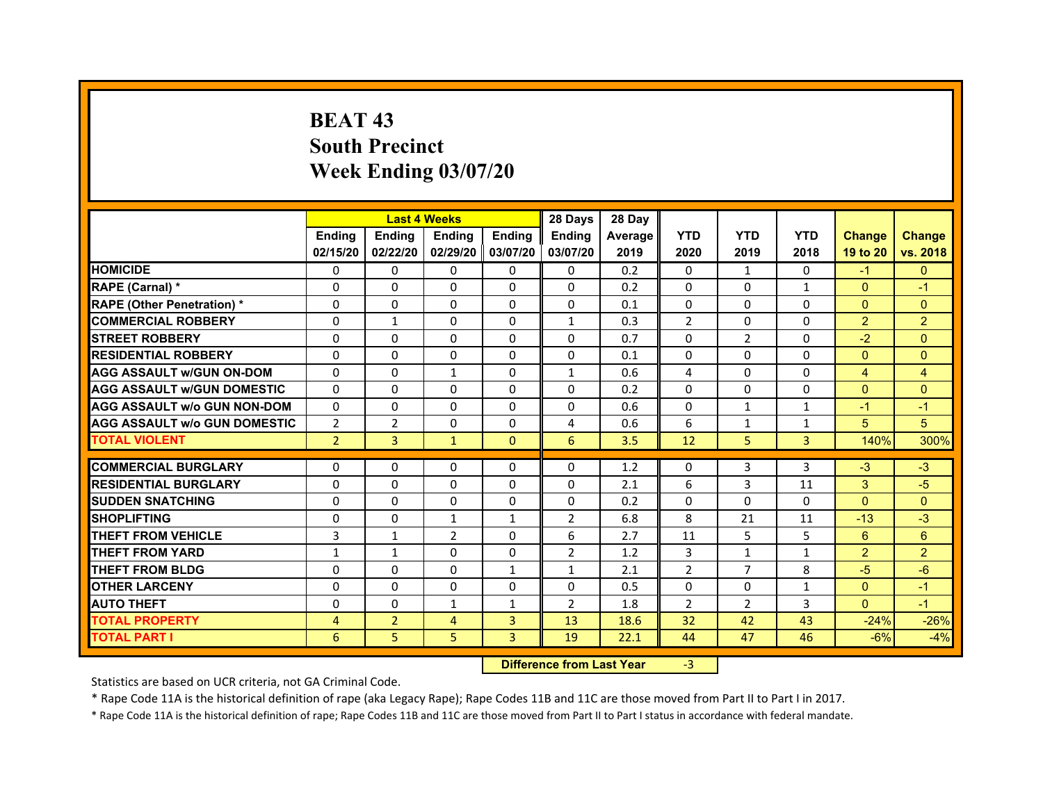# BEAT 43
## South Precinct
## Week Ending 03/07/20

| | Last 4 Weeks | | | | 28 Days | 28 Day | | | | | |
|---|---|---|---|---|---|---|---|---|---|---|---|
| | Ending 02/15/20 | Ending 02/22/20 | Ending 02/29/20 | Ending 03/07/20 | Ending 03/07/20 | Average 2019 | YTD 2020 | YTD 2019 | YTD 2018 | Change 19 to 20 | Change vs. 2018 |
| HOMICIDE | 0 | 0 | 0 | 0 | 0 | 0.2 | 0 | 1 | 0 | -1 | 0 |
| RAPE (Carnal) * | 0 | 0 | 0 | 0 | 0 | 0.2 | 0 | 0 | 1 | 0 | -1 |
| RAPE (Other Penetration) * | 0 | 0 | 0 | 0 | 0 | 0.1 | 0 | 0 | 0 | 0 | 0 |
| COMMERCIAL ROBBERY | 0 | 1 | 0 | 0 | 1 | 0.3 | 2 | 0 | 0 | 2 | 2 |
| STREET ROBBERY | 0 | 0 | 0 | 0 | 0 | 0.7 | 0 | 2 | 0 | -2 | 0 |
| RESIDENTIAL ROBBERY | 0 | 0 | 0 | 0 | 0 | 0.1 | 0 | 0 | 0 | 0 | 0 |
| AGG ASSAULT w/GUN ON-DOM | 0 | 0 | 1 | 0 | 1 | 0.6 | 4 | 0 | 0 | 4 | 4 |
| AGG ASSAULT w/GUN DOMESTIC | 0 | 0 | 0 | 0 | 0 | 0.2 | 0 | 0 | 0 | 0 | 0 |
| AGG ASSAULT w/o GUN NON-DOM | 0 | 0 | 0 | 0 | 0 | 0.6 | 0 | 1 | 1 | -1 | -1 |
| AGG ASSAULT w/o GUN DOMESTIC | 2 | 2 | 0 | 0 | 4 | 0.6 | 6 | 1 | 1 | 5 | 5 |
| TOTAL VIOLENT | 2 | 3 | 1 | 0 | 6 | 3.5 | 12 | 5 | 3 | 140% | 300% |
| COMMERCIAL BURGLARY | 0 | 0 | 0 | 0 | 0 | 1.2 | 0 | 3 | 3 | -3 | -3 |
| RESIDENTIAL BURGLARY | 0 | 0 | 0 | 0 | 0 | 2.1 | 6 | 3 | 11 | 3 | -5 |
| SUDDEN SNATCHING | 0 | 0 | 0 | 0 | 0 | 0.2 | 0 | 0 | 0 | 0 | 0 |
| SHOPLIFTING | 0 | 0 | 1 | 1 | 2 | 6.8 | 8 | 21 | 11 | -13 | -3 |
| THEFT FROM VEHICLE | 3 | 1 | 2 | 0 | 6 | 2.7 | 11 | 5 | 5 | 6 | 6 |
| THEFT FROM YARD | 1 | 1 | 0 | 0 | 2 | 1.2 | 3 | 1 | 1 | 2 | 2 |
| THEFT FROM BLDG | 0 | 0 | 0 | 1 | 1 | 2.1 | 2 | 7 | 8 | -5 | -6 |
| OTHER LARCENY | 0 | 0 | 0 | 0 | 0 | 0.5 | 0 | 0 | 1 | 0 | -1 |
| AUTO THEFT | 0 | 0 | 1 | 1 | 2 | 1.8 | 2 | 2 | 3 | 0 | -1 |
| TOTAL PROPERTY | 4 | 2 | 4 | 3 | 13 | 18.6 | 32 | 42 | 43 | -24% | -26% |
| TOTAL PART I | 6 | 5 | 5 | 3 | 19 | 22.1 | 44 | 47 | 46 | -6% | -4% |

**Difference from Last Year** -3

Statistics are based on UCR criteria, not GA Criminal Code.

* Rape Code 11A is the historical definition of rape (aka Legacy Rape); Rape Codes 11B and 11C are those moved from Part II to Part I in 2017.

* Rape Code 11A is the historical definition of rape; Rape Codes 11B and 11C are those moved from Part II to Part I status in accordance with federal mandate.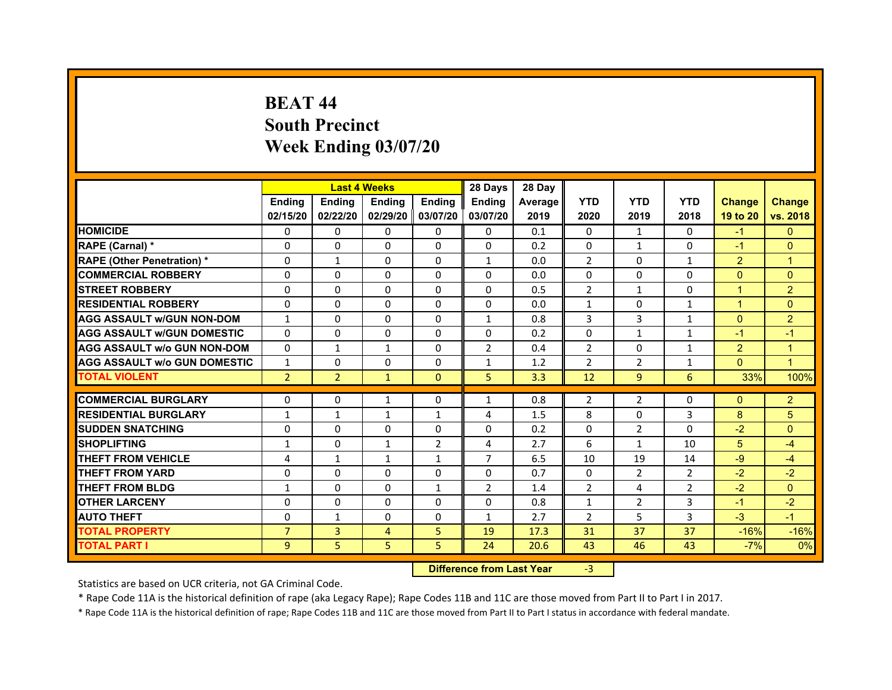# BEAT 44
# South Precinct
# Week Ending 03/07/20

| | Last 4 Weeks | | | | 28 Days | 28 Day | | | | | |
|---|---|---|---|---|---|---|---|---|---|---|---|
| | Ending 02/15/20 | Ending 02/22/20 | Ending 02/29/20 | Ending 03/07/20 | Ending 03/07/20 | Average 2019 | YTD 2020 | YTD 2019 | YTD 2018 | Change 19 to 20 | Change vs. 2018 |
| HOMICIDE | 0 | 0 | 0 | 0 | 0 | 0.1 | 0 | 1 | 0 | -1 | 0 |
| RAPE (Carnal) * | 0 | 0 | 0 | 0 | 0 | 0.2 | 0 | 1 | 0 | -1 | 0 |
| RAPE (Other Penetration) * | 0 | 1 | 0 | 0 | 1 | 0.0 | 2 | 0 | 1 | 2 | 1 |
| COMMERCIAL ROBBERY | 0 | 0 | 0 | 0 | 0 | 0.0 | 0 | 0 | 0 | 0 | 0 |
| STREET ROBBERY | 0 | 0 | 0 | 0 | 0 | 0.5 | 2 | 1 | 0 | 1 | 2 |
| RESIDENTIAL ROBBERY | 0 | 0 | 0 | 0 | 0 | 0.0 | 1 | 0 | 1 | 1 | 0 |
| AGG ASSAULT w/GUN NON-DOM | 1 | 0 | 0 | 0 | 1 | 0.8 | 3 | 3 | 1 | 0 | 2 |
| AGG ASSAULT w/GUN DOMESTIC | 0 | 0 | 0 | 0 | 0 | 0.2 | 0 | 1 | 1 | -1 | -1 |
| AGG ASSAULT w/o GUN NON-DOM | 0 | 1 | 1 | 0 | 2 | 0.4 | 2 | 0 | 1 | 2 | 1 |
| AGG ASSAULT w/o GUN DOMESTIC | 1 | 0 | 0 | 0 | 1 | 1.2 | 2 | 2 | 1 | 0 | 1 |
| TOTAL VIOLENT | 2 | 2 | 1 | 0 | 5 | 3.3 | 12 | 9 | 6 | 33% | 100% |
| COMMERCIAL BURGLARY | 0 | 0 | 1 | 0 | 1 | 0.8 | 2 | 2 | 0 | 0 | 2 |
| RESIDENTIAL BURGLARY | 1 | 1 | 1 | 1 | 4 | 1.5 | 8 | 0 | 3 | 8 | 5 |
| SUDDEN SNATCHING | 0 | 0 | 0 | 0 | 0 | 0.2 | 0 | 2 | 0 | -2 | 0 |
| SHOPLIFTING | 1 | 0 | 1 | 2 | 4 | 2.7 | 6 | 1 | 10 | 5 | -4 |
| THEFT FROM VEHICLE | 4 | 1 | 1 | 1 | 7 | 6.5 | 10 | 19 | 14 | -9 | -4 |
| THEFT FROM YARD | 0 | 0 | 0 | 0 | 0 | 0.7 | 0 | 2 | 2 | -2 | -2 |
| THEFT FROM BLDG | 1 | 0 | 0 | 1 | 2 | 1.4 | 2 | 4 | 2 | -2 | 0 |
| OTHER LARCENY | 0 | 0 | 0 | 0 | 0 | 0.8 | 1 | 2 | 3 | -1 | -2 |
| AUTO THEFT | 0 | 1 | 0 | 0 | 1 | 2.7 | 2 | 5 | 3 | -3 | -1 |
| TOTAL PROPERTY | 7 | 3 | 4 | 5 | 19 | 17.3 | 31 | 37 | 37 | -16% | -16% |
| TOTAL PART I | 9 | 5 | 5 | 5 | 24 | 20.6 | 43 | 46 | 43 | -7% | 0% |

**Difference from Last Year** -3

Statistics are based on UCR criteria, not GA Criminal Code.

* Rape Code 11A is the historical definition of rape (aka Legacy Rape); Rape Codes 11B and 11C are those moved from Part II to Part I in 2017.

* Rape Code 11A is the historical definition of rape; Rape Codes 11B and 11C are those moved from Part II to Part I status in accordance with federal mandate.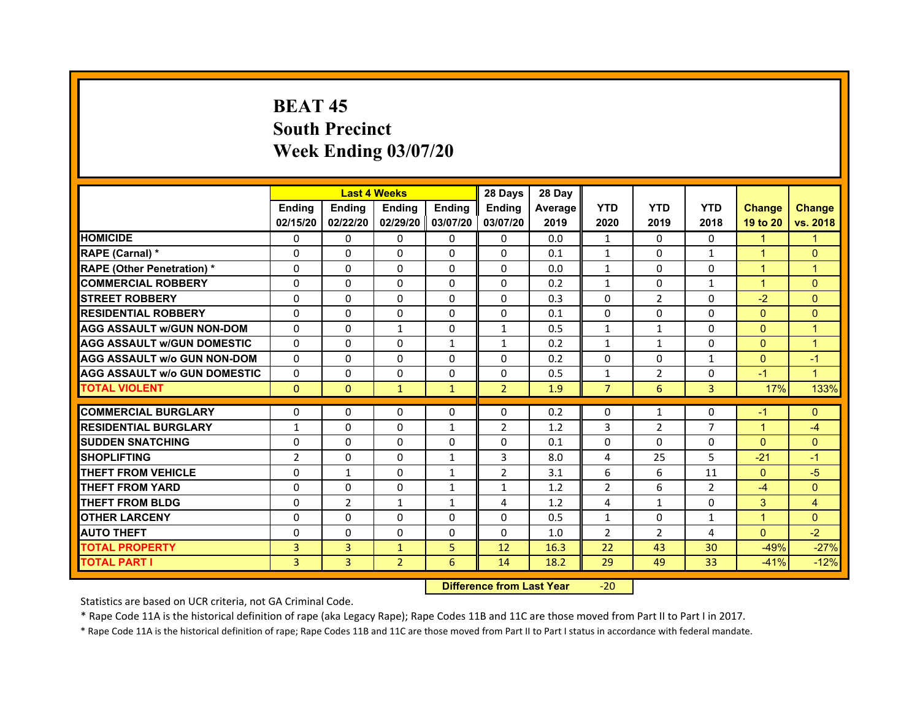# BEAT 45
## South Precinct
## Week Ending 03/07/20

| | Last 4 Weeks | | | | 28 Days | 28 Day | | | | | |
|---|---|---|---|---|---|---|---|---|---|---|---|
| | Ending 02/15/20 | Ending 02/22/20 | Ending 02/29/20 | Ending 03/07/20 | Ending 03/07/20 | Average 2019 | YTD 2020 | YTD 2019 | YTD 2018 | Change 19 to 20 | Change vs. 2018 |
| HOMICIDE | 0 | 0 | 0 | 0 | 0 | 0.0 | 1 | 0 | 0 | 1 | 1 |
| RAPE (Carnal) * | 0 | 0 | 0 | 0 | 0 | 0.1 | 1 | 0 | 1 | 1 | 0 |
| RAPE (Other Penetration) * | 0 | 0 | 0 | 0 | 0 | 0.0 | 1 | 0 | 0 | 1 | 1 |
| COMMERCIAL ROBBERY | 0 | 0 | 0 | 0 | 0 | 0.2 | 1 | 0 | 1 | 1 | 0 |
| STREET ROBBERY | 0 | 0 | 0 | 0 | 0 | 0.3 | 0 | 2 | 0 | -2 | 0 |
| RESIDENTIAL ROBBERY | 0 | 0 | 0 | 0 | 0 | 0.1 | 0 | 0 | 0 | 0 | 0 |
| AGG ASSAULT w/GUN NON-DOM | 0 | 0 | 1 | 0 | 1 | 0.5 | 1 | 1 | 0 | 0 | 1 |
| AGG ASSAULT w/GUN DOMESTIC | 0 | 0 | 0 | 1 | 1 | 0.2 | 1 | 1 | 0 | 0 | 1 |
| AGG ASSAULT w/o GUN NON-DOM | 0 | 0 | 0 | 0 | 0 | 0.2 | 0 | 0 | 1 | 0 | -1 |
| AGG ASSAULT w/o GUN DOMESTIC | 0 | 0 | 0 | 0 | 0 | 0.5 | 1 | 2 | 0 | -1 | 1 |
| TOTAL VIOLENT | 0 | 0 | 1 | 1 | 2 | 1.9 | 7 | 6 | 3 | 17% | 133% |
| COMMERCIAL BURGLARY | 0 | 0 | 0 | 0 | 0 | 0.2 | 0 | 1 | 0 | -1 | 0 |
| RESIDENTIAL BURGLARY | 1 | 0 | 0 | 1 | 2 | 1.2 | 3 | 2 | 7 | 1 | -4 |
| SUDDEN SNATCHING | 0 | 0 | 0 | 0 | 0 | 0.1 | 0 | 0 | 0 | 0 | 0 |
| SHOPLIFTING | 2 | 0 | 0 | 1 | 3 | 8.0 | 4 | 25 | 5 | -21 | -1 |
| THEFT FROM VEHICLE | 0 | 1 | 0 | 1 | 2 | 3.1 | 6 | 6 | 11 | 0 | -5 |
| THEFT FROM YARD | 0 | 0 | 0 | 1 | 1 | 1.2 | 2 | 6 | 2 | -4 | 0 |
| THEFT FROM BLDG | 0 | 2 | 1 | 1 | 4 | 1.2 | 4 | 1 | 0 | 3 | 4 |
| OTHER LARCENY | 0 | 0 | 0 | 0 | 0 | 0.5 | 1 | 0 | 1 | 1 | 0 |
| AUTO THEFT | 0 | 0 | 0 | 0 | 0 | 1.0 | 2 | 2 | 4 | 0 | -2 |
| TOTAL PROPERTY | 3 | 3 | 1 | 5 | 12 | 16.3 | 22 | 43 | 30 | -49% | -27% |
| TOTAL PART I | 3 | 3 | 2 | 6 | 14 | 18.2 | 29 | 49 | 33 | -41% | -12% |

**Difference from Last Year** -20

Statistics are based on UCR criteria, not GA Criminal Code.

* Rape Code 11A is the historical definition of rape (aka Legacy Rape); Rape Codes 11B and 11C are those moved from Part II to Part I in 2017.

* Rape Code 11A is the historical definition of rape; Rape Codes 11B and 11C are those moved from Part II to Part I status in accordance with federal mandate.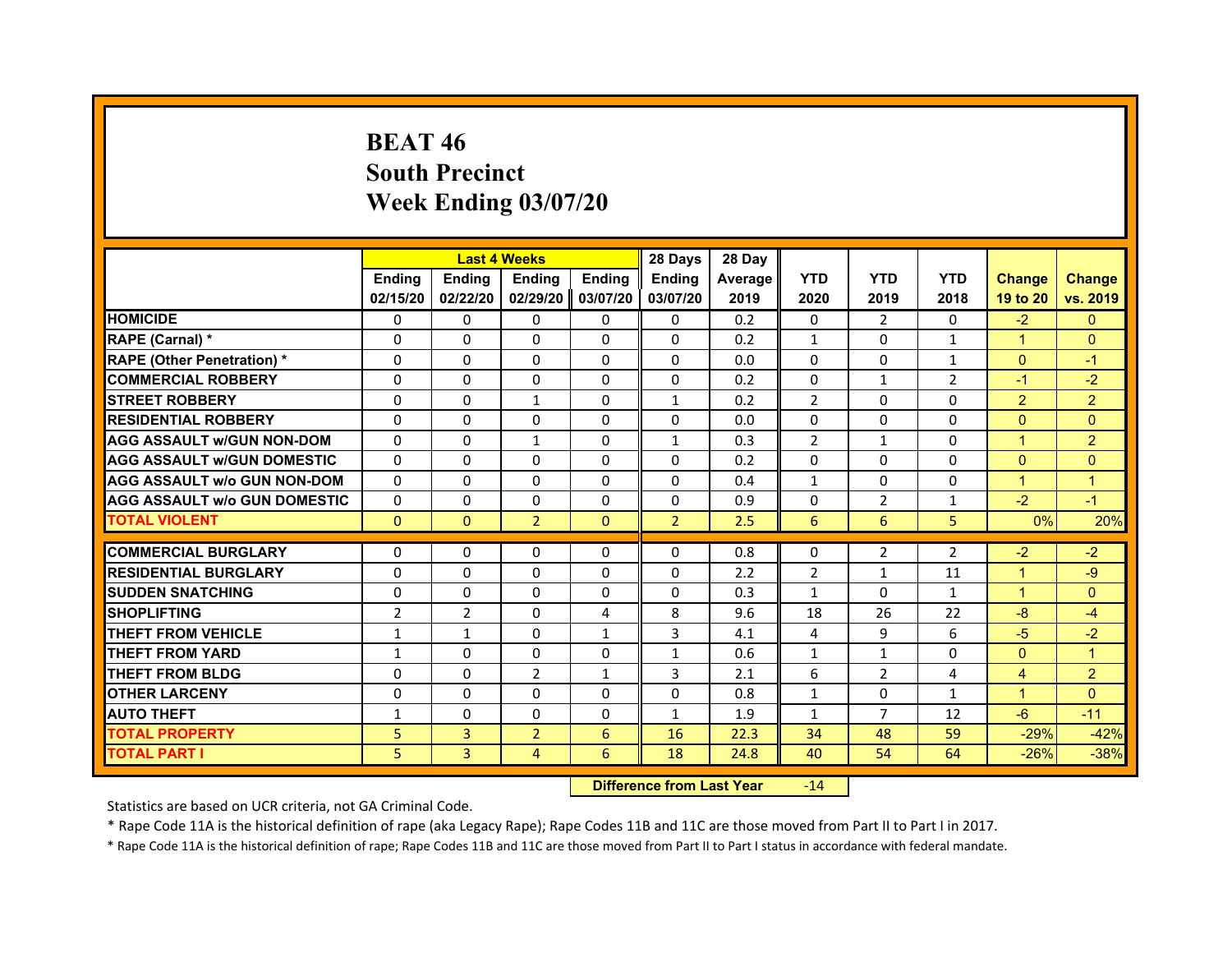# BEAT 46
# South Precinct
# Week Ending 03/07/20

| | Last 4 Weeks | | | | 28 Days | 28 Day | | | | | |
|---|---|---|---|---|---|---|---|---|---|---|---|
| | Ending 02/15/20 | Ending 02/22/20 | Ending 02/29/20 | Ending 03/07/20 | Ending 03/07/20 | Average 2019 | YTD 2020 | YTD 2019 | YTD 2018 | Change 19 to 20 | Change vs. 2019 |
| HOMICIDE | 0 | 0 | 0 | 0 | 0 | 0.2 | 0 | 2 | 0 | -2 | 0 |
| RAPE (Carnal) * | 0 | 0 | 0 | 0 | 0 | 0.2 | 1 | 0 | 1 | 1 | 0 |
| RAPE (Other Penetration) * | 0 | 0 | 0 | 0 | 0 | 0.0 | 0 | 0 | 1 | 0 | -1 |
| COMMERCIAL ROBBERY | 0 | 0 | 0 | 0 | 0 | 0.2 | 0 | 1 | 2 | -1 | -2 |
| STREET ROBBERY | 0 | 0 | 1 | 0 | 1 | 0.2 | 2 | 0 | 0 | 2 | 2 |
| RESIDENTIAL ROBBERY | 0 | 0 | 0 | 0 | 0 | 0.0 | 0 | 0 | 0 | 0 | 0 |
| AGG ASSAULT w/GUN NON-DOM | 0 | 0 | 1 | 0 | 1 | 0.3 | 2 | 1 | 0 | 1 | 2 |
| AGG ASSAULT w/GUN DOMESTIC | 0 | 0 | 0 | 0 | 0 | 0.2 | 0 | 0 | 0 | 0 | 0 |
| AGG ASSAULT w/o GUN NON-DOM | 0 | 0 | 0 | 0 | 0 | 0.4 | 1 | 0 | 0 | 1 | 1 |
| AGG ASSAULT w/o GUN DOMESTIC | 0 | 0 | 0 | 0 | 0 | 0.9 | 0 | 2 | 1 | -2 | -1 |
| TOTAL VIOLENT | 0 | 0 | 2 | 0 | 2 | 2.5 | 6 | 6 | 5 | 0% | 20% |
| COMMERCIAL BURGLARY | 0 | 0 | 0 | 0 | 0 | 0.8 | 0 | 2 | 2 | -2 | -2 |
| RESIDENTIAL BURGLARY | 0 | 0 | 0 | 0 | 0 | 2.2 | 2 | 1 | 11 | 1 | -9 |
| SUDDEN SNATCHING | 0 | 0 | 0 | 0 | 0 | 0.3 | 1 | 0 | 1 | 1 | 0 |
| SHOPLIFTING | 2 | 2 | 0 | 4 | 8 | 9.6 | 18 | 26 | 22 | -8 | -4 |
| THEFT FROM VEHICLE | 1 | 1 | 0 | 1 | 3 | 4.1 | 4 | 9 | 6 | -5 | -2 |
| THEFT FROM YARD | 1 | 0 | 0 | 0 | 1 | 0.6 | 1 | 1 | 0 | 0 | 1 |
| THEFT FROM BLDG | 0 | 0 | 2 | 1 | 3 | 2.1 | 6 | 2 | 4 | 4 | 2 |
| OTHER LARCENY | 0 | 0 | 0 | 0 | 0 | 0.8 | 1 | 0 | 1 | 1 | 0 |
| AUTO THEFT | 1 | 0 | 0 | 0 | 1 | 1.9 | 1 | 7 | 12 | -6 | -11 |
| TOTAL PROPERTY | 5 | 3 | 2 | 6 | 16 | 22.3 | 34 | 48 | 59 | -29% | -42% |
| TOTAL PART I | 5 | 3 | 4 | 6 | 18 | 24.8 | 40 | 54 | 64 | -26% | -38% |

**Difference from Last Year** -14

Statistics are based on UCR criteria, not GA Criminal Code.

* Rape Code 11A is the historical definition of rape (aka Legacy Rape); Rape Codes 11B and 11C are those moved from Part II to Part I in 2017.

* Rape Code 11A is the historical definition of rape; Rape Codes 11B and 11C are those moved from Part II to Part I status in accordance with federal mandate.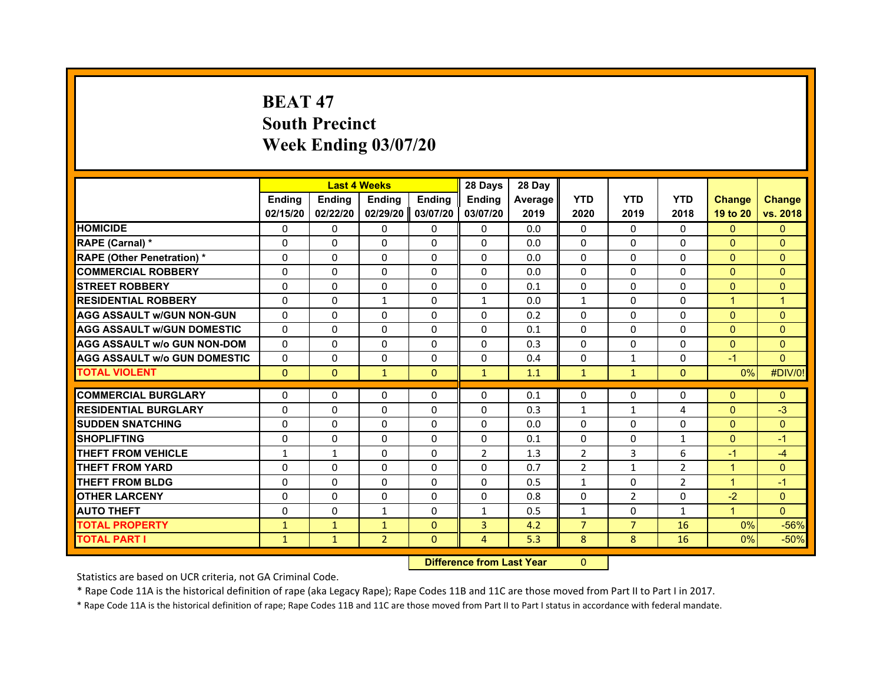# BEAT 47
## South Precinct
## Week Ending 03/07/20

| | Last 4 Weeks | | | | 28 Days | 28 Day | | | | | |
|---|---|---|---|---|---|---|---|---|---|---|---|
| | Ending 02/15/20 | Ending 02/22/20 | Ending 02/29/20 | Ending 03/07/20 | Ending 03/07/20 | Average 2019 | YTD 2020 | YTD 2019 | YTD 2018 | Change 19 to 20 | Change vs. 2018 |
| HOMICIDE | 0 | 0 | 0 | 0 | 0 | 0.0 | 0 | 0 | 0 | 0 | 0 |
| RAPE (Carnal) * | 0 | 0 | 0 | 0 | 0 | 0.0 | 0 | 0 | 0 | 0 | 0 |
| RAPE (Other Penetration) * | 0 | 0 | 0 | 0 | 0 | 0.0 | 0 | 0 | 0 | 0 | 0 |
| COMMERCIAL ROBBERY | 0 | 0 | 0 | 0 | 0 | 0.0 | 0 | 0 | 0 | 0 | 0 |
| STREET ROBBERY | 0 | 0 | 0 | 0 | 0 | 0.1 | 0 | 0 | 0 | 0 | 0 |
| RESIDENTIAL ROBBERY | 0 | 0 | 1 | 0 | 1 | 0.0 | 1 | 0 | 0 | 1 | 1 |
| AGG ASSAULT w/GUN NON-GUN | 0 | 0 | 0 | 0 | 0 | 0.2 | 0 | 0 | 0 | 0 | 0 |
| AGG ASSAULT w/GUN DOMESTIC | 0 | 0 | 0 | 0 | 0 | 0.1 | 0 | 0 | 0 | 0 | 0 |
| AGG ASSAULT w/o GUN NON-DOM | 0 | 0 | 0 | 0 | 0 | 0.3 | 0 | 0 | 0 | 0 | 0 |
| AGG ASSAULT w/o GUN DOMESTIC | 0 | 0 | 0 | 0 | 0 | 0.4 | 0 | 1 | 0 | -1 | 0 |
| TOTAL VIOLENT | 0 | 0 | 1 | 0 | 1 | 1.1 | 1 | 1 | 0 | 0% | #DIV/0! |
| COMMERCIAL BURGLARY | 0 | 0 | 0 | 0 | 0 | 0.1 | 0 | 0 | 0 | 0 | 0 |
| RESIDENTIAL BURGLARY | 0 | 0 | 0 | 0 | 0 | 0.3 | 1 | 1 | 4 | 0 | -3 |
| SUDDEN SNATCHING | 0 | 0 | 0 | 0 | 0 | 0.0 | 0 | 0 | 0 | 0 | 0 |
| SHOPLIFTING | 0 | 0 | 0 | 0 | 0 | 0.1 | 0 | 0 | 1 | 0 | -1 |
| THEFT FROM VEHICLE | 1 | 1 | 0 | 0 | 2 | 1.3 | 2 | 3 | 6 | -1 | -4 |
| THEFT FROM YARD | 0 | 0 | 0 | 0 | 0 | 0.7 | 2 | 1 | 2 | 1 | 0 |
| THEFT FROM BLDG | 0 | 0 | 0 | 0 | 0 | 0.5 | 1 | 0 | 2 | 1 | -1 |
| OTHER LARCENY | 0 | 0 | 0 | 0 | 0 | 0.8 | 0 | 2 | 0 | -2 | 0 |
| AUTO THEFT | 0 | 0 | 1 | 0 | 1 | 0.5 | 1 | 0 | 1 | 1 | 0 |
| TOTAL PROPERTY | 1 | 1 | 1 | 0 | 3 | 4.2 | 7 | 7 | 16 | 0% | -56% |
| TOTAL PART I | 1 | 1 | 2 | 0 | 4 | 5.3 | 8 | 8 | 16 | 0% | -50% |

**Difference from Last Year** 0

Statistics are based on UCR criteria, not GA Criminal Code.

* Rape Code 11A is the historical definition of rape (aka Legacy Rape); Rape Codes 11B and 11C are those moved from Part II to Part I in 2017.

* Rape Code 11A is the historical definition of rape; Rape Codes 11B and 11C are those moved from Part II to Part I status in accordance with federal mandate.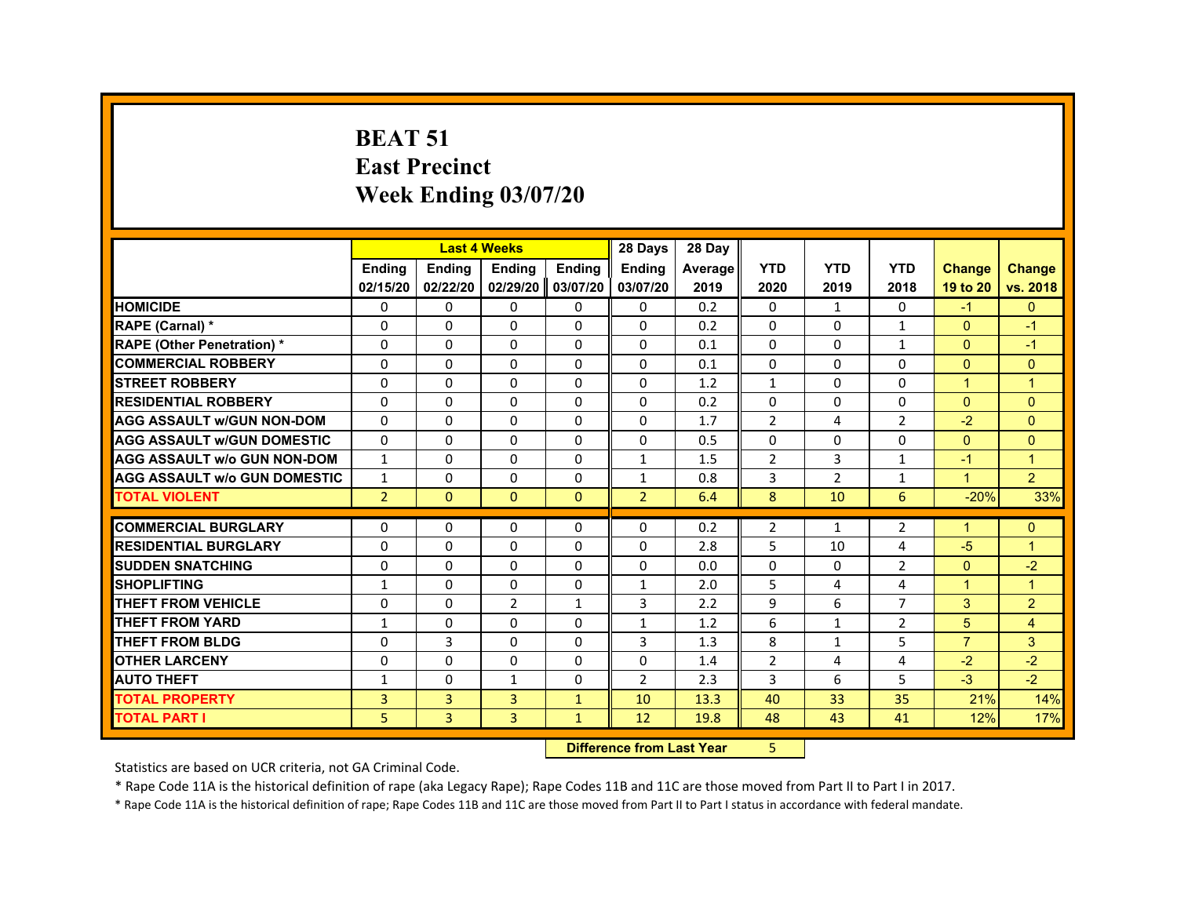# BEAT 51
## East Precinct
## Week Ending 03/07/20

| | Last 4 Weeks | | | | 28 Days | 28 Day | | | | | |
|---|---|---|---|---|---|---|---|---|---|---|---|
| | Ending 02/15/20 | Ending 02/22/20 | Ending 02/29/20 | Ending 03/07/20 | Ending 03/07/20 | Average 2019 | YTD 2020 | YTD 2019 | YTD 2018 | Change 19 to 20 | Change vs. 2018 |
| HOMICIDE | 0 | 0 | 0 | 0 | 0 | 0.2 | 0 | 1 | 0 | -1 | 0 |
| RAPE (Carnal) * | 0 | 0 | 0 | 0 | 0 | 0.2 | 0 | 0 | 1 | 0 | -1 |
| RAPE (Other Penetration) * | 0 | 0 | 0 | 0 | 0 | 0.1 | 0 | 0 | 1 | 0 | -1 |
| COMMERCIAL ROBBERY | 0 | 0 | 0 | 0 | 0 | 0.1 | 0 | 0 | 0 | 0 | 0 |
| STREET ROBBERY | 0 | 0 | 0 | 0 | 0 | 1.2 | 1 | 0 | 0 | 1 | 1 |
| RESIDENTIAL ROBBERY | 0 | 0 | 0 | 0 | 0 | 0.2 | 0 | 0 | 0 | 0 | 0 |
| AGG ASSAULT w/GUN NON-DOM | 0 | 0 | 0 | 0 | 0 | 1.7 | 2 | 4 | 2 | -2 | 0 |
| AGG ASSAULT w/GUN DOMESTIC | 0 | 0 | 0 | 0 | 0 | 0.5 | 0 | 0 | 0 | 0 | 0 |
| AGG ASSAULT w/o GUN NON-DOM | 1 | 0 | 0 | 0 | 1 | 1.5 | 2 | 3 | 1 | -1 | 1 |
| AGG ASSAULT w/o GUN DOMESTIC | 1 | 0 | 0 | 0 | 1 | 0.8 | 3 | 2 | 1 | 1 | 2 |
| TOTAL VIOLENT | 2 | 0 | 0 | 0 | 2 | 6.4 | 8 | 10 | 6 | -20% | 33% |
| COMMERCIAL BURGLARY | 0 | 0 | 0 | 0 | 0 | 0.2 | 2 | 1 | 2 | 1 | 0 |
| RESIDENTIAL BURGLARY | 0 | 0 | 0 | 0 | 0 | 2.8 | 5 | 10 | 4 | -5 | 1 |
| SUDDEN SNATCHING | 0 | 0 | 0 | 0 | 0 | 0.0 | 0 | 0 | 2 | 0 | -2 |
| SHOPLIFTING | 1 | 0 | 0 | 0 | 1 | 2.0 | 5 | 4 | 4 | 1 | 1 |
| THEFT FROM VEHICLE | 0 | 0 | 2 | 1 | 3 | 2.2 | 9 | 6 | 7 | 3 | 2 |
| THEFT FROM YARD | 1 | 0 | 0 | 0 | 1 | 1.2 | 6 | 1 | 2 | 5 | 4 |
| THEFT FROM BLDG | 0 | 3 | 0 | 0 | 3 | 1.3 | 8 | 1 | 5 | 7 | 3 |
| OTHER LARCENY | 0 | 0 | 0 | 0 | 0 | 1.4 | 2 | 4 | 4 | -2 | -2 |
| AUTO THEFT | 1 | 0 | 1 | 0 | 2 | 2.3 | 3 | 6 | 5 | -3 | -2 |
| TOTAL PROPERTY | 3 | 3 | 3 | 1 | 10 | 13.3 | 40 | 33 | 35 | 21% | 14% |
| TOTAL PART I | 5 | 3 | 3 | 1 | 12 | 19.8 | 48 | 43 | 41 | 12% | 17% |

**Difference from Last Year** 5

Statistics are based on UCR criteria, not GA Criminal Code.

* Rape Code 11A is the historical definition of rape (aka Legacy Rape); Rape Codes 11B and 11C are those moved from Part II to Part I in 2017.

* Rape Code 11A is the historical definition of rape; Rape Codes 11B and 11C are those moved from Part II to Part I status in accordance with federal mandate.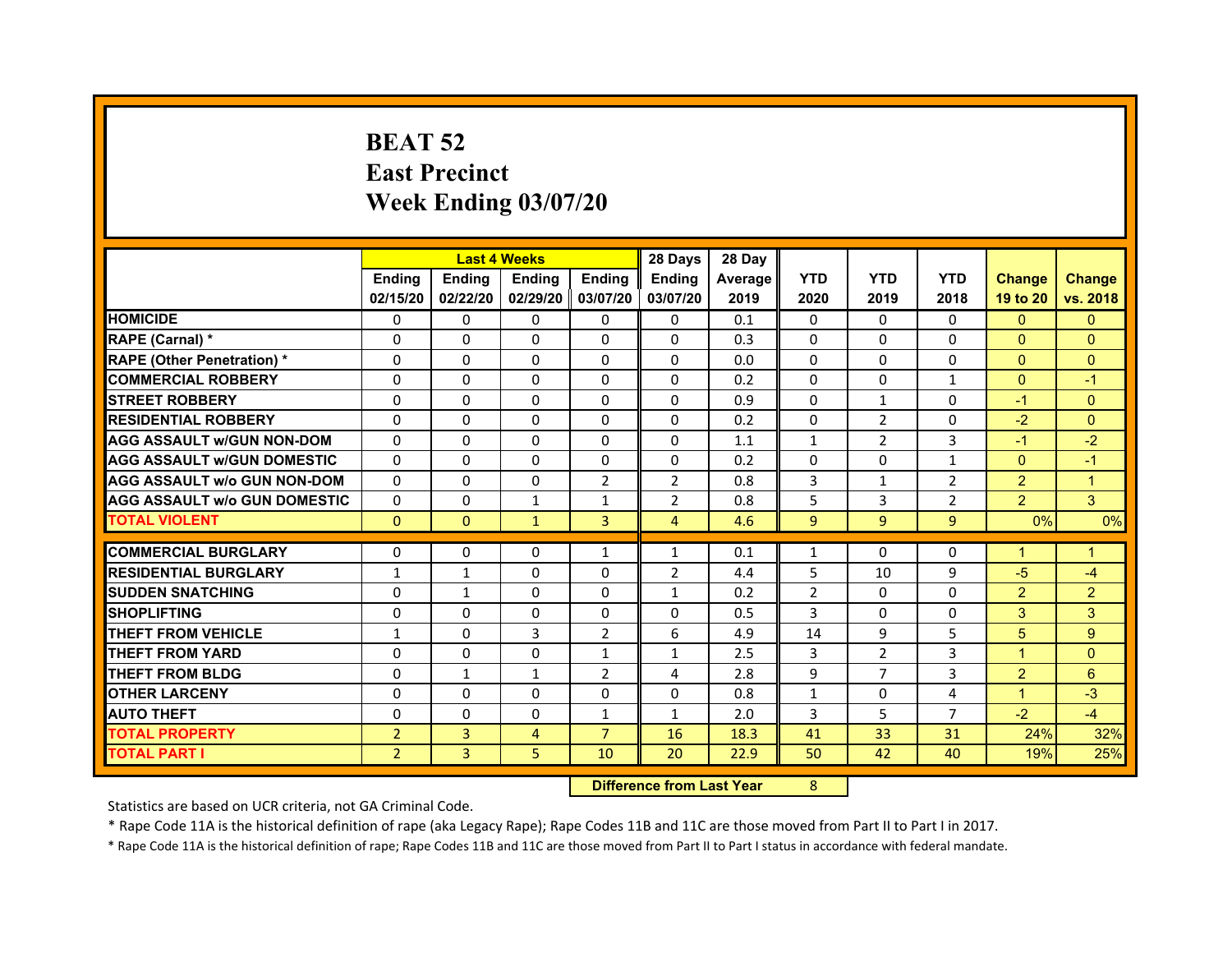# BEAT 52
# East Precinct
# Week Ending 03/07/20

| | Last 4 Weeks | | | | 28 Days | 28 Day | | | | | |
|---|---|---|---|---|---|---|---|---|---|---|---|
| | Ending 02/15/20 | Ending 02/22/20 | Ending 02/29/20 | Ending 03/07/20 | Ending 03/07/20 | Average 2019 | YTD 2020 | YTD 2019 | YTD 2018 | Change 19 to 20 | Change vs. 2018 |
| HOMICIDE | 0 | 0 | 0 | 0 | 0 | 0.1 | 0 | 0 | 0 | 0 | 0 |
| RAPE (Carnal) * | 0 | 0 | 0 | 0 | 0 | 0.3 | 0 | 0 | 0 | 0 | 0 |
| RAPE (Other Penetration) * | 0 | 0 | 0 | 0 | 0 | 0.0 | 0 | 0 | 0 | 0 | 0 |
| COMMERCIAL ROBBERY | 0 | 0 | 0 | 0 | 0 | 0.2 | 0 | 0 | 1 | 0 | -1 |
| STREET ROBBERY | 0 | 0 | 0 | 0 | 0 | 0.9 | 0 | 1 | 0 | -1 | 0 |
| RESIDENTIAL ROBBERY | 0 | 0 | 0 | 0 | 0 | 0.2 | 0 | 2 | 0 | -2 | 0 |
| AGG ASSAULT w/GUN NON-DOM | 0 | 0 | 0 | 0 | 0 | 1.1 | 1 | 2 | 3 | -1 | -2 |
| AGG ASSAULT w/GUN DOMESTIC | 0 | 0 | 0 | 0 | 0 | 0.2 | 0 | 0 | 1 | 0 | -1 |
| AGG ASSAULT w/o GUN NON-DOM | 0 | 0 | 0 | 2 | 2 | 0.8 | 3 | 1 | 2 | 2 | 1 |
| AGG ASSAULT w/o GUN DOMESTIC | 0 | 0 | 1 | 1 | 2 | 0.8 | 5 | 3 | 2 | 2 | 3 |
| TOTAL VIOLENT | 0 | 0 | 1 | 3 | 4 | 4.6 | 9 | 9 | 9 | 0% | 0% |
| COMMERCIAL BURGLARY | 0 | 0 | 0 | 1 | 1 | 0.1 | 1 | 0 | 0 | 1 | 1 |
| RESIDENTIAL BURGLARY | 1 | 1 | 0 | 0 | 2 | 4.4 | 5 | 10 | 9 | -5 | -4 |
| SUDDEN SNATCHING | 0 | 1 | 0 | 0 | 1 | 0.2 | 2 | 0 | 0 | 2 | 2 |
| SHOPLIFTING | 0 | 0 | 0 | 0 | 0 | 0.5 | 3 | 0 | 0 | 3 | 3 |
| THEFT FROM VEHICLE | 1 | 0 | 3 | 2 | 6 | 4.9 | 14 | 9 | 5 | 5 | 9 |
| THEFT FROM YARD | 0 | 0 | 0 | 1 | 1 | 2.5 | 3 | 2 | 3 | 1 | 0 |
| THEFT FROM BLDG | 0 | 1 | 1 | 2 | 4 | 2.8 | 9 | 7 | 3 | 2 | 6 |
| OTHER LARCENY | 0 | 0 | 0 | 0 | 0 | 0.8 | 1 | 0 | 4 | 1 | -3 |
| AUTO THEFT | 0 | 0 | 0 | 1 | 1 | 2.0 | 3 | 5 | 7 | -2 | -4 |
| TOTAL PROPERTY | 2 | 3 | 4 | 7 | 16 | 18.3 | 41 | 33 | 31 | 24% | 32% |
| TOTAL PART I | 2 | 3 | 5 | 10 | 20 | 22.9 | 50 | 42 | 40 | 19% | 25% |

**Difference from Last Year** 8

Statistics are based on UCR criteria, not GA Criminal Code.

* Rape Code 11A is the historical definition of rape (aka Legacy Rape); Rape Codes 11B and 11C are those moved from Part II to Part I in 2017.

* Rape Code 11A is the historical definition of rape; Rape Codes 11B and 11C are those moved from Part II to Part I status in accordance with federal mandate.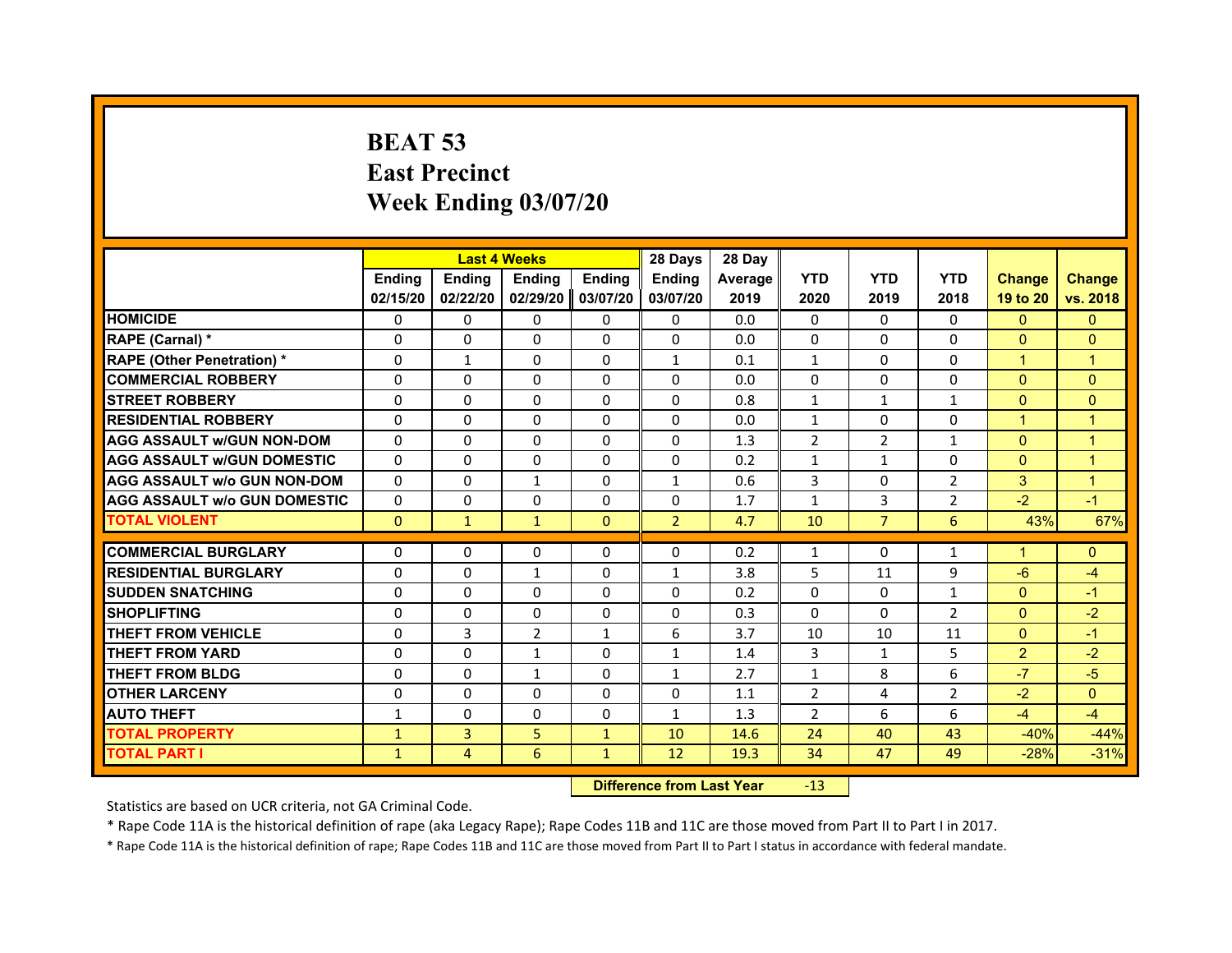# BEAT 53
# East Precinct
# Week Ending 03/07/20

| | Last 4 Weeks | | | | 28 Days | 28 Day | | | | | |
|---|---|---|---|---|---|---|---|---|---|---|---|
| | Ending 02/15/20 | Ending 02/22/20 | Ending 02/29/20 | Ending 03/07/20 | Ending 03/07/20 | Average 2019 | YTD 2020 | YTD 2019 | YTD 2018 | Change 19 to 20 | Change vs. 2018 |
| HOMICIDE | 0 | 0 | 0 | 0 | 0 | 0.0 | 0 | 0 | 0 | 0 | 0 |
| RAPE (Carnal) * | 0 | 0 | 0 | 0 | 0 | 0.0 | 0 | 0 | 0 | 0 | 0 |
| RAPE (Other Penetration) * | 0 | 1 | 0 | 0 | 1 | 0.1 | 1 | 0 | 0 | 1 | 1 |
| COMMERCIAL ROBBERY | 0 | 0 | 0 | 0 | 0 | 0.0 | 0 | 0 | 0 | 0 | 0 |
| STREET ROBBERY | 0 | 0 | 0 | 0 | 0 | 0.8 | 1 | 1 | 1 | 0 | 0 |
| RESIDENTIAL ROBBERY | 0 | 0 | 0 | 0 | 0 | 0.0 | 1 | 0 | 0 | 1 | 1 |
| AGG ASSAULT w/GUN NON-DOM | 0 | 0 | 0 | 0 | 0 | 1.3 | 2 | 2 | 1 | 0 | 1 |
| AGG ASSAULT w/GUN DOMESTIC | 0 | 0 | 0 | 0 | 0 | 0.2 | 1 | 1 | 0 | 0 | 1 |
| AGG ASSAULT w/o GUN NON-DOM | 0 | 0 | 1 | 0 | 1 | 0.6 | 3 | 0 | 2 | 3 | 1 |
| AGG ASSAULT w/o GUN DOMESTIC | 0 | 0 | 0 | 0 | 0 | 1.7 | 1 | 3 | 2 | -2 | -1 |
| TOTAL VIOLENT | 0 | 1 | 1 | 0 | 2 | 4.7 | 10 | 7 | 6 | 43% | 67% |
| COMMERCIAL BURGLARY | 0 | 0 | 0 | 0 | 0 | 0.2 | 1 | 0 | 1 | 1 | 0 |
| RESIDENTIAL BURGLARY | 0 | 0 | 1 | 0 | 1 | 3.8 | 5 | 11 | 9 | -6 | -4 |
| SUDDEN SNATCHING | 0 | 0 | 0 | 0 | 0 | 0.2 | 0 | 0 | 1 | 0 | -1 |
| SHOPLIFTING | 0 | 0 | 0 | 0 | 0 | 0.3 | 0 | 0 | 2 | 0 | -2 |
| THEFT FROM VEHICLE | 0 | 3 | 2 | 1 | 6 | 3.7 | 10 | 10 | 11 | 0 | -1 |
| THEFT FROM YARD | 0 | 0 | 1 | 0 | 1 | 1.4 | 3 | 1 | 5 | 2 | -2 |
| THEFT FROM BLDG | 0 | 0 | 1 | 0 | 1 | 2.7 | 1 | 8 | 6 | -7 | -5 |
| OTHER LARCENY | 0 | 0 | 0 | 0 | 0 | 1.1 | 2 | 4 | 2 | -2 | 0 |
| AUTO THEFT | 1 | 0 | 0 | 0 | 1 | 1.3 | 2 | 6 | 6 | -4 | -4 |
| TOTAL PROPERTY | 1 | 3 | 5 | 1 | 10 | 14.6 | 24 | 40 | 43 | -40% | -44% |
| TOTAL PART I | 1 | 4 | 6 | 1 | 12 | 19.3 | 34 | 47 | 49 | -28% | -31% |

**Difference from Last Year** -13

Statistics are based on UCR criteria, not GA Criminal Code.

* Rape Code 11A is the historical definition of rape (aka Legacy Rape); Rape Codes 11B and 11C are those moved from Part II to Part I in 2017.

* Rape Code 11A is the historical definition of rape; Rape Codes 11B and 11C are those moved from Part II to Part I status in accordance with federal mandate.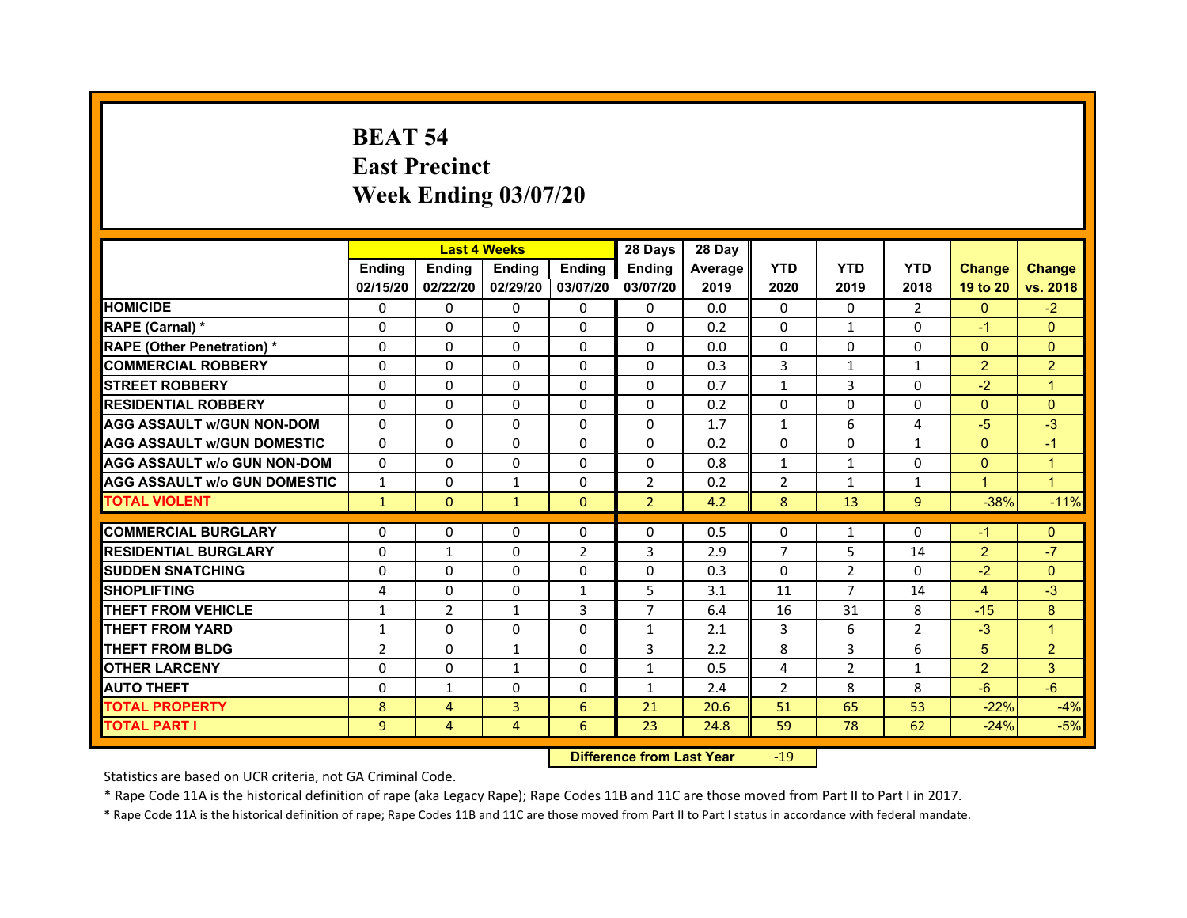# BEAT 54
## East Precinct
## Week Ending 03/07/20

| | Last 4 Weeks | | | | 28 Days | 28 Day | | | | | |
|---|---|---|---|---|---|---|---|---|---|---|---|
| | Ending 02/15/20 | Ending 02/22/20 | Ending 02/29/20 | Ending 03/07/20 | Ending 03/07/20 | Average 2019 | YTD 2020 | YTD 2019 | YTD 2018 | Change 19 to 20 | Change vs. 2018 |
| HOMICIDE | 0 | 0 | 0 | 0 | 0 | 0.0 | 0 | 0 | 2 | 0 | -2 |
| RAPE (Carnal) * | 0 | 0 | 0 | 0 | 0 | 0.2 | 0 | 1 | 0 | -1 | 0 |
| RAPE (Other Penetration) * | 0 | 0 | 0 | 0 | 0 | 0.0 | 0 | 0 | 0 | 0 | 0 |
| COMMERCIAL ROBBERY | 0 | 0 | 0 | 0 | 0 | 0.3 | 3 | 1 | 1 | 2 | 2 |
| STREET ROBBERY | 0 | 0 | 0 | 0 | 0 | 0.7 | 1 | 3 | 0 | -2 | 1 |
| RESIDENTIAL ROBBERY | 0 | 0 | 0 | 0 | 0 | 0.2 | 0 | 0 | 0 | 0 | 0 |
| AGG ASSAULT w/GUN NON-DOM | 0 | 0 | 0 | 0 | 0 | 1.7 | 1 | 6 | 4 | -5 | -3 |
| AGG ASSAULT w/GUN DOMESTIC | 0 | 0 | 0 | 0 | 0 | 0.2 | 0 | 0 | 1 | 0 | -1 |
| AGG ASSAULT w/o GUN NON-DOM | 0 | 0 | 0 | 0 | 0 | 0.8 | 1 | 1 | 0 | 0 | 1 |
| AGG ASSAULT w/o GUN DOMESTIC | 1 | 0 | 1 | 0 | 2 | 0.2 | 2 | 1 | 1 | 1 | 1 |
| TOTAL VIOLENT | 1 | 0 | 1 | 0 | 2 | 4.2 | 8 | 13 | 9 | -38% | -11% |
| COMMERCIAL BURGLARY | 0 | 0 | 0 | 0 | 0 | 0.5 | 0 | 1 | 0 | -1 | 0 |
| RESIDENTIAL BURGLARY | 0 | 1 | 0 | 2 | 3 | 2.9 | 7 | 5 | 14 | 2 | -7 |
| SUDDEN SNATCHING | 0 | 0 | 0 | 0 | 0 | 0.3 | 0 | 2 | 0 | -2 | 0 |
| SHOPLIFTING | 4 | 0 | 0 | 1 | 5 | 3.1 | 11 | 7 | 14 | 4 | -3 |
| THEFT FROM VEHICLE | 1 | 2 | 1 | 3 | 7 | 6.4 | 16 | 31 | 8 | -15 | 8 |
| THEFT FROM YARD | 1 | 0 | 0 | 0 | 1 | 2.1 | 3 | 6 | 2 | -3 | 1 |
| THEFT FROM BLDG | 2 | 0 | 1 | 0 | 3 | 2.2 | 8 | 3 | 6 | 5 | 2 |
| OTHER LARCENY | 0 | 0 | 1 | 0 | 1 | 0.5 | 4 | 2 | 1 | 2 | 3 |
| AUTO THEFT | 0 | 1 | 0 | 0 | 1 | 2.4 | 2 | 8 | 8 | -6 | -6 |
| TOTAL PROPERTY | 8 | 4 | 3 | 6 | 21 | 20.6 | 51 | 65 | 53 | -22% | -4% |
| TOTAL PART I | 9 | 4 | 4 | 6 | 23 | 24.8 | 59 | 78 | 62 | -24% | -5% |

**Difference from Last Year** -19

Statistics are based on UCR criteria, not GA Criminal Code.

* Rape Code 11A is the historical definition of rape (aka Legacy Rape); Rape Codes 11B and 11C are those moved from Part II to Part I in 2017.

* Rape Code 11A is the historical definition of rape; Rape Codes 11B and 11C are those moved from Part II to Part I status in accordance with federal mandate.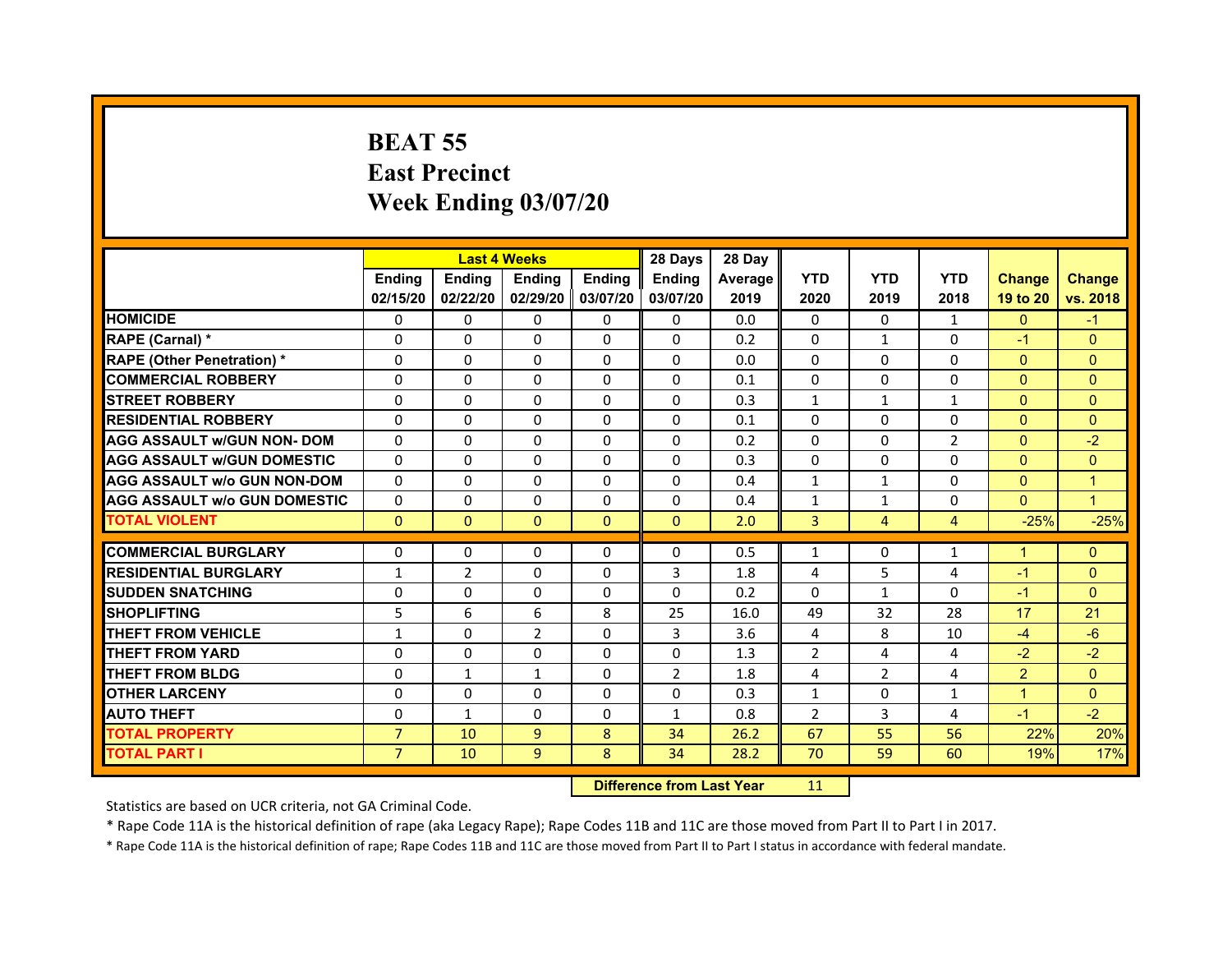# BEAT 55
## East Precinct
## Week Ending 03/07/20

| | Last 4 Weeks | | | | 28 Days | 28 Day | | | | | |
|---|---|---|---|---|---|---|---|---|---|---|---|
| | Ending 02/15/20 | Ending 02/22/20 | Ending 02/29/20 | Ending 03/07/20 | Ending 03/07/20 | Average 2019 | YTD 2020 | YTD 2019 | YTD 2018 | Change 19 to 20 | Change vs. 2018 |
| HOMICIDE | 0 | 0 | 0 | 0 | 0 | 0.0 | 0 | 0 | 1 | 0 | -1 |
| RAPE (Carnal) * | 0 | 0 | 0 | 0 | 0 | 0.2 | 0 | 1 | 0 | -1 | 0 |
| RAPE (Other Penetration) * | 0 | 0 | 0 | 0 | 0 | 0.0 | 0 | 0 | 0 | 0 | 0 |
| COMMERCIAL ROBBERY | 0 | 0 | 0 | 0 | 0 | 0.1 | 0 | 0 | 0 | 0 | 0 |
| STREET ROBBERY | 0 | 0 | 0 | 0 | 0 | 0.3 | 1 | 1 | 1 | 0 | 0 |
| RESIDENTIAL ROBBERY | 0 | 0 | 0 | 0 | 0 | 0.1 | 0 | 0 | 0 | 0 | 0 |
| AGG ASSAULT w/GUN NON- DOM | 0 | 0 | 0 | 0 | 0 | 0.2 | 0 | 0 | 2 | 0 | -2 |
| AGG ASSAULT w/GUN DOMESTIC | 0 | 0 | 0 | 0 | 0 | 0.3 | 0 | 0 | 0 | 0 | 0 |
| AGG ASSAULT w/o GUN NON-DOM | 0 | 0 | 0 | 0 | 0 | 0.4 | 1 | 1 | 0 | 0 | 1 |
| AGG ASSAULT w/o GUN DOMESTIC | 0 | 0 | 0 | 0 | 0 | 0.4 | 1 | 1 | 0 | 0 | 1 |
| TOTAL VIOLENT | 0 | 0 | 0 | 0 | 0 | 2.0 | 3 | 4 | 4 | -25% | -25% |
| COMMERCIAL BURGLARY | 0 | 0 | 0 | 0 | 0 | 0.5 | 1 | 0 | 1 | 1 | 0 |
| RESIDENTIAL BURGLARY | 1 | 2 | 0 | 0 | 3 | 1.8 | 4 | 5 | 4 | -1 | 0 |
| SUDDEN SNATCHING | 0 | 0 | 0 | 0 | 0 | 0.2 | 0 | 1 | 0 | -1 | 0 |
| SHOPLIFTING | 5 | 6 | 6 | 8 | 25 | 16.0 | 49 | 32 | 28 | 17 | 21 |
| THEFT FROM VEHICLE | 1 | 0 | 2 | 0 | 3 | 3.6 | 4 | 8 | 10 | -4 | -6 |
| THEFT FROM YARD | 0 | 0 | 0 | 0 | 0 | 1.3 | 2 | 4 | 4 | -2 | -2 |
| THEFT FROM BLDG | 0 | 1 | 1 | 0 | 2 | 1.8 | 4 | 2 | 4 | 2 | 0 |
| OTHER LARCENY | 0 | 0 | 0 | 0 | 0 | 0.3 | 1 | 0 | 1 | 1 | 0 |
| AUTO THEFT | 0 | 1 | 0 | 0 | 1 | 0.8 | 2 | 3 | 4 | -1 | -2 |
| TOTAL PROPERTY | 7 | 10 | 9 | 8 | 34 | 26.2 | 67 | 55 | 56 | 22% | 20% |
| TOTAL PART I | 7 | 10 | 9 | 8 | 34 | 28.2 | 70 | 59 | 60 | 19% | 17% |

**Difference from Last Year** 11

Statistics are based on UCR criteria, not GA Criminal Code.

* Rape Code 11A is the historical definition of rape (aka Legacy Rape); Rape Codes 11B and 11C are those moved from Part II to Part I in 2017.

* Rape Code 11A is the historical definition of rape; Rape Codes 11B and 11C are those moved from Part II to Part I status in accordance with federal mandate.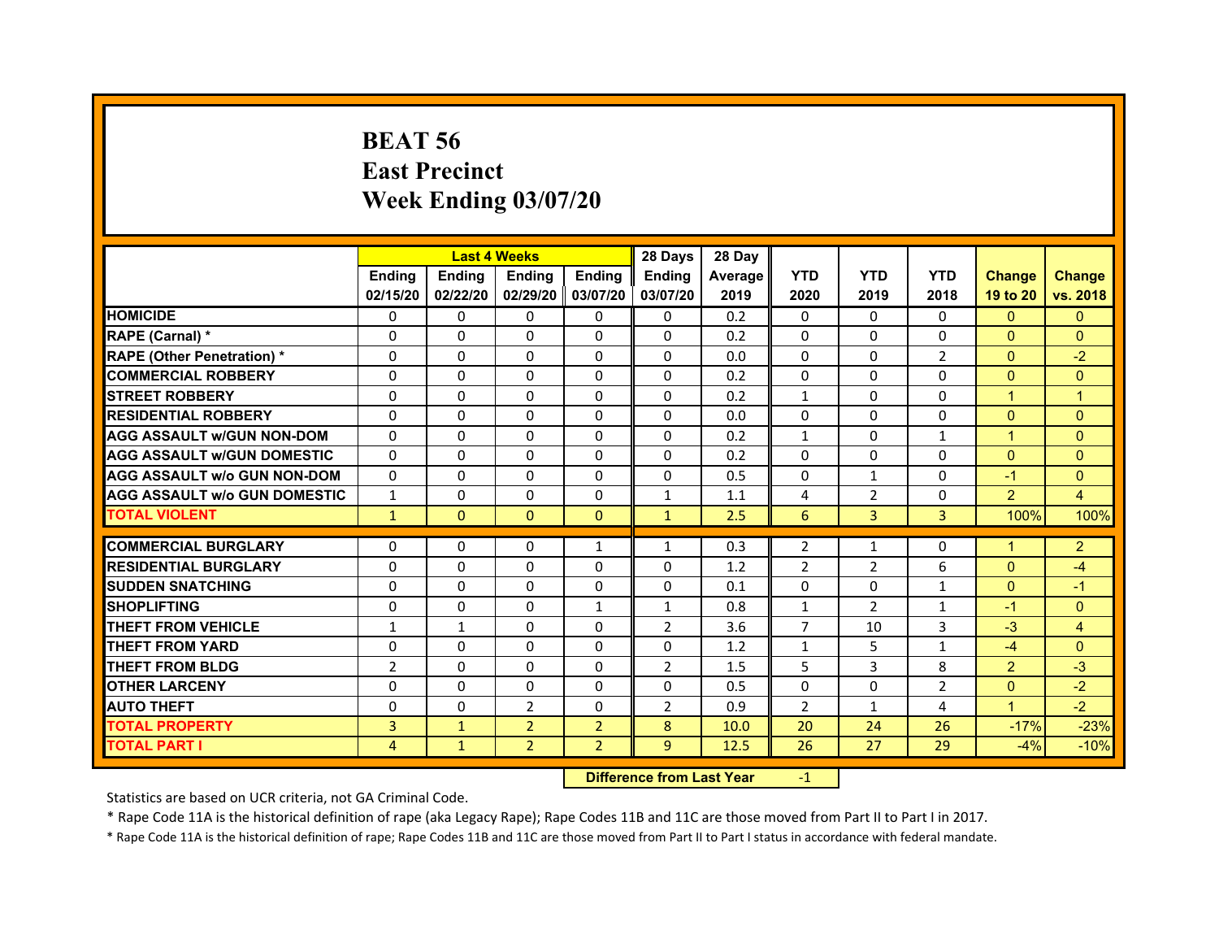# BEAT 56
## East Precinct
## Week Ending 03/07/20

| | Last 4 Weeks | | | | 28 Days | 28 Day | | | | | |
|---|---|---|---|---|---|---|---|---|---|---|---|
| | Ending 02/15/20 | Ending 02/22/20 | Ending 02/29/20 | Ending 03/07/20 | Ending 03/07/20 | Average 2019 | YTD 2020 | YTD 2019 | YTD 2018 | Change 19 to 20 | Change vs. 2018 |
| HOMICIDE | 0 | 0 | 0 | 0 | 0 | 0.2 | 0 | 0 | 0 | 0 | 0 |
| RAPE (Carnal) * | 0 | 0 | 0 | 0 | 0 | 0.2 | 0 | 0 | 0 | 0 | 0 |
| RAPE (Other Penetration) * | 0 | 0 | 0 | 0 | 0 | 0.0 | 0 | 0 | 2 | 0 | -2 |
| COMMERCIAL ROBBERY | 0 | 0 | 0 | 0 | 0 | 0.2 | 0 | 0 | 0 | 0 | 0 |
| STREET ROBBERY | 0 | 0 | 0 | 0 | 0 | 0.2 | 1 | 0 | 0 | 1 | 1 |
| RESIDENTIAL ROBBERY | 0 | 0 | 0 | 0 | 0 | 0.0 | 0 | 0 | 0 | 0 | 0 |
| AGG ASSAULT w/GUN NON-DOM | 0 | 0 | 0 | 0 | 0 | 0.2 | 1 | 0 | 1 | 1 | 0 |
| AGG ASSAULT w/GUN DOMESTIC | 0 | 0 | 0 | 0 | 0 | 0.2 | 0 | 0 | 0 | 0 | 0 |
| AGG ASSAULT w/o GUN NON-DOM | 0 | 0 | 0 | 0 | 0 | 0.5 | 0 | 1 | 0 | -1 | 0 |
| AGG ASSAULT w/o GUN DOMESTIC | 1 | 0 | 0 | 0 | 1 | 1.1 | 4 | 2 | 0 | 2 | 4 |
| TOTAL VIOLENT | 1 | 0 | 0 | 0 | 1 | 2.5 | 6 | 3 | 3 | 100% | 100% |
| COMMERCIAL BURGLARY | 0 | 0 | 0 | 1 | 1 | 0.3 | 2 | 1 | 0 | 1 | 2 |
| RESIDENTIAL BURGLARY | 0 | 0 | 0 | 0 | 0 | 1.2 | 2 | 2 | 6 | 0 | -4 |
| SUDDEN SNATCHING | 0 | 0 | 0 | 0 | 0 | 0.1 | 0 | 0 | 1 | 0 | -1 |
| SHOPLIFTING | 0 | 0 | 0 | 1 | 1 | 0.8 | 1 | 2 | 1 | -1 | 0 |
| THEFT FROM VEHICLE | 1 | 1 | 0 | 0 | 2 | 3.6 | 7 | 10 | 3 | -3 | 4 |
| THEFT FROM YARD | 0 | 0 | 0 | 0 | 0 | 1.2 | 1 | 5 | 1 | -4 | 0 |
| THEFT FROM BLDG | 2 | 0 | 0 | 0 | 2 | 1.5 | 5 | 3 | 8 | 2 | -3 |
| OTHER LARCENY | 0 | 0 | 0 | 0 | 0 | 0.5 | 0 | 0 | 2 | 0 | -2 |
| AUTO THEFT | 0 | 0 | 2 | 0 | 2 | 0.9 | 2 | 1 | 4 | 1 | -2 |
| TOTAL PROPERTY | 3 | 1 | 2 | 2 | 8 | 10.0 | 20 | 24 | 26 | -17% | -23% |
| TOTAL PART I | 4 | 1 | 2 | 2 | 9 | 12.5 | 26 | 27 | 29 | -4% | -10% |

**Difference from Last Year** -1

Statistics are based on UCR criteria, not GA Criminal Code.

* Rape Code 11A is the historical definition of rape (aka Legacy Rape); Rape Codes 11B and 11C are those moved from Part II to Part I in 2017.

* Rape Code 11A is the historical definition of rape; Rape Codes 11B and 11C are those moved from Part II to Part I status in accordance with federal mandate.